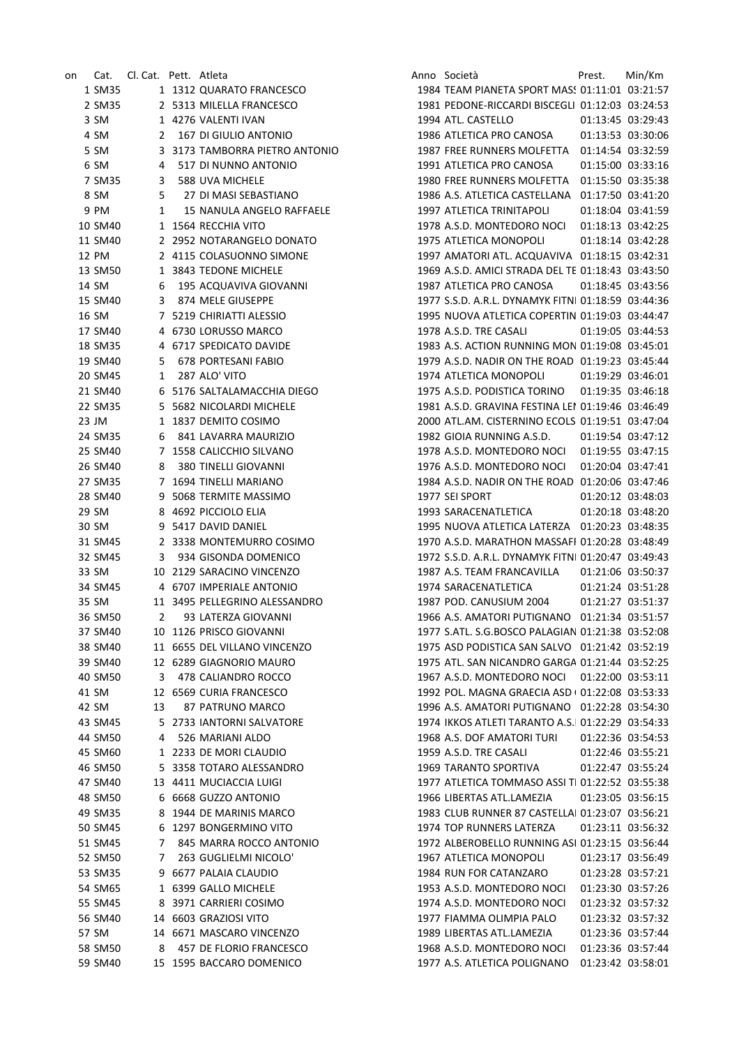| on | Cat. | Cl. Cat. | Pett. | Atleta | Anno | Società | Prest. | Min/Km |
|---|---|---|---|---|---|---|---|---|
| 1 | SM35 | 1 | 1312 | QUARATO FRANCESCO | 1984 | TEAM PIANETA SPORT MASS | 01:11:01 | 03:21:57 |
| 2 | SM35 | 2 | 5313 | MILELLA FRANCESCO | 1981 | PEDONE-RICCARDI BISCEGLI | 01:12:03 | 03:24:53 |
| 3 | SM | 1 | 4276 | VALENTI IVAN | 1994 | ATL. CASTELLO | 01:13:45 | 03:29:43 |
| 4 | SM | 2 | 167 | DI GIULIO ANTONIO | 1986 | ATLETICA PRO CANOSA | 01:13:53 | 03:30:06 |
| 5 | SM | 3 | 3173 | TAMBORRA PIETRO ANTONIO | 1987 | FREE RUNNERS MOLFETTA | 01:14:54 | 03:32:59 |
| 6 | SM | 4 | 517 | DI NUNNO ANTONIO | 1991 | ATLETICA PRO CANOSA | 01:15:00 | 03:33:16 |
| 7 | SM35 | 3 | 588 | UVA MICHELE | 1980 | FREE RUNNERS MOLFETTA | 01:15:50 | 03:35:38 |
| 8 | SM | 5 | 27 | DI MASI SEBASTIANO | 1986 | A.S. ATLETICA CASTELLANA | 01:17:50 | 03:41:20 |
| 9 | PM | 1 | 15 | NANULA ANGELO RAFFAELE | 1997 | ATLETICA TRINITAPOLI | 01:18:04 | 03:41:59 |
| 10 | SM40 | 1 | 1564 | RECCHIA VITO | 1978 | A.S.D. MONTEDORO NOCI | 01:18:13 | 03:42:25 |
| 11 | SM40 | 2 | 2952 | NOTARANGELO DONATO | 1975 | ATLETICA MONOPOLI | 01:18:14 | 03:42:28 |
| 12 | PM | 2 | 4115 | COLASUONNO SIMONE | 1997 | AMATORI ATL. ACQUAVIVA | 01:18:15 | 03:42:31 |
| 13 | SM50 | 1 | 3843 | TEDONE MICHELE | 1969 | A.S.D. AMICI STRADA DEL TE | 01:18:43 | 03:43:50 |
| 14 | SM | 6 | 195 | ACQUAVIVA GIOVANNI | 1987 | ATLETICA PRO CANOSA | 01:18:45 | 03:43:56 |
| 15 | SM40 | 3 | 874 | MELE GIUSEPPE | 1977 | S.S.D. A.R.L. DYNAMYK FITNI | 01:18:59 | 03:44:36 |
| 16 | SM | 7 | 5219 | CHIRIATTI ALESSIO | 1995 | NUOVA ATLETICA COPERTIN | 01:19:03 | 03:44:47 |
| 17 | SM40 | 4 | 6730 | LORUSSO MARCO | 1978 | A.S.D. TRE CASALI | 01:19:05 | 03:44:53 |
| 18 | SM35 | 4 | 6717 | SPEDICATO DAVIDE | 1983 | A.S. ACTION RUNNING MON | 01:19:08 | 03:45:01 |
| 19 | SM40 | 5 | 678 | PORTESANI FABIO | 1979 | A.S.D. NADIR ON THE ROAD | 01:19:23 | 03:45:44 |
| 20 | SM45 | 1 | 287 | ALO' VITO | 1974 | ATLETICA MONOPOLI | 01:19:29 | 03:46:01 |
| 21 | SM40 | 6 | 5176 | SALTALAMACCHIA DIEGO | 1975 | A.S.D. PODISTICA TORINO | 01:19:35 | 03:46:18 |
| 22 | SM35 | 5 | 5682 | NICOLARDI MICHELE | 1981 | A.S.D. GRAVINA FESTINA LEI | 01:19:46 | 03:46:49 |
| 23 | JM | 1 | 1837 | DEMITO COSIMO | 2000 | ATL.AM. CISTERNINO ECOLS | 01:19:51 | 03:47:04 |
| 24 | SM35 | 6 | 841 | LAVARRA MAURIZIO | 1982 | GIOIA RUNNING A.S.D. | 01:19:54 | 03:47:12 |
| 25 | SM40 | 7 | 1558 | CALICCHIO SILVANO | 1978 | A.S.D. MONTEDORO NOCI | 01:19:55 | 03:47:15 |
| 26 | SM40 | 8 | 380 | TINELLI GIOVANNI | 1976 | A.S.D. MONTEDORO NOCI | 01:20:04 | 03:47:41 |
| 27 | SM35 | 7 | 1694 | TINELLI MARIANO | 1984 | A.S.D. NADIR ON THE ROAD | 01:20:06 | 03:47:46 |
| 28 | SM40 | 9 | 5068 | TERMITE MASSIMO | 1977 | SEI SPORT | 01:20:12 | 03:48:03 |
| 29 | SM | 8 | 4692 | PICCIOLO ELIA | 1993 | SARACENATLETICA | 01:20:18 | 03:48:20 |
| 30 | SM | 9 | 5417 | DAVID DANIEL | 1995 | NUOVA ATLETICA LATERZA | 01:20:23 | 03:48:35 |
| 31 | SM45 | 2 | 3338 | MONTEMURRO COSIMO | 1970 | A.S.D. MARATHON MASSAFI | 01:20:28 | 03:48:49 |
| 32 | SM45 | 3 | 934 | GISONDA DOMENICO | 1972 | S.S.D. A.R.L. DYNAMYK FITNI | 01:20:47 | 03:49:43 |
| 33 | SM | 10 | 2129 | SARACINO VINCENZO | 1987 | A.S. TEAM FRANCAVILLA | 01:21:06 | 03:50:37 |
| 34 | SM45 | 4 | 6707 | IMPERIALE ANTONIO | 1974 | SARACENATLETICA | 01:21:24 | 03:51:28 |
| 35 | SM | 11 | 3495 | PELLEGRINO ALESSANDRO | 1987 | POD. CANUSIUM 2004 | 01:21:27 | 03:51:37 |
| 36 | SM50 | 2 | 93 | LATERZA GIOVANNI | 1966 | A.S. AMATORI PUTIGNANO | 01:21:34 | 03:51:57 |
| 37 | SM40 | 10 | 1126 | PRISCO GIOVANNI | 1977 | S.ATL. S.G.BOSCO PALAGIAN | 01:21:38 | 03:52:08 |
| 38 | SM40 | 11 | 6655 | DEL VILLANO VINCENZO | 1975 | ASD PODISTICA SAN SALVO | 01:21:42 | 03:52:19 |
| 39 | SM40 | 12 | 6289 | GIAGNORIO MAURO | 1975 | ATL. SAN NICANDRO GARGA | 01:21:44 | 03:52:25 |
| 40 | SM50 | 3 | 478 | CALIANDRO ROCCO | 1967 | A.S.D. MONTEDORO NOCI | 01:22:00 | 03:53:11 |
| 41 | SM | 12 | 6569 | CURIA FRANCESCO | 1992 | POL. MAGNA GRAECIA ASD ( | 01:22:08 | 03:53:33 |
| 42 | SM | 13 | 87 | PATRUNO MARCO | 1996 | A.S. AMATORI PUTIGNANO | 01:22:28 | 03:54:30 |
| 43 | SM45 | 5 | 2733 | IANTORNI SALVATORE | 1974 | IKKOS ATLETI TARANTO A.S.I | 01:22:29 | 03:54:33 |
| 44 | SM50 | 4 | 526 | MARIANI ALDO | 1968 | A.S. DOF AMATORI TURI | 01:22:36 | 03:54:53 |
| 45 | SM60 | 1 | 2233 | DE MORI CLAUDIO | 1959 | A.S.D. TRE CASALI | 01:22:46 | 03:55:21 |
| 46 | SM50 | 5 | 3358 | TOTARO ALESSANDRO | 1969 | TARANTO SPORTIVA | 01:22:47 | 03:55:24 |
| 47 | SM40 | 13 | 4411 | MUCIACCIA LUIGI | 1977 | ATLETICA TOMMASO ASSI TI | 01:22:52 | 03:55:38 |
| 48 | SM50 | 6 | 6668 | GUZZO ANTONIO | 1966 | LIBERTAS ATL.LAMEZIA | 01:23:05 | 03:56:15 |
| 49 | SM35 | 8 | 1944 | DE MARINIS MARCO | 1983 | CLUB RUNNER 87 CASTELLAI | 01:23:07 | 03:56:21 |
| 50 | SM45 | 6 | 1297 | BONGERMINO VITO | 1974 | TOP RUNNERS LATERZA | 01:23:11 | 03:56:32 |
| 51 | SM45 | 7 | 845 | MARRA ROCCO ANTONIO | 1972 | ALBEROBELLO RUNNING ASI | 01:23:15 | 03:56:44 |
| 52 | SM50 | 7 | 263 | GUGLIELMI NICOLO' | 1967 | ATLETICA MONOPOLI | 01:23:17 | 03:56:49 |
| 53 | SM35 | 9 | 6677 | PALAIA CLAUDIO | 1984 | RUN FOR CATANZARO | 01:23:28 | 03:57:21 |
| 54 | SM65 | 1 | 6399 | GALLO MICHELE | 1953 | A.S.D. MONTEDORO NOCI | 01:23:30 | 03:57:26 |
| 55 | SM45 | 8 | 3971 | CARRIERI COSIMO | 1974 | A.S.D. MONTEDORO NOCI | 01:23:32 | 03:57:32 |
| 56 | SM40 | 14 | 6603 | GRAZIOSI VITO | 1977 | FIAMMA OLIMPIA PALO | 01:23:32 | 03:57:32 |
| 57 | SM | 14 | 6671 | MASCARO VINCENZO | 1989 | LIBERTAS ATL.LAMEZIA | 01:23:36 | 03:57:44 |
| 58 | SM50 | 8 | 457 | DE FLORIO FRANCESCO | 1968 | A.S.D. MONTEDORO NOCI | 01:23:36 | 03:57:44 |
| 59 | SM40 | 15 | 1595 | BACCARO DOMENICO | 1977 | A.S. ATLETICA POLIGNANO | 01:23:42 | 03:58:01 |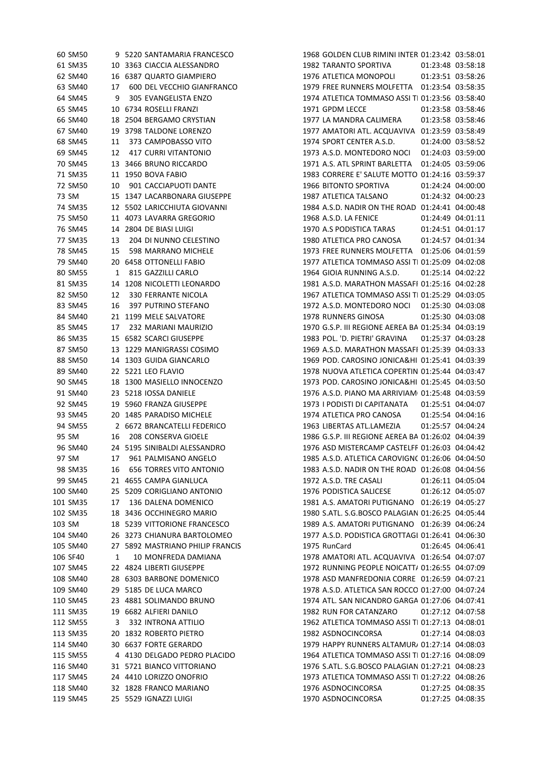| | | | | | | | | |
|---|---|---|---|---|---|---|---|---|
| 60 | SM50 | 9 | 5220 | SANTAMARIA FRANCESCO | 1968 | GOLDEN CLUB RIMINI INTER | 01:23:42 | 03:58:01 |
| 61 | SM35 | 10 | 3363 | CIACCIA ALESSANDRO | 1982 | TARANTO SPORTIVA | 01:23:48 | 03:58:18 |
| 62 | SM40 | 16 | 6387 | QUARTO GIAMPIERO | 1976 | ATLETICA MONOPOLI | 01:23:51 | 03:58:26 |
| 63 | SM40 | 17 | 600 | DEL VECCHIO GIANFRANCO | 1979 | FREE RUNNERS MOLFETTA | 01:23:54 | 03:58:35 |
| 64 | SM45 | 9 | 305 | EVANGELISTA ENZO | 1974 | ATLETICA TOMMASO ASSI TI | 01:23:56 | 03:58:40 |
| 65 | SM45 | 10 | 6734 | ROSELLI FRANZI | 1971 | GPDM LECCE | 01:23:58 | 03:58:46 |
| 66 | SM40 | 18 | 2504 | BERGAMO CRYSTIAN | 1977 | LA MANDRA CALIMERA | 01:23:58 | 03:58:46 |
| 67 | SM40 | 19 | 3798 | TALDONE LORENZO | 1977 | AMATORI ATL. ACQUAVIVA | 01:23:59 | 03:58:49 |
| 68 | SM45 | 11 | 373 | CAMPOBASSO VITO | 1974 | SPORT CENTER A.S.D. | 01:24:00 | 03:58:52 |
| 69 | SM45 | 12 | 417 | CURRI VITANTONIO | 1973 | A.S.D. MONTEDORO NOCI | 01:24:03 | 03:59:00 |
| 70 | SM45 | 13 | 3466 | BRUNO RICCARDO | 1971 | A.S. ATL SPRINT BARLETTA | 01:24:05 | 03:59:06 |
| 71 | SM35 | 11 | 1950 | BOVA FABIO | 1983 | CORRERE E' SALUTE MOTTO | 01:24:16 | 03:59:37 |
| 72 | SM50 | 10 | 901 | CACCIAPUOTI DANTE | 1966 | BITONTO SPORTIVA | 01:24:24 | 04:00:00 |
| 73 | SM | 15 | 1347 | LACARBONARA GIUSEPPE | 1987 | ATLETICA TALSANO | 01:24:32 | 04:00:23 |
| 74 | SM35 | 12 | 5502 | LARICCHIUTA GIOVANNI | 1984 | A.S.D. NADIR ON THE ROAD | 01:24:41 | 04:00:48 |
| 75 | SM50 | 11 | 4073 | LAVARRA GREGORIO | 1968 | A.S.D. LA FENICE | 01:24:49 | 04:01:11 |
| 76 | SM45 | 14 | 2804 | DE BIASI LUIGI | 1970 | A.S PODISTICA TARAS | 01:24:51 | 04:01:17 |
| 77 | SM35 | 13 | 204 | DI NUNNO CELESTINO | 1980 | ATLETICA PRO CANOSA | 01:24:57 | 04:01:34 |
| 78 | SM45 | 15 | 598 | MARRANO MICHELE | 1973 | FREE RUNNERS MOLFETTA | 01:25:06 | 04:01:59 |
| 79 | SM40 | 20 | 6458 | OTTONELLI FABIO | 1977 | ATLETICA TOMMASO ASSI TI | 01:25:09 | 04:02:08 |
| 80 | SM55 | 1 | 815 | GAZZILLI CARLO | 1964 | GIOIA RUNNING A.S.D. | 01:25:14 | 04:02:22 |
| 81 | SM35 | 14 | 1208 | NICOLETTI LEONARDO | 1981 | A.S.D. MARATHON MASSAFI | 01:25:16 | 04:02:28 |
| 82 | SM50 | 12 | 330 | FERRANTE NICOLA | 1967 | ATLETICA TOMMASO ASSI TI | 01:25:29 | 04:03:05 |
| 83 | SM45 | 16 | 397 | PUTRINO STEFANO | 1972 | A.S.D. MONTEDORO NOCI | 01:25:30 | 04:03:08 |
| 84 | SM40 | 21 | 1199 | MELE SALVATORE | 1978 | RUNNERS GINOSA | 01:25:30 | 04:03:08 |
| 85 | SM45 | 17 | 232 | MARIANI MAURIZIO | 1970 | G.S.P. III REGIONE AEREA BA | 01:25:34 | 04:03:19 |
| 86 | SM35 | 15 | 6582 | SCARCI GIUSEPPE | 1983 | POL. 'D. PIETRI' GRAVINA | 01:25:37 | 04:03:28 |
| 87 | SM50 | 13 | 1229 | MANIGRASSI COSIMO | 1969 | A.S.D. MARATHON MASSAFI | 01:25:39 | 04:03:33 |
| 88 | SM50 | 14 | 1303 | GUIDA GIANCARLO | 1969 | POD. CAROSINO JONICA&HI | 01:25:41 | 04:03:39 |
| 89 | SM40 | 22 | 5221 | LEO FLAVIO | 1978 | NUOVA ATLETICA COPERTIN | 01:25:44 | 04:03:47 |
| 90 | SM45 | 18 | 1300 | MASIELLO INNOCENZO | 1973 | POD. CAROSINO JONICA&HI | 01:25:45 | 04:03:50 |
| 91 | SM40 | 23 | 5218 | IOSSA DANIELE | 1976 | A.S.D. PIANO MA ARRIVIAM | 01:25:48 | 04:03:59 |
| 92 | SM45 | 19 | 5960 | FRANZA GIUSEPPE | 1973 | I PODISTI DI CAPITANATA | 01:25:51 | 04:04:07 |
| 93 | SM45 | 20 | 1485 | PARADISO MICHELE | 1974 | ATLETICA PRO CANOSA | 01:25:54 | 04:04:16 |
| 94 | SM55 | 2 | 6672 | BRANCATELLI FEDERICO | 1963 | LIBERTAS ATL.LAMEZIA | 01:25:57 | 04:04:24 |
| 95 | SM | 16 | 208 | CONSERVA GIOELE | 1986 | G.S.P. III REGIONE AEREA BA | 01:26:02 | 04:04:39 |
| 96 | SM40 | 24 | 5195 | SINIBALDI ALESSANDRO | 1976 | ASD MISTERCAMP CASTELFF | 01:26:03 | 04:04:42 |
| 97 | SM | 17 | 961 | PALMISANO ANGELO | 1985 | A.S.D. ATLETICA CAROVIGNO | 01:26:06 | 04:04:50 |
| 98 | SM35 | 16 | 656 | TORRES VITO ANTONIO | 1983 | A.S.D. NADIR ON THE ROAD | 01:26:08 | 04:04:56 |
| 99 | SM45 | 21 | 4655 | CAMPA GIANLUCA | 1972 | A.S.D. TRE CASALI | 01:26:11 | 04:05:04 |
| 100 | SM40 | 25 | 5209 | CORIGLIANO ANTONIO | 1976 | PODISTICA SALICESE | 01:26:12 | 04:05:07 |
| 101 | SM35 | 17 | 136 | DALENA DOMENICO | 1981 | A.S. AMATORI PUTIGNANO | 01:26:19 | 04:05:27 |
| 102 | SM35 | 18 | 3436 | OCCHINEGRO MARIO | 1980 | S.ATL. S.G.BOSCO PALAGIAN | 01:26:25 | 04:05:44 |
| 103 | SM | 18 | 5239 | VITTORIONE FRANCESCO | 1989 | A.S. AMATORI PUTIGNANO | 01:26:39 | 04:06:24 |
| 104 | SM40 | 26 | 3273 | CHIANURA BARTOLOMEO | 1977 | A.S.D. PODISTICA GROTTAGI | 01:26:41 | 04:06:30 |
| 105 | SM40 | 27 | 5892 | MASTRIANO PHILIP FRANCIS | 1975 | RunCard | 01:26:45 | 04:06:41 |
| 106 | SF40 | 1 | 10 | MONFREDA DAMIANA | 1978 | AMATORI ATL. ACQUAVIVA | 01:26:54 | 04:07:07 |
| 107 | SM45 | 22 | 4824 | LIBERTI GIUSEPPE | 1972 | RUNNING PEOPLE NOICATTA | 01:26:55 | 04:07:09 |
| 108 | SM40 | 28 | 6303 | BARBONE DOMENICO | 1978 | ASD MANFREDONIA CORRE | 01:26:59 | 04:07:21 |
| 109 | SM40 | 29 | 5185 | DE LUCA MARCO | 1978 | A.S.D. ATLETICA SAN ROCCO | 01:27:00 | 04:07:24 |
| 110 | SM45 | 23 | 4881 | SOLIMANDO BRUNO | 1974 | ATL. SAN NICANDRO GARGA | 01:27:06 | 04:07:41 |
| 111 | SM35 | 19 | 6682 | ALFIERI DANILO | 1982 | RUN FOR CATANZARO | 01:27:12 | 04:07:58 |
| 112 | SM55 | 3 | 332 | INTRONA ATTILIO | 1962 | ATLETICA TOMMASO ASSI TI | 01:27:13 | 04:08:01 |
| 113 | SM35 | 20 | 1832 | ROBERTO PIETRO | 1982 | ASDNOCINCORSA | 01:27:14 | 04:08:03 |
| 114 | SM40 | 30 | 6637 | FORTE GERARDO | 1979 | HAPPY RUNNERS ALTAMURA | 01:27:14 | 04:08:03 |
| 115 | SM55 | 4 | 4130 | DELGADO PEDRO PLACIDO | 1964 | ATLETICA TOMMASO ASSI TI | 01:27:16 | 04:08:09 |
| 116 | SM40 | 31 | 5721 | BIANCO VITTORIANO | 1976 | S.ATL. S.G.BOSCO PALAGIAN | 01:27:21 | 04:08:23 |
| 117 | SM45 | 24 | 4410 | LORIZZO ONOFRIO | 1973 | ATLETICA TOMMASO ASSI TI | 01:27:22 | 04:08:26 |
| 118 | SM40 | 32 | 1828 | FRANCO MARIANO | 1976 | ASDNOCINCORSA | 01:27:25 | 04:08:35 |
| 119 | SM45 | 25 | 5529 | IGNAZZI LUIGI | 1970 | ASDNOCINCORSA | 01:27:25 | 04:08:35 |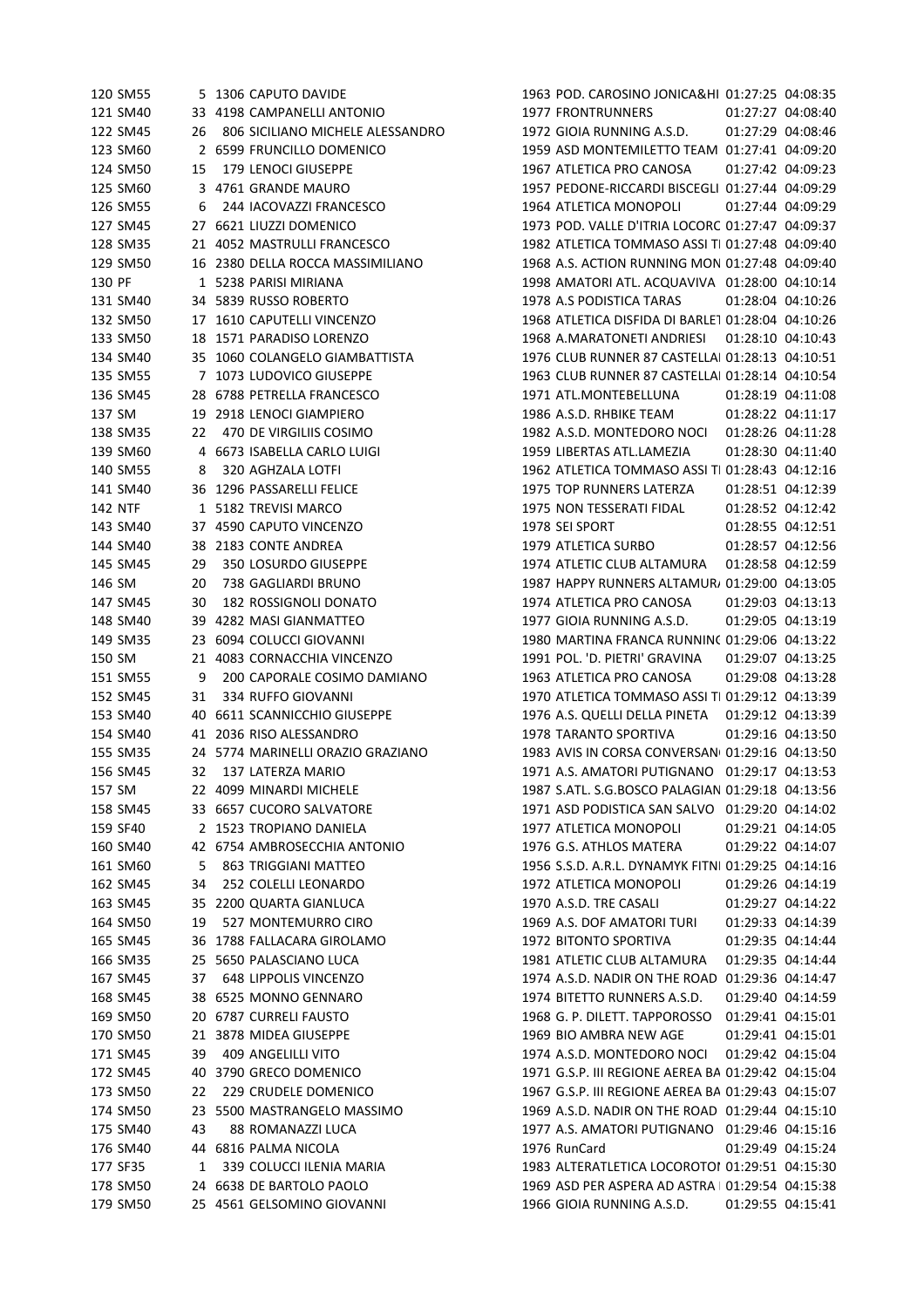| | | | | | | | | |
|---|---|---|---|---|---|---|---|---|
| 120 | SM55 | 5 | 1306 | CAPUTO DAVIDE | 1963 | POD. CAROSINO JONICA&HI | 01:27:25 | 04:08:35 |
| 121 | SM40 | 33 | 4198 | CAMPANELLI ANTONIO | 1977 | FRONTRUNNERS | 01:27:27 | 04:08:40 |
| 122 | SM45 | 26 | 806 | SICILIANO MICHELE ALESSANDRO | 1972 | GIOIA RUNNING A.S.D. | 01:27:29 | 04:08:46 |
| 123 | SM60 | 2 | 6599 | FRUNCILLO DOMENICO | 1959 | ASD MONTEMILETTO TEAM | 01:27:41 | 04:09:20 |
| 124 | SM50 | 15 | 179 | LENOCI GIUSEPPE | 1967 | ATLETICA PRO CANOSA | 01:27:42 | 04:09:23 |
| 125 | SM60 | 3 | 4761 | GRANDE MAURO | 1957 | PEDONE-RICCARDI BISCEGLI | 01:27:44 | 04:09:29 |
| 126 | SM55 | 6 | 244 | IACOVAZZI FRANCESCO | 1964 | ATLETICA MONOPOLI | 01:27:44 | 04:09:29 |
| 127 | SM45 | 27 | 6621 | LIUZZI DOMENICO | 1973 | POD. VALLE D'ITRIA LOCORC | 01:27:47 | 04:09:37 |
| 128 | SM35 | 21 | 4052 | MASTRULLI FRANCESCO | 1982 | ATLETICA TOMMASO ASSI TI | 01:27:48 | 04:09:40 |
| 129 | SM50 | 16 | 2380 | DELLA ROCCA MASSIMILIANO | 1968 | A.S. ACTION RUNNING MON | 01:27:48 | 04:09:40 |
| 130 | PF | 1 | 5238 | PARISI MIRIANA | 1998 | AMATORI ATL. ACQUAVIVA | 01:28:00 | 04:10:14 |
| 131 | SM40 | 34 | 5839 | RUSSO ROBERTO | 1978 | A.S PODISTICA TARAS | 01:28:04 | 04:10:26 |
| 132 | SM50 | 17 | 1610 | CAPUTELLI VINCENZO | 1968 | ATLETICA DISFIDA DI BARLET | 01:28:04 | 04:10:26 |
| 133 | SM50 | 18 | 1571 | PARADISO LORENZO | 1968 | A.MARATONETI ANDRIESI | 01:28:10 | 04:10:43 |
| 134 | SM40 | 35 | 1060 | COLANGELO GIAMBATTISTA | 1976 | CLUB RUNNER 87 CASTELLA | 01:28:13 | 04:10:51 |
| 135 | SM55 | 7 | 1073 | LUDOVICO GIUSEPPE | 1963 | CLUB RUNNER 87 CASTELLA | 01:28:14 | 04:10:54 |
| 136 | SM45 | 28 | 6788 | PETRELLA FRANCESCO | 1971 | ATL.MONTEBELLUNA | 01:28:19 | 04:11:08 |
| 137 | SM | 19 | 2918 | LENOCI GIAMPIERO | 1986 | A.S.D. RHBIKE TEAM | 01:28:22 | 04:11:17 |
| 138 | SM35 | 22 | 470 | DE VIRGILIIS COSIMO | 1982 | A.S.D. MONTEDORO NOCI | 01:28:26 | 04:11:28 |
| 139 | SM60 | 4 | 6673 | ISABELLA CARLO LUIGI | 1959 | LIBERTAS ATL.LAMEZIA | 01:28:30 | 04:11:40 |
| 140 | SM55 | 8 | 320 | AGHZALA LOTFI | 1962 | ATLETICA TOMMASO ASSI TI | 01:28:43 | 04:12:16 |
| 141 | SM40 | 36 | 1296 | PASSARELLI FELICE | 1975 | TOP RUNNERS LATERZA | 01:28:51 | 04:12:39 |
| 142 | NTF | 1 | 5182 | TREVISI MARCO | 1975 | NON TESSERATI FIDAL | 01:28:52 | 04:12:42 |
| 143 | SM40 | 37 | 4590 | CAPUTO VINCENZO | 1978 | SEI SPORT | 01:28:55 | 04:12:51 |
| 144 | SM40 | 38 | 2183 | CONTE ANDREA | 1979 | ATLETICA SURBO | 01:28:57 | 04:12:56 |
| 145 | SM45 | 29 | 350 | LOSURDO GIUSEPPE | 1974 | ATLETIC CLUB ALTAMURA | 01:28:58 | 04:12:59 |
| 146 | SM | 20 | 738 | GAGLIARDI BRUNO | 1987 | HAPPY RUNNERS ALTAMURA | 01:29:00 | 04:13:05 |
| 147 | SM45 | 30 | 182 | ROSSIGNOLI DONATO | 1974 | ATLETICA PRO CANOSA | 01:29:03 | 04:13:13 |
| 148 | SM40 | 39 | 4282 | MASI GIANMATTEO | 1977 | GIOIA RUNNING A.S.D. | 01:29:05 | 04:13:19 |
| 149 | SM35 | 23 | 6094 | COLUCCI GIOVANNI | 1980 | MARTINA FRANCA RUNNINC | 01:29:06 | 04:13:22 |
| 150 | SM | 21 | 4083 | CORNACCHIA VINCENZO | 1991 | POL. 'D. PIETRI' GRAVINA | 01:29:07 | 04:13:25 |
| 151 | SM55 | 9 | 200 | CAPORALE COSIMO DAMIANO | 1963 | ATLETICA PRO CANOSA | 01:29:08 | 04:13:28 |
| 152 | SM45 | 31 | 334 | RUFFO GIOVANNI | 1970 | ATLETICA TOMMASO ASSI TI | 01:29:12 | 04:13:39 |
| 153 | SM40 | 40 | 6611 | SCANNICCHIO GIUSEPPE | 1976 | A.S. QUELLI DELLA PINETA | 01:29:12 | 04:13:39 |
| 154 | SM40 | 41 | 2036 | RISO ALESSANDRO | 1978 | TARANTO SPORTIVA | 01:29:16 | 04:13:50 |
| 155 | SM35 | 24 | 5774 | MARINELLI ORAZIO GRAZIANO | 1983 | AVIS IN CORSA CONVERSAN | 01:29:16 | 04:13:50 |
| 156 | SM45 | 32 | 137 | LATERZA MARIO | 1971 | A.S. AMATORI PUTIGNANO | 01:29:17 | 04:13:53 |
| 157 | SM | 22 | 4099 | MINARDI MICHELE | 1987 | S.ATL. S.G.BOSCO PALAGIAN | 01:29:18 | 04:13:56 |
| 158 | SM45 | 33 | 6657 | CUCORO SALVATORE | 1971 | ASD PODISTICA SAN SALVO | 01:29:20 | 04:14:02 |
| 159 | SF40 | 2 | 1523 | TROPIANO DANIELA | 1977 | ATLETICA MONOPOLI | 01:29:21 | 04:14:05 |
| 160 | SM40 | 42 | 6754 | AMBROSECCHIA ANTONIO | 1976 | G.S. ATHLOS MATERA | 01:29:22 | 04:14:07 |
| 161 | SM60 | 5 | 863 | TRIGGIANI MATTEO | 1956 | S.S.D. A.R.L. DYNAMYK FITNI | 01:29:25 | 04:14:16 |
| 162 | SM45 | 34 | 252 | COLELLI LEONARDO | 1972 | ATLETICA MONOPOLI | 01:29:26 | 04:14:19 |
| 163 | SM45 | 35 | 2200 | QUARTA GIANLUCA | 1970 | A.S.D. TRE CASALI | 01:29:27 | 04:14:22 |
| 164 | SM50 | 19 | 527 | MONTEMURRO CIRO | 1969 | A.S. DOF AMATORI TURI | 01:29:33 | 04:14:39 |
| 165 | SM45 | 36 | 1788 | FALLACARA GIROLAMO | 1972 | BITONTO SPORTIVA | 01:29:35 | 04:14:44 |
| 166 | SM35 | 25 | 5650 | PALASCIANO LUCA | 1981 | ATLETIC CLUB ALTAMURA | 01:29:35 | 04:14:44 |
| 167 | SM45 | 37 | 648 | LIPPOLIS VINCENZO | 1974 | A.S.D. NADIR ON THE ROAD | 01:29:36 | 04:14:47 |
| 168 | SM45 | 38 | 6525 | MONNO GENNARO | 1974 | BITETTO RUNNERS A.S.D. | 01:29:40 | 04:14:59 |
| 169 | SM50 | 20 | 6787 | CURRELI FAUSTO | 1968 | G. P. DILETT. TAPPOROSSO | 01:29:41 | 04:15:01 |
| 170 | SM50 | 21 | 3878 | MIDEA GIUSEPPE | 1969 | BIO AMBRA NEW AGE | 01:29:41 | 04:15:01 |
| 171 | SM45 | 39 | 409 | ANGELILLI VITO | 1974 | A.S.D. MONTEDORO NOCI | 01:29:42 | 04:15:04 |
| 172 | SM45 | 40 | 3790 | GRECO DOMENICO | 1971 | G.S.P. III REGIONE AEREA BA | 01:29:42 | 04:15:04 |
| 173 | SM50 | 22 | 229 | CRUDELE DOMENICO | 1967 | G.S.P. III REGIONE AEREA BA | 01:29:43 | 04:15:07 |
| 174 | SM50 | 23 | 5500 | MASTRANGELO MASSIMO | 1969 | A.S.D. NADIR ON THE ROAD | 01:29:44 | 04:15:10 |
| 175 | SM40 | 43 | 88 | ROMANAZZI LUCA | 1977 | A.S. AMATORI PUTIGNANO | 01:29:46 | 04:15:16 |
| 176 | SM40 | 44 | 6816 | PALMA NICOLA | 1976 | RunCard | 01:29:49 | 04:15:24 |
| 177 | SF35 | 1 | 339 | COLUCCI ILENIA MARIA | 1983 | ALTERATLETICA LOCOROTOI | 01:29:51 | 04:15:30 |
| 178 | SM50 | 24 | 6638 | DE BARTOLO PAOLO | 1969 | ASD PER ASPERA AD ASTRA | 01:29:54 | 04:15:38 |
| 179 | SM50 | 25 | 4561 | GELSOMINO GIOVANNI | 1966 | GIOIA RUNNING A.S.D. | 01:29:55 | 04:15:41 |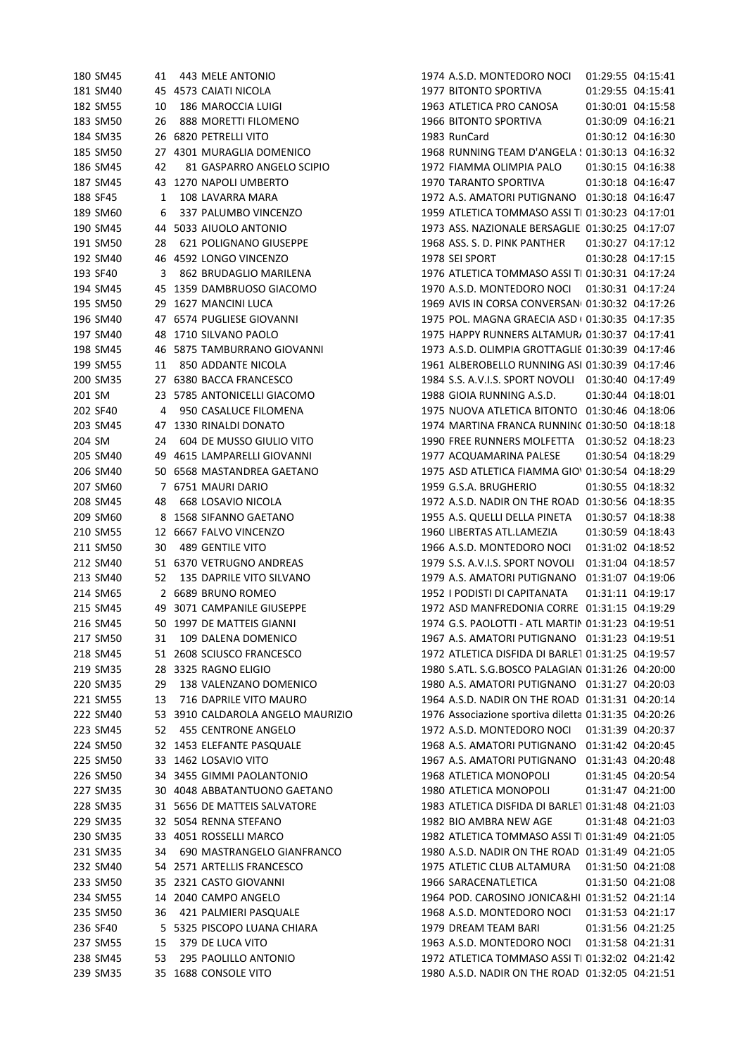| | | | | | | | | |
|---|---|---|---|---|---|---|---|---|
| 180 | SM45 | 41 | 443 | MELE ANTONIO | 1974 | A.S.D. MONTEDORO NOCI | 01:29:55 | 04:15:41 |
| 181 | SM40 | 45 | 4573 | CAIATI NICOLA | 1977 | BITONTO SPORTIVA | 01:29:55 | 04:15:41 |
| 182 | SM55 | 10 | 186 | MAROCCIA LUIGI | 1963 | ATLETICA PRO CANOSA | 01:30:01 | 04:15:58 |
| 183 | SM50 | 26 | 888 | MORETTI FILOMENO | 1966 | BITONTO SPORTIVA | 01:30:09 | 04:16:21 |
| 184 | SM35 | 26 | 6820 | PETRELLI VITO | 1983 | RunCard | 01:30:12 | 04:16:30 |
| 185 | SM50 | 27 | 4301 | MURAGLIA DOMENICO | 1968 | RUNNING TEAM D'ANGELA S | 01:30:13 | 04:16:32 |
| 186 | SM45 | 42 | 81 | GASPARRO ANGELO SCIPIO | 1972 | FIAMMA OLIMPIA PALO | 01:30:15 | 04:16:38 |
| 187 | SM45 | 43 | 1270 | NAPOLI UMBERTO | 1970 | TARANTO SPORTIVA | 01:30:18 | 04:16:47 |
| 188 | SF45 | 1 | 108 | LAVARRA MARA | 1972 | A.S. AMATORI PUTIGNANO | 01:30:18 | 04:16:47 |
| 189 | SM60 | 6 | 337 | PALUMBO VINCENZO | 1959 | ATLETICA TOMMASO ASSI TI | 01:30:23 | 04:17:01 |
| 190 | SM45 | 44 | 5033 | AIUOLO ANTONIO | 1973 | ASS. NAZIONALE BERSAGLIE | 01:30:25 | 04:17:07 |
| 191 | SM50 | 28 | 621 | POLIGNANO GIUSEPPE | 1968 | ASS. S. D. PINK PANTHER | 01:30:27 | 04:17:12 |
| 192 | SM40 | 46 | 4592 | LONGO VINCENZO | 1978 | SEI SPORT | 01:30:28 | 04:17:15 |
| 193 | SF40 | 3 | 862 | BRUDAGLIO MARILENA | 1976 | ATLETICA TOMMASO ASSI TI | 01:30:31 | 04:17:24 |
| 194 | SM45 | 45 | 1359 | DAMBRUOSO GIACOMO | 1970 | A.S.D. MONTEDORO NOCI | 01:30:31 | 04:17:24 |
| 195 | SM50 | 29 | 1627 | MANCINI LUCA | 1969 | AVIS IN CORSA CONVERSAN | 01:30:32 | 04:17:26 |
| 196 | SM40 | 47 | 6574 | PUGLIESE GIOVANNI | 1975 | POL. MAGNA GRAECIA ASD | 01:30:35 | 04:17:35 |
| 197 | SM40 | 48 | 1710 | SILVANO PAOLO | 1975 | HAPPY RUNNERS ALTAMUR | 01:30:37 | 04:17:41 |
| 198 | SM45 | 46 | 5875 | TAMBURRANO GIOVANNI | 1973 | A.S.D. OLIMPIA GROTTAGLIE | 01:30:39 | 04:17:46 |
| 199 | SM55 | 11 | 850 | ADDANTE NICOLA | 1961 | ALBEROBELLO RUNNING ASI | 01:30:39 | 04:17:46 |
| 200 | SM35 | 27 | 6380 | BACCA FRANCESCO | 1984 | S.S. A.V.I.S. SPORT NOVOLI | 01:30:40 | 04:17:49 |
| 201 | SM | 23 | 5785 | ANTONICELLI GIACOMO | 1988 | GIOIA RUNNING A.S.D. | 01:30:44 | 04:18:01 |
| 202 | SF40 | 4 | 950 | CASALUCE FILOMENA | 1975 | NUOVA ATLETICA BITONTO | 01:30:46 | 04:18:06 |
| 203 | SM45 | 47 | 1330 | RINALDI DONATO | 1974 | MARTINA FRANCA RUNNIN | 01:30:50 | 04:18:18 |
| 204 | SM | 24 | 604 | DE MUSSO GIULIO VITO | 1990 | FREE RUNNERS MOLFETTA | 01:30:52 | 04:18:23 |
| 205 | SM40 | 49 | 4615 | LAMPARELLI GIOVANNI | 1977 | ACQUAMARINA PALESE | 01:30:54 | 04:18:29 |
| 206 | SM40 | 50 | 6568 | MASTANDREA GAETANO | 1975 | ASD ATLETICA FIAMMA GIO | 01:30:54 | 04:18:29 |
| 207 | SM60 | 7 | 6751 | MAURI DARIO | 1959 | G.S.A. BRUGHERIO | 01:30:55 | 04:18:32 |
| 208 | SM45 | 48 | 668 | LOSAVIO NICOLA | 1972 | A.S.D. NADIR ON THE ROAD | 01:30:56 | 04:18:35 |
| 209 | SM60 | 8 | 1568 | SIFANNO GAETANO | 1955 | A.S. QUELLI DELLA PINETA | 01:30:57 | 04:18:38 |
| 210 | SM55 | 12 | 6667 | FALVO VINCENZO | 1960 | LIBERTAS ATL.LAMEZIA | 01:30:59 | 04:18:43 |
| 211 | SM50 | 30 | 489 | GENTILE VITO | 1966 | A.S.D. MONTEDORO NOCI | 01:31:02 | 04:18:52 |
| 212 | SM40 | 51 | 6370 | VETRUGNO ANDREAS | 1979 | S.S. A.V.I.S. SPORT NOVOLI | 01:31:04 | 04:18:57 |
| 213 | SM40 | 52 | 135 | DAPRILE VITO SILVANO | 1979 | A.S. AMATORI PUTIGNANO | 01:31:07 | 04:19:06 |
| 214 | SM65 | 2 | 6689 | BRUNO ROMEO | 1952 | I PODISTI DI CAPITANATA | 01:31:11 | 04:19:17 |
| 215 | SM45 | 49 | 3071 | CAMPANILE GIUSEPPE | 1972 | ASD MANFREDONIA CORRE | 01:31:15 | 04:19:29 |
| 216 | SM45 | 50 | 1997 | DE MATTEIS GIANNI | 1974 | G.S. PAOLOTTI - ATL MARTIN | 01:31:23 | 04:19:51 |
| 217 | SM50 | 31 | 109 | DALENA DOMENICO | 1967 | A.S. AMATORI PUTIGNANO | 01:31:23 | 04:19:51 |
| 218 | SM45 | 51 | 2608 | SCIUSCO FRANCESCO | 1972 | ATLETICA DISFIDA DI BARLET | 01:31:25 | 04:19:57 |
| 219 | SM35 | 28 | 3325 | RAGNO ELIGIO | 1980 | S.ATL. S.G.BOSCO PALAGIAN | 01:31:26 | 04:20:00 |
| 220 | SM35 | 29 | 138 | VALENZANO DOMENICO | 1980 | A.S. AMATORI PUTIGNANO | 01:31:27 | 04:20:03 |
| 221 | SM55 | 13 | 716 | DAPRILE VITO MAURO | 1964 | A.S.D. NADIR ON THE ROAD | 01:31:31 | 04:20:14 |
| 222 | SM40 | 53 | 3910 | CALDAROLA ANGELO MAURIZIO | 1976 | Associazione sportiva diletta | 01:31:35 | 04:20:26 |
| 223 | SM45 | 52 | 455 | CENTRONE ANGELO | 1972 | A.S.D. MONTEDORO NOCI | 01:31:39 | 04:20:37 |
| 224 | SM50 | 32 | 1453 | ELEFANTE PASQUALE | 1968 | A.S. AMATORI PUTIGNANO | 01:31:42 | 04:20:45 |
| 225 | SM50 | 33 | 1462 | LOSAVIO VITO | 1967 | A.S. AMATORI PUTIGNANO | 01:31:43 | 04:20:48 |
| 226 | SM50 | 34 | 3455 | GIMMI PAOLANTONIO | 1968 | ATLETICA MONOPOLI | 01:31:45 | 04:20:54 |
| 227 | SM35 | 30 | 4048 | ABBATANTUONO GAETANO | 1980 | ATLETICA MONOPOLI | 01:31:47 | 04:21:00 |
| 228 | SM35 | 31 | 5656 | DE MATTEIS SALVATORE | 1983 | ATLETICA DISFIDA DI BARLET | 01:31:48 | 04:21:03 |
| 229 | SM35 | 32 | 5054 | RENNA STEFANO | 1982 | BIO AMBRA NEW AGE | 01:31:48 | 04:21:03 |
| 230 | SM35 | 33 | 4051 | ROSSELLI MARCO | 1982 | ATLETICA TOMMASO ASSI TI | 01:31:49 | 04:21:05 |
| 231 | SM35 | 34 | 690 | MASTRANGELO GIANFRANCO | 1980 | A.S.D. NADIR ON THE ROAD | 01:31:49 | 04:21:05 |
| 232 | SM40 | 54 | 2571 | ARTELLIS FRANCESCO | 1975 | ATLETIC CLUB ALTAMURA | 01:31:50 | 04:21:08 |
| 233 | SM50 | 35 | 2321 | CASTO GIOVANNI | 1966 | SARACENATLETICA | 01:31:50 | 04:21:08 |
| 234 | SM55 | 14 | 2040 | CAMPO ANGELO | 1964 | POD. CAROSINO JONICA&HI | 01:31:52 | 04:21:14 |
| 235 | SM50 | 36 | 421 | PALMIERI PASQUALE | 1968 | A.S.D. MONTEDORO NOCI | 01:31:53 | 04:21:17 |
| 236 | SF40 | 5 | 5325 | PISCOPO LUANA CHIARA | 1979 | DREAM TEAM BARI | 01:31:56 | 04:21:25 |
| 237 | SM55 | 15 | 379 | DE LUCA VITO | 1963 | A.S.D. MONTEDORO NOCI | 01:31:58 | 04:21:31 |
| 238 | SM45 | 53 | 295 | PAOLILLO ANTONIO | 1972 | ATLETICA TOMMASO ASSI TI | 01:32:02 | 04:21:42 |
| 239 | SM35 | 35 | 1688 | CONSOLE VITO | 1980 | A.S.D. NADIR ON THE ROAD | 01:32:05 | 04:21:51 |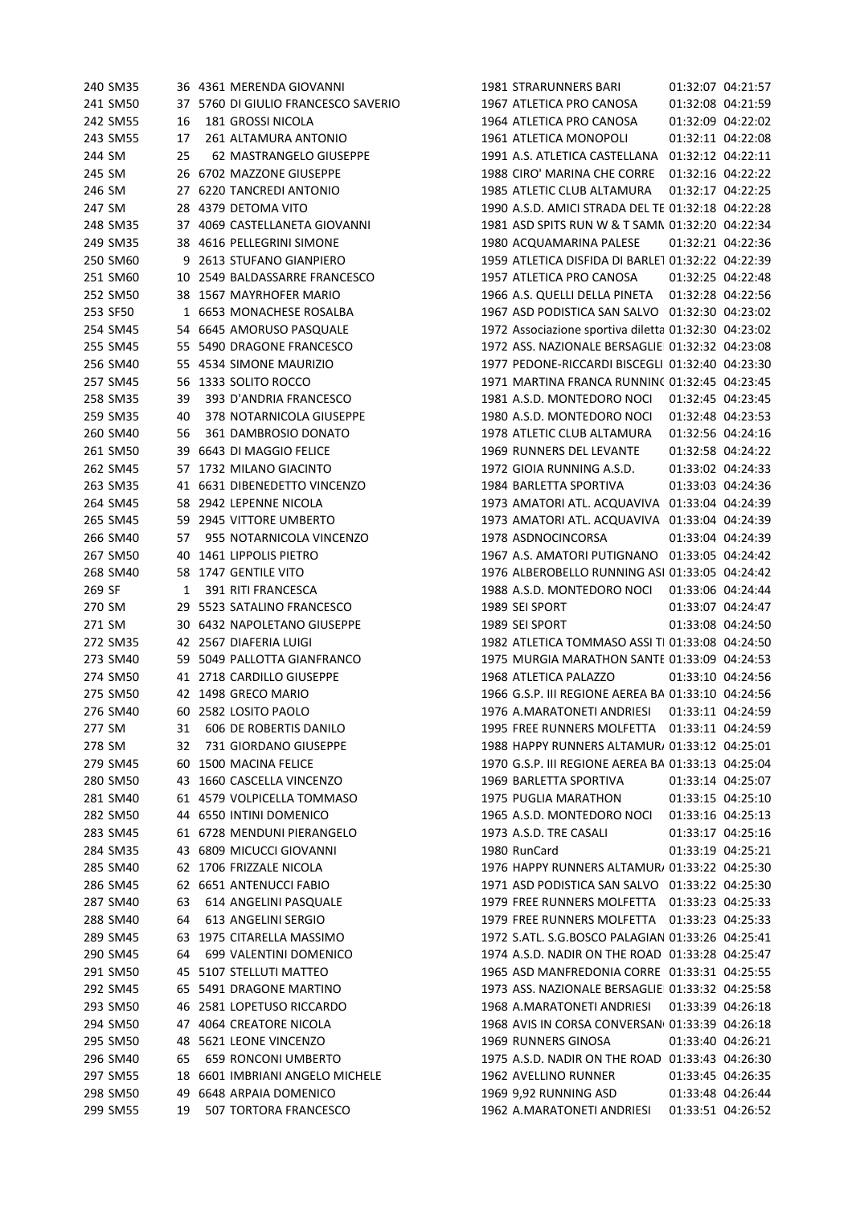| | | | | | | | | |
|---|---|---|---|---|---|---|---|---|
| 240 | SM35 | 36 | 4361 | MERENDA GIOVANNI | 1981 | STRARUNNERS BARI | 01:32:07 | 04:21:57 |
| 241 | SM50 | 37 | 5760 | DI GIULIO FRANCESCO SAVERIO | 1967 | ATLETICA PRO CANOSA | 01:32:08 | 04:21:59 |
| 242 | SM55 | 16 | 181 | GROSSI NICOLA | 1964 | ATLETICA PRO CANOSA | 01:32:09 | 04:22:02 |
| 243 | SM55 | 17 | 261 | ALTAMURA ANTONIO | 1961 | ATLETICA MONOPOLI | 01:32:11 | 04:22:08 |
| 244 | SM | 25 | 62 | MASTRANGELO GIUSEPPE | 1991 | A.S. ATLETICA CASTELLANA | 01:32:12 | 04:22:11 |
| 245 | SM | 26 | 6702 | MAZZONE GIUSEPPE | 1988 | CIRO' MARINA CHE CORRE | 01:32:16 | 04:22:22 |
| 246 | SM | 27 | 6220 | TANCREDI ANTONIO | 1985 | ATLETIC CLUB ALTAMURA | 01:32:17 | 04:22:25 |
| 247 | SM | 28 | 4379 | DETOMA VITO | 1990 | A.S.D. AMICI STRADA DEL TE | 01:32:18 | 04:22:28 |
| 248 | SM35 | 37 | 4069 | CASTELLANETA GIOVANNI | 1981 | ASD SPITS RUN W & T SAMN | 01:32:20 | 04:22:34 |
| 249 | SM35 | 38 | 4616 | PELLEGRINI SIMONE | 1980 | ACQUAMARINA PALESE | 01:32:21 | 04:22:36 |
| 250 | SM60 | 9 | 2613 | STUFANO GIANPIERO | 1959 | ATLETICA DISFIDA DI BARLET | 01:32:22 | 04:22:39 |
| 251 | SM60 | 10 | 2549 | BALDASSARRE FRANCESCO | 1957 | ATLETICA PRO CANOSA | 01:32:25 | 04:22:48 |
| 252 | SM50 | 38 | 1567 | MAYRHOFER MARIO | 1966 | A.S. QUELLI DELLA PINETA | 01:32:28 | 04:22:56 |
| 253 | SF50 | 1 | 6653 | MONACHESE ROSALBA | 1967 | ASD PODISTICA SAN SALVO | 01:32:30 | 04:23:02 |
| 254 | SM45 | 54 | 6645 | AMORUSO PASQUALE | 1972 | Associazione sportiva diletta | 01:32:30 | 04:23:02 |
| 255 | SM45 | 55 | 5490 | DRAGONE FRANCESCO | 1972 | ASS. NAZIONALE BERSAGLIE | 01:32:32 | 04:23:08 |
| 256 | SM40 | 55 | 4534 | SIMONE MAURIZIO | 1977 | PEDONE-RICCARDI BISCEGLI | 01:32:40 | 04:23:30 |
| 257 | SM45 | 56 | 1333 | SOLITO ROCCO | 1971 | MARTINA FRANCA RUNNING | 01:32:45 | 04:23:45 |
| 258 | SM35 | 39 | 393 | D'ANDRIA FRANCESCO | 1981 | A.S.D. MONTEDORO NOCI | 01:32:45 | 04:23:45 |
| 259 | SM35 | 40 | 378 | NOTARNICOLA GIUSEPPE | 1980 | A.S.D. MONTEDORO NOCI | 01:32:48 | 04:23:53 |
| 260 | SM40 | 56 | 361 | DAMBROSIO DONATO | 1978 | ATLETIC CLUB ALTAMURA | 01:32:56 | 04:24:16 |
| 261 | SM50 | 39 | 6643 | DI MAGGIO FELICE | 1969 | RUNNERS DEL LEVANTE | 01:32:58 | 04:24:22 |
| 262 | SM45 | 57 | 1732 | MILANO GIACINTO | 1972 | GIOIA RUNNING A.S.D. | 01:33:02 | 04:24:33 |
| 263 | SM35 | 41 | 6631 | DIBENEDETTO VINCENZO | 1984 | BARLETTA SPORTIVA | 01:33:03 | 04:24:36 |
| 264 | SM45 | 58 | 2942 | LEPENNE NICOLA | 1973 | AMATORI ATL. ACQUAVIVA | 01:33:04 | 04:24:39 |
| 265 | SM45 | 59 | 2945 | VITTORE UMBERTO | 1973 | AMATORI ATL. ACQUAVIVA | 01:33:04 | 04:24:39 |
| 266 | SM40 | 57 | 955 | NOTARNICOLA VINCENZO | 1978 | ASDNOCINCORSA | 01:33:04 | 04:24:39 |
| 267 | SM50 | 40 | 1461 | LIPPOLIS PIETRO | 1967 | A.S. AMATORI PUTIGNANO | 01:33:05 | 04:24:42 |
| 268 | SM40 | 58 | 1747 | GENTILE VITO | 1976 | ALBEROBELLO RUNNING ASI | 01:33:05 | 04:24:42 |
| 269 | SF | 1 | 391 | RITI FRANCESCA | 1988 | A.S.D. MONTEDORO NOCI | 01:33:06 | 04:24:44 |
| 270 | SM | 29 | 5523 | SATALINO FRANCESCO | 1989 | SEI SPORT | 01:33:07 | 04:24:47 |
| 271 | SM | 30 | 6432 | NAPOLETANO GIUSEPPE | 1989 | SEI SPORT | 01:33:08 | 04:24:50 |
| 272 | SM35 | 42 | 2567 | DIAFERIA LUIGI | 1982 | ATLETICA TOMMASO ASSI TI | 01:33:08 | 04:24:50 |
| 273 | SM40 | 59 | 5049 | PALLOTTA GIANFRANCO | 1975 | MURGIA MARATHON SANTE | 01:33:09 | 04:24:53 |
| 274 | SM50 | 41 | 2718 | CARDILLO GIUSEPPE | 1968 | ATLETICA PALAZZO | 01:33:10 | 04:24:56 |
| 275 | SM50 | 42 | 1498 | GRECO MARIO | 1966 | G.S.P. III REGIONE AEREA BA | 01:33:10 | 04:24:56 |
| 276 | SM40 | 60 | 2582 | LOSITO PAOLO | 1976 | A.MARATONETI ANDRIESI | 01:33:11 | 04:24:59 |
| 277 | SM | 31 | 606 | DE ROBERTIS DANILO | 1995 | FREE RUNNERS MOLFETTA | 01:33:11 | 04:24:59 |
| 278 | SM | 32 | 731 | GIORDANO GIUSEPPE | 1988 | HAPPY RUNNERS ALTAMURA | 01:33:12 | 04:25:01 |
| 279 | SM45 | 60 | 1500 | MACINA FELICE | 1970 | G.S.P. III REGIONE AEREA BA | 01:33:13 | 04:25:04 |
| 280 | SM50 | 43 | 1660 | CASCELLA VINCENZO | 1969 | BARLETTA SPORTIVA | 01:33:14 | 04:25:07 |
| 281 | SM40 | 61 | 4579 | VOLPICELLA TOMMASO | 1975 | PUGLIA MARATHON | 01:33:15 | 04:25:10 |
| 282 | SM50 | 44 | 6550 | INTINI DOMENICO | 1965 | A.S.D. MONTEDORO NOCI | 01:33:16 | 04:25:13 |
| 283 | SM45 | 61 | 6728 | MENDUNI PIERANGELO | 1973 | A.S.D. TRE CASALI | 01:33:17 | 04:25:16 |
| 284 | SM35 | 43 | 6809 | MICUCCI GIOVANNI | 1980 | RunCard | 01:33:19 | 04:25:21 |
| 285 | SM40 | 62 | 1706 | FRIZZALE NICOLA | 1976 | HAPPY RUNNERS ALTAMURA | 01:33:22 | 04:25:30 |
| 286 | SM45 | 62 | 6651 | ANTENUCCI FABIO | 1971 | ASD PODISTICA SAN SALVO | 01:33:22 | 04:25:30 |
| 287 | SM40 | 63 | 614 | ANGELINI PASQUALE | 1979 | FREE RUNNERS MOLFETTA | 01:33:23 | 04:25:33 |
| 288 | SM40 | 64 | 613 | ANGELINI SERGIO | 1979 | FREE RUNNERS MOLFETTA | 01:33:23 | 04:25:33 |
| 289 | SM45 | 63 | 1975 | CITARELLA MASSIMO | 1972 | S.ATL. S.G.BOSCO PALAGIAN | 01:33:26 | 04:25:41 |
| 290 | SM45 | 64 | 699 | VALENTINI DOMENICO | 1974 | A.S.D. NADIR ON THE ROAD | 01:33:28 | 04:25:47 |
| 291 | SM50 | 45 | 5107 | STELLUTI MATTEO | 1965 | ASD MANFREDONIA CORRE | 01:33:31 | 04:25:55 |
| 292 | SM45 | 65 | 5491 | DRAGONE MARTINO | 1973 | ASS. NAZIONALE BERSAGLIE | 01:33:32 | 04:25:58 |
| 293 | SM50 | 46 | 2581 | LOPETUSO RICCARDO | 1968 | A.MARATONETI ANDRIESI | 01:33:39 | 04:26:18 |
| 294 | SM50 | 47 | 4064 | CREATORE NICOLA | 1968 | AVIS IN CORSA CONVERSAN | 01:33:39 | 04:26:18 |
| 295 | SM50 | 48 | 5621 | LEONE VINCENZO | 1969 | RUNNERS GINOSA | 01:33:40 | 04:26:21 |
| 296 | SM40 | 65 | 659 | RONCONI UMBERTO | 1975 | A.S.D. NADIR ON THE ROAD | 01:33:43 | 04:26:30 |
| 297 | SM55 | 18 | 6601 | IMBRIANI ANGELO MICHELE | 1962 | AVELLINO RUNNER | 01:33:45 | 04:26:35 |
| 298 | SM50 | 49 | 6648 | ARPAIA DOMENICO | 1969 | 9,92 RUNNING ASD | 01:33:48 | 04:26:44 |
| 299 | SM55 | 19 | 507 | TORTORA FRANCESCO | 1962 | A.MARATONETI ANDRIESI | 01:33:51 | 04:26:52 |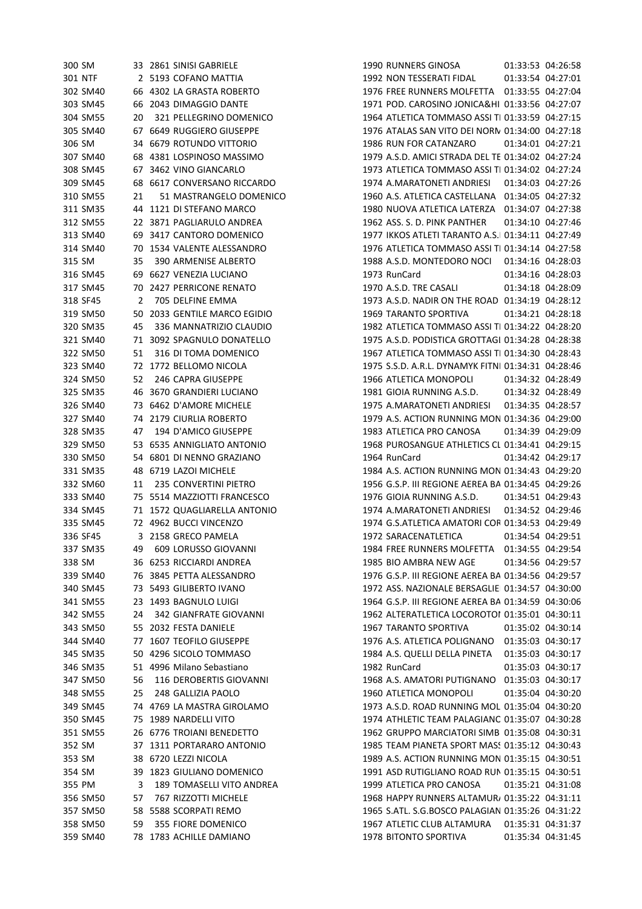| | | | | | | | | |
|---|---|---|---|---|---|---|---|---|
| 300 | SM | 33 | 2861 | SINISI GABRIELE | 1990 | RUNNERS GINOSA | 01:33:53 | 04:26:58 |
| 301 | NTF | 2 | 5193 | COFANO MATTIA | 1992 | NON TESSERATI FIDAL | 01:33:54 | 04:27:01 |
| 302 | SM40 | 66 | 4302 | LA GRASTA ROBERTO | 1976 | FREE RUNNERS MOLFETTA | 01:33:55 | 04:27:04 |
| 303 | SM45 | 66 | 2043 | DIMAGGIO DANTE | 1971 | POD. CAROSINO JONICA&HI | 01:33:56 | 04:27:07 |
| 304 | SM55 | 20 | 321 | PELLEGRINO DOMENICO | 1964 | ATLETICA TOMMASO ASSI TI | 01:33:59 | 04:27:15 |
| 305 | SM40 | 67 | 6649 | RUGGIERO GIUSEPPE | 1976 | ATALAS SAN VITO DEI NORM | 01:34:00 | 04:27:18 |
| 306 | SM | 34 | 6679 | ROTUNDO VITTORIO | 1986 | RUN FOR CATANZARO | 01:34:01 | 04:27:21 |
| 307 | SM40 | 68 | 4381 | LOSPINOSO MASSIMO | 1979 | A.S.D. AMICI STRADA DEL TE | 01:34:02 | 04:27:24 |
| 308 | SM45 | 67 | 3462 | VINO GIANCARLO | 1973 | ATLETICA TOMMASO ASSI TI | 01:34:02 | 04:27:24 |
| 309 | SM45 | 68 | 6617 | CONVERSANO RICCARDO | 1974 | A.MARATONETI ANDRIESI | 01:34:03 | 04:27:26 |
| 310 | SM55 | 21 | 51 | MASTRANGELO DOMENICO | 1960 | A.S. ATLETICA CASTELLANA | 01:34:05 | 04:27:32 |
| 311 | SM35 | 44 | 1121 | DI STEFANO MARCO | 1980 | NUOVA ATLETICA LATERZA | 01:34:07 | 04:27:38 |
| 312 | SM55 | 22 | 3871 | PAGLIARULO ANDREA | 1962 | ASS. S. D. PINK PANTHER | 01:34:10 | 04:27:46 |
| 313 | SM40 | 69 | 3417 | CANTORO DOMENICO | 1977 | IKKOS ATLETI TARANTO A.S.I | 01:34:11 | 04:27:49 |
| 314 | SM40 | 70 | 1534 | VALENTE ALESSANDRO | 1976 | ATLETICA TOMMASO ASSI TI | 01:34:14 | 04:27:58 |
| 315 | SM | 35 | 390 | ARMENISE ALBERTO | 1988 | A.S.D. MONTEDORO NOCI | 01:34:16 | 04:28:03 |
| 316 | SM45 | 69 | 6627 | VENEZIA LUCIANO | 1973 | RunCard | 01:34:16 | 04:28:03 |
| 317 | SM45 | 70 | 2427 | PERRICONE RENATO | 1970 | A.S.D. TRE CASALI | 01:34:18 | 04:28:09 |
| 318 | SF45 | 2 | 705 | DELFINE EMMA | 1973 | A.S.D. NADIR ON THE ROAD | 01:34:19 | 04:28:12 |
| 319 | SM50 | 50 | 2033 | GENTILE MARCO EGIDIO | 1969 | TARANTO SPORTIVA | 01:34:21 | 04:28:18 |
| 320 | SM35 | 45 | 336 | MANNATRIZIO CLAUDIO | 1982 | ATLETICA TOMMASO ASSI TI | 01:34:22 | 04:28:20 |
| 321 | SM40 | 71 | 3092 | SPAGNULO DONATELLO | 1975 | A.S.D. PODISTICA GROTTAGI | 01:34:28 | 04:28:38 |
| 322 | SM50 | 51 | 316 | DI TOMA DOMENICO | 1967 | ATLETICA TOMMASO ASSI TI | 01:34:30 | 04:28:43 |
| 323 | SM40 | 72 | 1772 | BELLOMO NICOLA | 1975 | S.S.D. A.R.L. DYNAMYK FITNI | 01:34:31 | 04:28:46 |
| 324 | SM50 | 52 | 246 | CAPRA GIUSEPPE | 1966 | ATLETICA MONOPOLI | 01:34:32 | 04:28:49 |
| 325 | SM35 | 46 | 3670 | GRANDIERI LUCIANO | 1981 | GIOIA RUNNING A.S.D. | 01:34:32 | 04:28:49 |
| 326 | SM40 | 73 | 6462 | D'AMORE MICHELE | 1975 | A.MARATONETI ANDRIESI | 01:34:35 | 04:28:57 |
| 327 | SM40 | 74 | 2179 | CIURLIA ROBERTO | 1979 | A.S. ACTION RUNNING MON | 01:34:36 | 04:29:00 |
| 328 | SM35 | 47 | 194 | D'AMICO GIUSEPPE | 1983 | ATLETICA PRO CANOSA | 01:34:39 | 04:29:09 |
| 329 | SM50 | 53 | 6535 | ANNIGLIATO ANTONIO | 1968 | PUROSANGUE ATHLETICS CL | 01:34:41 | 04:29:15 |
| 330 | SM50 | 54 | 6801 | DI NENNO GRAZIANO | 1964 | RunCard | 01:34:42 | 04:29:17 |
| 331 | SM35 | 48 | 6719 | LAZOI MICHELE | 1984 | A.S. ACTION RUNNING MON | 01:34:43 | 04:29:20 |
| 332 | SM60 | 11 | 235 | CONVERTINI PIETRO | 1956 | G.S.P. III REGIONE AEREA BA | 01:34:45 | 04:29:26 |
| 333 | SM40 | 75 | 5514 | MAZZIOTTI FRANCESCO | 1976 | GIOIA RUNNING A.S.D. | 01:34:51 | 04:29:43 |
| 334 | SM45 | 71 | 1572 | QUAGLIARELLA ANTONIO | 1974 | A.MARATONETI ANDRIESI | 01:34:52 | 04:29:46 |
| 335 | SM45 | 72 | 4962 | BUCCI VINCENZO | 1974 | G.S.ATLETICA AMATORI COR | 01:34:53 | 04:29:49 |
| 336 | SF45 | 3 | 2158 | GRECO PAMELA | 1972 | SARACENATLETICA | 01:34:54 | 04:29:51 |
| 337 | SM35 | 49 | 609 | LORUSSO GIOVANNI | 1984 | FREE RUNNERS MOLFETTA | 01:34:55 | 04:29:54 |
| 338 | SM | 36 | 6253 | RICCIARDI ANDREA | 1985 | BIO AMBRA NEW AGE | 01:34:56 | 04:29:57 |
| 339 | SM40 | 76 | 3845 | PETTA ALESSANDRO | 1976 | G.S.P. III REGIONE AEREA BA | 01:34:56 | 04:29:57 |
| 340 | SM45 | 73 | 5493 | GILIBERTO IVANO | 1972 | ASS. NAZIONALE BERSAGLIE | 01:34:57 | 04:30:00 |
| 341 | SM55 | 23 | 1493 | BAGNULO LUIGI | 1964 | G.S.P. III REGIONE AEREA BA | 01:34:59 | 04:30:06 |
| 342 | SM55 | 24 | 342 | GIANFRATE GIOVANNI | 1962 | ALTERATLETICA LOCOROTOI | 01:35:01 | 04:30:11 |
| 343 | SM50 | 55 | 2032 | FESTA DANIELE | 1967 | TARANTO SPORTIVA | 01:35:02 | 04:30:14 |
| 344 | SM40 | 77 | 1607 | TEOFILO GIUSEPPE | 1976 | A.S. ATLETICA POLIGNANO | 01:35:03 | 04:30:17 |
| 345 | SM35 | 50 | 4296 | SICOLO TOMMASO | 1984 | A.S. QUELLI DELLA PINETA | 01:35:03 | 04:30:17 |
| 346 | SM35 | 51 | 4996 | Milano Sebastiano | 1982 | RunCard | 01:35:03 | 04:30:17 |
| 347 | SM50 | 56 | 116 | DEROBERTIS GIOVANNI | 1968 | A.S. AMATORI PUTIGNANO | 01:35:03 | 04:30:17 |
| 348 | SM55 | 25 | 248 | GALLIZIA PAOLO | 1960 | ATLETICA MONOPOLI | 01:35:04 | 04:30:20 |
| 349 | SM45 | 74 | 4769 | LA MASTRA GIROLAMO | 1973 | A.S.D. ROAD RUNNING MOL | 01:35:04 | 04:30:20 |
| 350 | SM45 | 75 | 1989 | NARDELLI VITO | 1974 | ATHLETIC TEAM PALAGIANC | 01:35:07 | 04:30:28 |
| 351 | SM55 | 26 | 6776 | TROIANI BENEDETTO | 1962 | GRUPPO MARCIATORI SIMB | 01:35:08 | 04:30:31 |
| 352 | SM | 37 | 1311 | PORTARARO ANTONIO | 1985 | TEAM PIANETA SPORT MASS | 01:35:12 | 04:30:43 |
| 353 | SM | 38 | 6720 | LEZZI NICOLA | 1989 | A.S. ACTION RUNNING MON | 01:35:15 | 04:30:51 |
| 354 | SM | 39 | 1823 | GIULIANO DOMENICO | 1991 | ASD RUTIGLIANO ROAD RUN | 01:35:15 | 04:30:51 |
| 355 | PM | 3 | 189 | TOMASELLI VITO ANDREA | 1999 | ATLETICA PRO CANOSA | 01:35:21 | 04:31:08 |
| 356 | SM50 | 57 | 767 | RIZZOTTI MICHELE | 1968 | HAPPY RUNNERS ALTAMURA | 01:35:22 | 04:31:11 |
| 357 | SM50 | 58 | 5588 | SCORPATI REMO | 1965 | S.ATL. S.G.BOSCO PALAGIAN | 01:35:26 | 04:31:22 |
| 358 | SM50 | 59 | 355 | FIORE DOMENICO | 1967 | ATLETIC CLUB ALTAMURA | 01:35:31 | 04:31:37 |
| 359 | SM40 | 78 | 1783 | ACHILLE DAMIANO | 1978 | BITONTO SPORTIVA | 01:35:34 | 04:31:45 |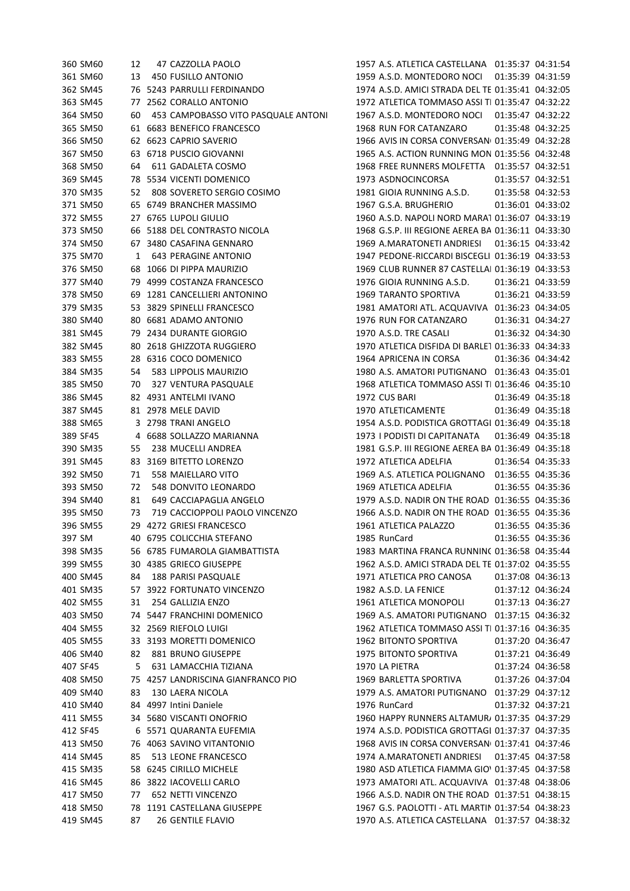| | | | | | | | | |
|---|---|---|---|---|---|---|---|---|
| 360 | SM60 | 12 | 47 | CAZZOLLA PAOLO | 1957 | A.S. ATLETICA CASTELLANA | 01:35:37 | 04:31:54 |
| 361 | SM60 | 13 | 450 | FUSILLO ANTONIO | 1959 | A.S.D. MONTEDORO NOCI | 01:35:39 | 04:31:59 |
| 362 | SM45 | 76 | 5243 | PARRULLI FERDINANDO | 1974 | A.S.D. AMICI STRADA DEL TE | 01:35:41 | 04:32:05 |
| 363 | SM45 | 77 | 2562 | CORALLO ANTONIO | 1972 | ATLETICA TOMMASO ASSI TI | 01:35:47 | 04:32:22 |
| 364 | SM50 | 60 | 453 | CAMPOBASSO VITO PASQUALE ANTONI | 1967 | A.S.D. MONTEDORO NOCI | 01:35:47 | 04:32:22 |
| 365 | SM50 | 61 | 6683 | BENEFICO FRANCESCO | 1968 | RUN FOR CATANZARO | 01:35:48 | 04:32:25 |
| 366 | SM50 | 62 | 6623 | CAPRIO SAVERIO | 1966 | AVIS IN CORSA CONVERSAN | 01:35:49 | 04:32:28 |
| 367 | SM50 | 63 | 6718 | PUSCIO GIOVANNI | 1965 | A.S. ACTION RUNNING MON | 01:35:56 | 04:32:48 |
| 368 | SM50 | 64 | 611 | GADALETA COSMO | 1968 | FREE RUNNERS MOLFETTA | 01:35:57 | 04:32:51 |
| 369 | SM45 | 78 | 5534 | VICENTI DOMENICO | 1973 | ASDNOCINCORSA | 01:35:57 | 04:32:51 |
| 370 | SM35 | 52 | 808 | SOVERETO SERGIO COSIMO | 1981 | GIOIA RUNNING A.S.D. | 01:35:58 | 04:32:53 |
| 371 | SM50 | 65 | 6749 | BRANCHER MASSIMO | 1967 | G.S.A. BRUGHERIO | 01:36:01 | 04:33:02 |
| 372 | SM55 | 27 | 6765 | LUPOLI GIULIO | 1960 | A.S.D. NAPOLI NORD MARAT | 01:36:07 | 04:33:19 |
| 373 | SM50 | 66 | 5188 | DEL CONTRASTO NICOLA | 1968 | G.S.P. III REGIONE AEREA BA | 01:36:11 | 04:33:30 |
| 374 | SM50 | 67 | 3480 | CASAFINA GENNARO | 1969 | A.MARATONETI ANDRIESI | 01:36:15 | 04:33:42 |
| 375 | SM70 | 1 | 643 | PERAGINE ANTONIO | 1947 | PEDONE-RICCARDI BISCEGLI | 01:36:19 | 04:33:53 |
| 376 | SM50 | 68 | 1066 | DI PIPPA MAURIZIO | 1969 | CLUB RUNNER 87 CASTELLA | 01:36:19 | 04:33:53 |
| 377 | SM40 | 79 | 4999 | COSTANZA FRANCESCO | 1976 | GIOIA RUNNING A.S.D. | 01:36:21 | 04:33:59 |
| 378 | SM50 | 69 | 1281 | CANCELLIERI ANTONINO | 1969 | TARANTO SPORTIVA | 01:36:21 | 04:33:59 |
| 379 | SM35 | 53 | 3829 | SPINELLI FRANCESCO | 1981 | AMATORI ATL. ACQUAVIVA | 01:36:23 | 04:34:05 |
| 380 | SM40 | 80 | 6681 | ADAMO ANTONIO | 1976 | RUN FOR CATANZARO | 01:36:31 | 04:34:27 |
| 381 | SM45 | 79 | 2434 | DURANTE GIORGIO | 1970 | A.S.D. TRE CASALI | 01:36:32 | 04:34:30 |
| 382 | SM45 | 80 | 2618 | GHIZZOTA RUGGIERO | 1970 | ATLETICA DISFIDA DI BARLET | 01:36:33 | 04:34:33 |
| 383 | SM55 | 28 | 6316 | COCO DOMENICO | 1964 | APRICENA IN CORSA | 01:36:36 | 04:34:42 |
| 384 | SM35 | 54 | 583 | LIPPOLIS MAURIZIO | 1980 | A.S. AMATORI PUTIGNANO | 01:36:43 | 04:35:01 |
| 385 | SM50 | 70 | 327 | VENTURA PASQUALE | 1968 | ATLETICA TOMMASO ASSI TI | 01:36:46 | 04:35:10 |
| 386 | SM45 | 82 | 4931 | ANTELMI IVANO | 1972 | CUS BARI | 01:36:49 | 04:35:18 |
| 387 | SM45 | 81 | 2978 | MELE DAVID | 1970 | ATLETICAMENTE | 01:36:49 | 04:35:18 |
| 388 | SM65 | 3 | 2798 | TRANI ANGELO | 1954 | A.S.D. PODISTICA GROTTAGI | 01:36:49 | 04:35:18 |
| 389 | SF45 | 4 | 6688 | SOLLAZZO MARIANNA | 1973 | I PODISTI DI CAPITANATA | 01:36:49 | 04:35:18 |
| 390 | SM35 | 55 | 238 | MUCELLI ANDREA | 1981 | G.S.P. III REGIONE AEREA BA | 01:36:49 | 04:35:18 |
| 391 | SM45 | 83 | 3169 | BITETTO LORENZO | 1972 | ATLETICA ADELFIA | 01:36:54 | 04:35:33 |
| 392 | SM50 | 71 | 558 | MAIELLARO VITO | 1969 | A.S. ATLETICA POLIGNANO | 01:36:55 | 04:35:36 |
| 393 | SM50 | 72 | 548 | DONVITO LEONARDO | 1969 | ATLETICA ADELFIA | 01:36:55 | 04:35:36 |
| 394 | SM40 | 81 | 649 | CACCIAPAGLIA ANGELO | 1979 | A.S.D. NADIR ON THE ROAD | 01:36:55 | 04:35:36 |
| 395 | SM50 | 73 | 719 | CACCIOPPOLI PAOLO VINCENZO | 1966 | A.S.D. NADIR ON THE ROAD | 01:36:55 | 04:35:36 |
| 396 | SM55 | 29 | 4272 | GRIESI FRANCESCO | 1961 | ATLETICA PALAZZO | 01:36:55 | 04:35:36 |
| 397 | SM | 40 | 6795 | COLICCHIA STEFANO | 1985 | RunCard | 01:36:55 | 04:35:36 |
| 398 | SM35 | 56 | 6785 | FUMAROLA GIAMBATTISTA | 1983 | MARTINA FRANCA RUNNINC | 01:36:58 | 04:35:44 |
| 399 | SM55 | 30 | 4385 | GRIECO GIUSEPPE | 1962 | A.S.D. AMICI STRADA DEL TE | 01:37:02 | 04:35:55 |
| 400 | SM45 | 84 | 188 | PARISI PASQUALE | 1971 | ATLETICA PRO CANOSA | 01:37:08 | 04:36:13 |
| 401 | SM35 | 57 | 3922 | FORTUNATO VINCENZO | 1982 | A.S.D. LA FENICE | 01:37:12 | 04:36:24 |
| 402 | SM55 | 31 | 254 | GALLIZIA ENZO | 1961 | ATLETICA MONOPOLI | 01:37:13 | 04:36:27 |
| 403 | SM50 | 74 | 5447 | FRANCHINI DOMENICO | 1969 | A.S. AMATORI PUTIGNANO | 01:37:15 | 04:36:32 |
| 404 | SM55 | 32 | 2569 | RIEFOLO LUIGI | 1962 | ATLETICA TOMMASO ASSI TI | 01:37:16 | 04:36:35 |
| 405 | SM55 | 33 | 3193 | MORETTI DOMENICO | 1962 | BITONTO SPORTIVA | 01:37:20 | 04:36:47 |
| 406 | SM40 | 82 | 881 | BRUNO GIUSEPPE | 1975 | BITONTO SPORTIVA | 01:37:21 | 04:36:49 |
| 407 | SF45 | 5 | 631 | LAMACCHIA TIZIANA | 1970 | LA PIETRA | 01:37:24 | 04:36:58 |
| 408 | SM50 | 75 | 4257 | LANDRISCINA GIANFRANCO PIO | 1969 | BARLETTA SPORTIVA | 01:37:26 | 04:37:04 |
| 409 | SM40 | 83 | 130 | LAERA NICOLA | 1979 | A.S. AMATORI PUTIGNANO | 01:37:29 | 04:37:12 |
| 410 | SM40 | 84 | 4997 | Intini Daniele | 1976 | RunCard | 01:37:32 | 04:37:21 |
| 411 | SM55 | 34 | 5680 | VISCANTI ONOFRIO | 1960 | HAPPY RUNNERS ALTAMUR | 01:37:35 | 04:37:29 |
| 412 | SF45 | 6 | 5571 | QUARANTA EUFEMIA | 1974 | A.S.D. PODISTICA GROTTAGI | 01:37:37 | 04:37:35 |
| 413 | SM50 | 76 | 4063 | SAVINO VITANTONIO | 1968 | AVIS IN CORSA CONVERSAN | 01:37:41 | 04:37:46 |
| 414 | SM45 | 85 | 513 | LEONE FRANCESCO | 1974 | A.MARATONETI ANDRIESI | 01:37:45 | 04:37:58 |
| 415 | SM35 | 58 | 6245 | CIRILLO MICHELE | 1980 | ASD ATLETICA FIAMMA GIO | 01:37:45 | 04:37:58 |
| 416 | SM45 | 86 | 3822 | IACOVELLI CARLO | 1973 | AMATORI ATL. ACQUAVIVA | 01:37:48 | 04:38:06 |
| 417 | SM50 | 77 | 652 | NETTI VINCENZO | 1966 | A.S.D. NADIR ON THE ROAD | 01:37:51 | 04:38:15 |
| 418 | SM50 | 78 | 1191 | CASTELLANA GIUSEPPE | 1967 | G.S. PAOLOTTI - ATL MARTIN | 01:37:54 | 04:38:23 |
| 419 | SM45 | 87 | 26 | GENTILE FLAVIO | 1970 | A.S. ATLETICA CASTELLANA | 01:37:57 | 04:38:32 |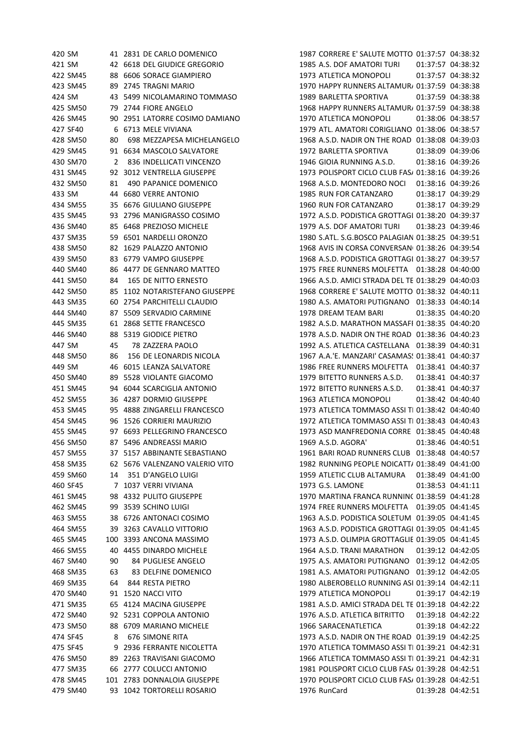| | | | | | | | | |
|---|---|---|---|---|---|---|---|---|
| 420 | SM | 41 | 2831 | DE CARLO DOMENICO | 1987 | CORRERE E' SALUTE MOTTO | 01:37:57 | 04:38:32 |
| 421 | SM | 42 | 6618 | DEL GIUDICE GREGORIO | 1985 | A.S. DOF AMATORI TURI | 01:37:57 | 04:38:32 |
| 422 | SM45 | 88 | 6606 | SORACE GIAMPIERO | 1973 | ATLETICA MONOPOLI | 01:37:57 | 04:38:32 |
| 423 | SM45 | 89 | 2745 | TRAGNI MARIO | 1970 | HAPPY RUNNERS ALTAMUR/ | 01:37:59 | 04:38:38 |
| 424 | SM | 43 | 5499 | NICOLAMARINO TOMMASO | 1989 | BARLETTA SPORTIVA | 01:37:59 | 04:38:38 |
| 425 | SM50 | 79 | 2744 | FIORE ANGELO | 1968 | HAPPY RUNNERS ALTAMUR/ | 01:37:59 | 04:38:38 |
| 426 | SM45 | 90 | 2951 | LATORRE COSIMO DAMIANO | 1970 | ATLETICA MONOPOLI | 01:38:06 | 04:38:57 |
| 427 | SF40 | 6 | 6713 | MELE VIVIANA | 1979 | ATL. AMATORI CORIGLIANO | 01:38:06 | 04:38:57 |
| 428 | SM50 | 80 | 698 | MEZZAPESA MICHELANGELO | 1968 | A.S.D. NADIR ON THE ROAD | 01:38:08 | 04:39:03 |
| 429 | SM45 | 91 | 6634 | MASCOLO SALVATORE | 1972 | BARLETTA SPORTIVA | 01:38:09 | 04:39:06 |
| 430 | SM70 | 2 | 836 | INDELLICATI VINCENZO | 1946 | GIOIA RUNNING A.S.D. | 01:38:16 | 04:39:26 |
| 431 | SM45 | 92 | 3012 | VENTRELLA GIUSEPPE | 1973 | POLISPORT CICLO CLUB FAS/ | 01:38:16 | 04:39:26 |
| 432 | SM50 | 81 | 490 | PAPANICE DOMENICO | 1968 | A.S.D. MONTEDORO NOCI | 01:38:16 | 04:39:26 |
| 433 | SM | 44 | 6680 | VERRE ANTONIO | 1985 | RUN FOR CATANZARO | 01:38:17 | 04:39:29 |
| 434 | SM55 | 35 | 6676 | GIULIANO GIUSEPPE | 1960 | RUN FOR CATANZARO | 01:38:17 | 04:39:29 |
| 435 | SM45 | 93 | 2796 | MANIGRASSO COSIMO | 1972 | A.S.D. PODISTICA GROTTAGI | 01:38:20 | 04:39:37 |
| 436 | SM40 | 85 | 6468 | PREZIOSO MICHELE | 1979 | A.S. DOF AMATORI TURI | 01:38:23 | 04:39:46 |
| 437 | SM35 | 59 | 6501 | NARDELLI ORONZO | 1980 | S.ATL. S.G.BOSCO PALAGIAN | 01:38:25 | 04:39:51 |
| 438 | SM50 | 82 | 1629 | PALAZZO ANTONIO | 1968 | AVIS IN CORSA CONVERSAN | 01:38:26 | 04:39:54 |
| 439 | SM50 | 83 | 6779 | VAMPO GIUSEPPE | 1968 | A.S.D. PODISTICA GROTTAGI | 01:38:27 | 04:39:57 |
| 440 | SM40 | 86 | 4477 | DE GENNARO MATTEO | 1975 | FREE RUNNERS MOLFETTA | 01:38:28 | 04:40:00 |
| 441 | SM50 | 84 | 165 | DE NITTO ERNESTO | 1966 | A.S.D. AMICI STRADA DEL TE | 01:38:29 | 04:40:03 |
| 442 | SM50 | 85 | 1102 | NOTARISTEFANO GIUSEPPE | 1968 | CORRERE E' SALUTE MOTTO | 01:38:32 | 04:40:11 |
| 443 | SM35 | 60 | 2754 | PARCHITELLI CLAUDIO | 1980 | A.S. AMATORI PUTIGNANO | 01:38:33 | 04:40:14 |
| 444 | SM40 | 87 | 5509 | SERVADIO CARMINE | 1978 | DREAM TEAM BARI | 01:38:35 | 04:40:20 |
| 445 | SM35 | 61 | 2868 | SETTE FRANCESCO | 1982 | A.S.D. MARATHON MASSAFI | 01:38:35 | 04:40:20 |
| 446 | SM40 | 88 | 5319 | GIODICE PIETRO | 1978 | A.S.D. NADIR ON THE ROAD | 01:38:36 | 04:40:23 |
| 447 | SM | 45 | 78 | ZAZZERA PAOLO | 1992 | A.S. ATLETICA CASTELLANA | 01:38:39 | 04:40:31 |
| 448 | SM50 | 86 | 156 | DE LEONARDIS NICOLA | 1967 | A.A.'E. MANZARI' CASAMAS: | 01:38:41 | 04:40:37 |
| 449 | SM | 46 | 6015 | LEANZA SALVATORE | 1986 | FREE RUNNERS MOLFETTA | 01:38:41 | 04:40:37 |
| 450 | SM40 | 89 | 5528 | VIOLANTE GIACOMO | 1979 | BITETTO RUNNERS A.S.D. | 01:38:41 | 04:40:37 |
| 451 | SM45 | 94 | 6044 | SCARCIGLIA ANTONIO | 1972 | BITETTO RUNNERS A.S.D. | 01:38:41 | 04:40:37 |
| 452 | SM55 | 36 | 4287 | DORMIO GIUSEPPE | 1963 | ATLETICA MONOPOLI | 01:38:42 | 04:40:40 |
| 453 | SM45 | 95 | 4888 | ZINGARELLI FRANCESCO | 1973 | ATLETICA TOMMASO ASSI TI | 01:38:42 | 04:40:40 |
| 454 | SM45 | 96 | 1526 | CORRIERI MAURIZIO | 1972 | ATLETICA TOMMASO ASSI TI | 01:38:43 | 04:40:43 |
| 455 | SM45 | 97 | 6693 | PELLEGRINO FRANCESCO | 1973 | ASD MANFREDONIA CORRE | 01:38:45 | 04:40:48 |
| 456 | SM50 | 87 | 5496 | ANDREASSI MARIO | 1969 | A.S.D. AGORA' | 01:38:46 | 04:40:51 |
| 457 | SM55 | 37 | 5157 | ABBINANTE SEBASTIANO | 1961 | BARI ROAD RUNNERS CLUB | 01:38:48 | 04:40:57 |
| 458 | SM35 | 62 | 5676 | VALENZANO VALERIO VITO | 1982 | RUNNING PEOPLE NOICATT/ | 01:38:49 | 04:41:00 |
| 459 | SM60 | 14 | 351 | D'ANGELO LUIGI | 1959 | ATLETIC CLUB ALTAMURA | 01:38:49 | 04:41:00 |
| 460 | SF45 | 7 | 1037 | VERRI VIVIANA | 1973 | G.S. LAMONE | 01:38:53 | 04:41:11 |
| 461 | SM45 | 98 | 4332 | PULITO GIUSEPPE | 1970 | MARTINA FRANCA RUNNIN( | 01:38:59 | 04:41:28 |
| 462 | SM45 | 99 | 3539 | SCHINO LUIGI | 1974 | FREE RUNNERS MOLFETTA | 01:39:05 | 04:41:45 |
| 463 | SM55 | 38 | 6726 | ANTONACI COSIMO | 1963 | A.S.D. PODISTICA SOLETUM | 01:39:05 | 04:41:45 |
| 464 | SM55 | 39 | 3263 | CAVALLO VITTORIO | 1963 | A.S.D. PODISTICA GROTTAGI | 01:39:05 | 04:41:45 |
| 465 | SM45 | 100 | 3393 | ANCONA MASSIMO | 1973 | A.S.D. OLIMPIA GROTTAGLIE | 01:39:05 | 04:41:45 |
| 466 | SM55 | 40 | 4455 | DINARDO MICHELE | 1964 | A.S.D. TRANI MARATHON | 01:39:12 | 04:42:05 |
| 467 | SM40 | 90 | 84 | PUGLIESE ANGELO | 1975 | A.S. AMATORI PUTIGNANO | 01:39:12 | 04:42:05 |
| 468 | SM35 | 63 | 83 | DELFINE DOMENICO | 1981 | A.S. AMATORI PUTIGNANO | 01:39:12 | 04:42:05 |
| 469 | SM35 | 64 | 844 | RESTA PIETRO | 1980 | ALBEROBELLO RUNNING ASI | 01:39:14 | 04:42:11 |
| 470 | SM40 | 91 | 1520 | NACCI VITO | 1979 | ATLETICA MONOPOLI | 01:39:17 | 04:42:19 |
| 471 | SM35 | 65 | 4124 | MACINA GIUSEPPE | 1981 | A.S.D. AMICI STRADA DEL TE | 01:39:18 | 04:42:22 |
| 472 | SM40 | 92 | 5231 | COPPOLA ANTONIO | 1976 | A.S.D. ATLETICA BITRITTO | 01:39:18 | 04:42:22 |
| 473 | SM50 | 88 | 6709 | MARIANO MICHELE | 1966 | SARACENATLETICA | 01:39:18 | 04:42:22 |
| 474 | SF45 | 8 | 676 | SIMONE RITA | 1973 | A.S.D. NADIR ON THE ROAD | 01:39:19 | 04:42:25 |
| 475 | SF45 | 9 | 2936 | FERRANTE NICOLETTA | 1970 | ATLETICA TOMMASO ASSI TI | 01:39:21 | 04:42:31 |
| 476 | SM50 | 89 | 2263 | TRAVISANI GIACOMO | 1966 | ATLETICA TOMMASO ASSI TI | 01:39:21 | 04:42:31 |
| 477 | SM35 | 66 | 2777 | COLUCCI ANTONIO | 1981 | POLISPORT CICLO CLUB FAS/ | 01:39:28 | 04:42:51 |
| 478 | SM45 | 101 | 2783 | DONNALOIA GIUSEPPE | 1970 | POLISPORT CICLO CLUB FAS/ | 01:39:28 | 04:42:51 |
| 479 | SM40 | 93 | 1042 | TORTORELLI ROSARIO | 1976 | RunCard | 01:39:28 | 04:42:51 |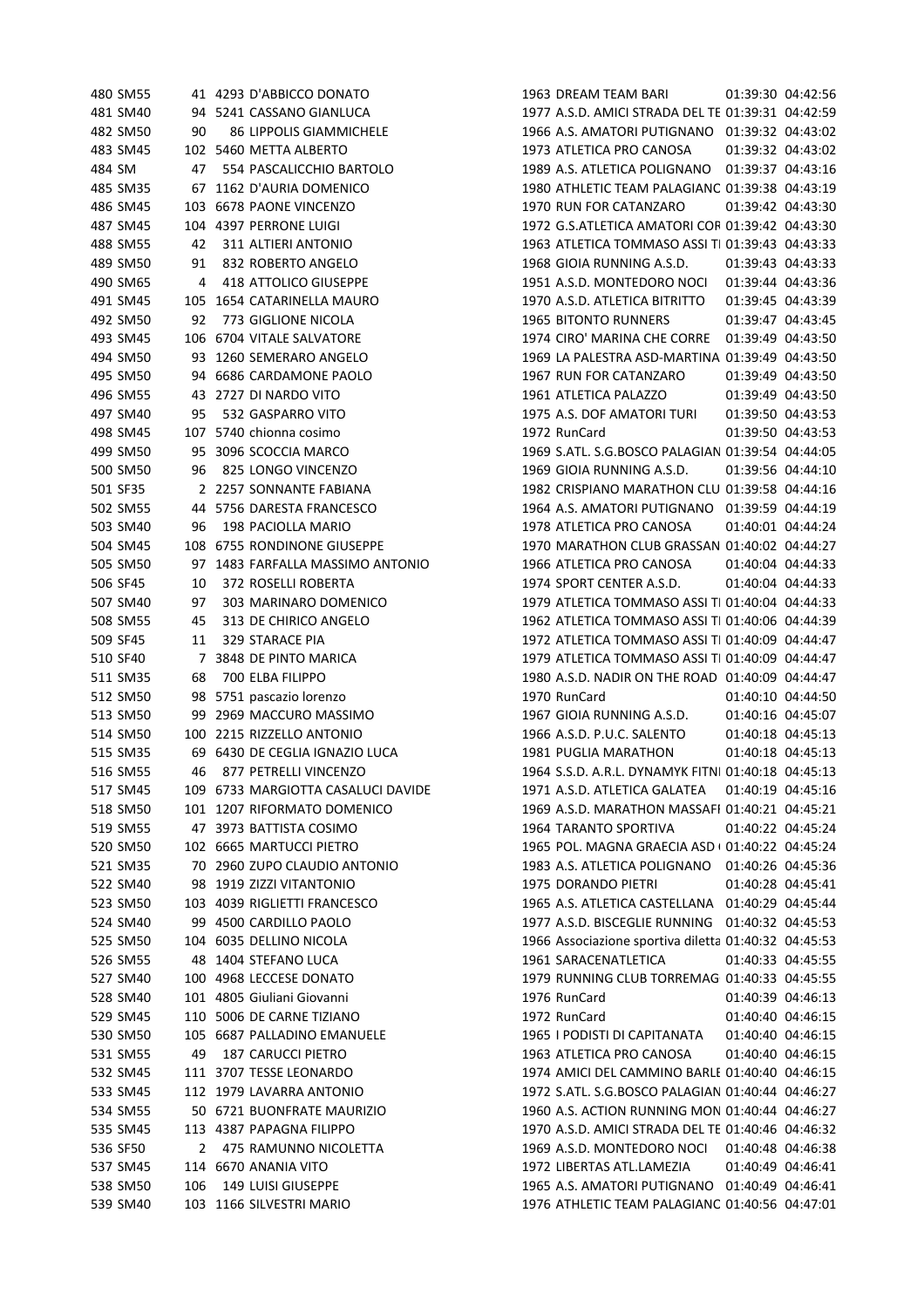| | | | | | | | | |
|---|---|---|---|---|---|---|---|---|
| 480 | SM55 | 41 | 4293 | D'ABBICCO DONATO | 1963 | DREAM TEAM BARI | 01:39:30 | 04:42:56 |
| 481 | SM40 | 94 | 5241 | CASSANO GIANLUCA | 1977 | A.S.D. AMICI STRADA DEL TE | 01:39:31 | 04:42:59 |
| 482 | SM50 | 90 | 86 | LIPPOLIS GIAMMICHELE | 1966 | A.S. AMATORI PUTIGNANO | 01:39:32 | 04:43:02 |
| 483 | SM45 | 102 | 5460 | METTA ALBERTO | 1973 | ATLETICA PRO CANOSA | 01:39:32 | 04:43:02 |
| 484 | SM | 47 | 554 | PASCALICCHIO BARTOLO | 1989 | A.S. ATLETICA POLIGNANO | 01:39:37 | 04:43:16 |
| 485 | SM35 | 67 | 1162 | D'AURIA DOMENICO | 1980 | ATHLETIC TEAM PALAGIANC | 01:39:38 | 04:43:19 |
| 486 | SM45 | 103 | 6678 | PAONE VINCENZO | 1970 | RUN FOR CATANZARO | 01:39:42 | 04:43:30 |
| 487 | SM45 | 104 | 4397 | PERRONE LUIGI | 1972 | G.S.ATLETICA AMATORI COR | 01:39:42 | 04:43:30 |
| 488 | SM55 | 42 | 311 | ALTIERI ANTONIO | 1963 | ATLETICA TOMMASO ASSI TI | 01:39:43 | 04:43:33 |
| 489 | SM50 | 91 | 832 | ROBERTO ANGELO | 1968 | GIOIA RUNNING A.S.D. | 01:39:43 | 04:43:33 |
| 490 | SM65 | 4 | 418 | ATTOLICO GIUSEPPE | 1951 | A.S.D. MONTEDORO NOCI | 01:39:44 | 04:43:36 |
| 491 | SM45 | 105 | 1654 | CATARINELLA MAURO | 1970 | A.S.D. ATLETICA BITRITTO | 01:39:45 | 04:43:39 |
| 492 | SM50 | 92 | 773 | GIGLIONE NICOLA | 1965 | BITONTO RUNNERS | 01:39:47 | 04:43:45 |
| 493 | SM45 | 106 | 6704 | VITALE SALVATORE | 1974 | CIRO' MARINA CHE CORRE | 01:39:49 | 04:43:50 |
| 494 | SM50 | 93 | 1260 | SEMERARO ANGELO | 1969 | LA PALESTRA ASD-MARTINA | 01:39:49 | 04:43:50 |
| 495 | SM50 | 94 | 6686 | CARDAMONE PAOLO | 1967 | RUN FOR CATANZARO | 01:39:49 | 04:43:50 |
| 496 | SM55 | 43 | 2727 | DI NARDO VITO | 1961 | ATLETICA PALAZZO | 01:39:49 | 04:43:50 |
| 497 | SM40 | 95 | 532 | GASPARRO VITO | 1975 | A.S. DOF AMATORI TURI | 01:39:50 | 04:43:53 |
| 498 | SM45 | 107 | 5740 | chionna cosimo | 1972 | RunCard | 01:39:50 | 04:43:53 |
| 499 | SM50 | 95 | 3096 | SCOCCIA MARCO | 1969 | S.ATL. S.G.BOSCO PALAGIAN | 01:39:54 | 04:44:05 |
| 500 | SM50 | 96 | 825 | LONGO VINCENZO | 1969 | GIOIA RUNNING A.S.D. | 01:39:56 | 04:44:10 |
| 501 | SF35 | 2 | 2257 | SONNANTE FABIANA | 1982 | CRISPIANO MARATHON CLU | 01:39:58 | 04:44:16 |
| 502 | SM55 | 44 | 5756 | DARESTA FRANCESCO | 1964 | A.S. AMATORI PUTIGNANO | 01:39:59 | 04:44:19 |
| 503 | SM40 | 96 | 198 | PACIOLLA MARIO | 1978 | ATLETICA PRO CANOSA | 01:40:01 | 04:44:24 |
| 504 | SM45 | 108 | 6755 | RONDINONE GIUSEPPE | 1970 | MARATHON CLUB GRASSAN | 01:40:02 | 04:44:27 |
| 505 | SM50 | 97 | 1483 | FARFALLA MASSIMO ANTONIO | 1966 | ATLETICA PRO CANOSA | 01:40:04 | 04:44:33 |
| 506 | SF45 | 10 | 372 | ROSELLI ROBERTA | 1974 | SPORT CENTER A.S.D. | 01:40:04 | 04:44:33 |
| 507 | SM40 | 97 | 303 | MARINARO DOMENICO | 1979 | ATLETICA TOMMASO ASSI TI | 01:40:04 | 04:44:33 |
| 508 | SM55 | 45 | 313 | DE CHIRICO ANGELO | 1962 | ATLETICA TOMMASO ASSI TI | 01:40:06 | 04:44:39 |
| 509 | SF45 | 11 | 329 | STARACE PIA | 1972 | ATLETICA TOMMASO ASSI TI | 01:40:09 | 04:44:47 |
| 510 | SF40 | 7 | 3848 | DE PINTO MARICA | 1979 | ATLETICA TOMMASO ASSI TI | 01:40:09 | 04:44:47 |
| 511 | SM35 | 68 | 700 | ELBA FILIPPO | 1980 | A.S.D. NADIR ON THE ROAD | 01:40:09 | 04:44:47 |
| 512 | SM50 | 98 | 5751 | pascazio lorenzo | 1970 | RunCard | 01:40:10 | 04:44:50 |
| 513 | SM50 | 99 | 2969 | MACCURO MASSIMO | 1967 | GIOIA RUNNING A.S.D. | 01:40:16 | 04:45:07 |
| 514 | SM50 | 100 | 2215 | RIZZELLO ANTONIO | 1966 | A.S.D. P.U.C. SALENTO | 01:40:18 | 04:45:13 |
| 515 | SM35 | 69 | 6430 | DE CEGLIA IGNAZIO LUCA | 1981 | PUGLIA MARATHON | 01:40:18 | 04:45:13 |
| 516 | SM55 | 46 | 877 | PETRELLI VINCENZO | 1964 | S.S.D. A.R.L. DYNAMYK FITNI | 01:40:18 | 04:45:13 |
| 517 | SM45 | 109 | 6733 | MARGIOTTA CASALUCI DAVIDE | 1971 | A.S.D. ATLETICA GALATEA | 01:40:19 | 04:45:16 |
| 518 | SM50 | 101 | 1207 | RIFORMATO DOMENICO | 1969 | A.S.D. MARATHON MASSAFI | 01:40:21 | 04:45:21 |
| 519 | SM55 | 47 | 3973 | BATTISTA COSIMO | 1964 | TARANTO SPORTIVA | 01:40:22 | 04:45:24 |
| 520 | SM50 | 102 | 6665 | MARTUCCI PIETRO | 1965 | POL. MAGNA GRAECIA ASD ( | 01:40:22 | 04:45:24 |
| 521 | SM35 | 70 | 2960 | ZUPO CLAUDIO ANTONIO | 1983 | A.S. ATLETICA POLIGNANO | 01:40:26 | 04:45:36 |
| 522 | SM40 | 98 | 1919 | ZIZZI VITANTONIO | 1975 | DORANDO PIETRI | 01:40:28 | 04:45:41 |
| 523 | SM50 | 103 | 4039 | RIGLIETTI FRANCESCO | 1965 | A.S. ATLETICA CASTELLANA | 01:40:29 | 04:45:44 |
| 524 | SM40 | 99 | 4500 | CARDILLO PAOLO | 1977 | A.S.D. BISCEGLIE RUNNING | 01:40:32 | 04:45:53 |
| 525 | SM50 | 104 | 6035 | DELLINO NICOLA | 1966 | Associazione sportiva diletta | 01:40:32 | 04:45:53 |
| 526 | SM55 | 48 | 1404 | STEFANO LUCA | 1961 | SARACENATLETICA | 01:40:33 | 04:45:55 |
| 527 | SM40 | 100 | 4968 | LECCESE DONATO | 1979 | RUNNING CLUB TORREMAG | 01:40:33 | 04:45:55 |
| 528 | SM40 | 101 | 4805 | Giuliani Giovanni | 1976 | RunCard | 01:40:39 | 04:46:13 |
| 529 | SM45 | 110 | 5006 | DE CARNE TIZIANO | 1972 | RunCard | 01:40:40 | 04:46:15 |
| 530 | SM50 | 105 | 6687 | PALLADINO EMANUELE | 1965 | I PODISTI DI CAPITANATA | 01:40:40 | 04:46:15 |
| 531 | SM55 | 49 | 187 | CARUCCI PIETRO | 1963 | ATLETICA PRO CANOSA | 01:40:40 | 04:46:15 |
| 532 | SM45 | 111 | 3707 | TESSE LEONARDO | 1974 | AMICI DEL CAMMINO BARLE | 01:40:40 | 04:46:15 |
| 533 | SM45 | 112 | 1979 | LAVARRA ANTONIO | 1972 | S.ATL. S.G.BOSCO PALAGIAN | 01:40:44 | 04:46:27 |
| 534 | SM55 | 50 | 6721 | BUONFRATE MAURIZIO | 1960 | A.S. ACTION RUNNING MON | 01:40:44 | 04:46:27 |
| 535 | SM45 | 113 | 4387 | PAPAGNA FILIPPO | 1970 | A.S.D. AMICI STRADA DEL TE | 01:40:46 | 04:46:32 |
| 536 | SF50 | 2 | 475 | RAMUNNO NICOLETTA | 1969 | A.S.D. MONTEDORO NOCI | 01:40:48 | 04:46:38 |
| 537 | SM45 | 114 | 6670 | ANANIA VITO | 1972 | LIBERTAS ATL.LAMEZIA | 01:40:49 | 04:46:41 |
| 538 | SM50 | 106 | 149 | LUISI GIUSEPPE | 1965 | A.S. AMATORI PUTIGNANO | 01:40:49 | 04:46:41 |
| 539 | SM40 | 103 | 1166 | SILVESTRI MARIO | 1976 | ATHLETIC TEAM PALAGIANC | 01:40:56 | 04:47:01 |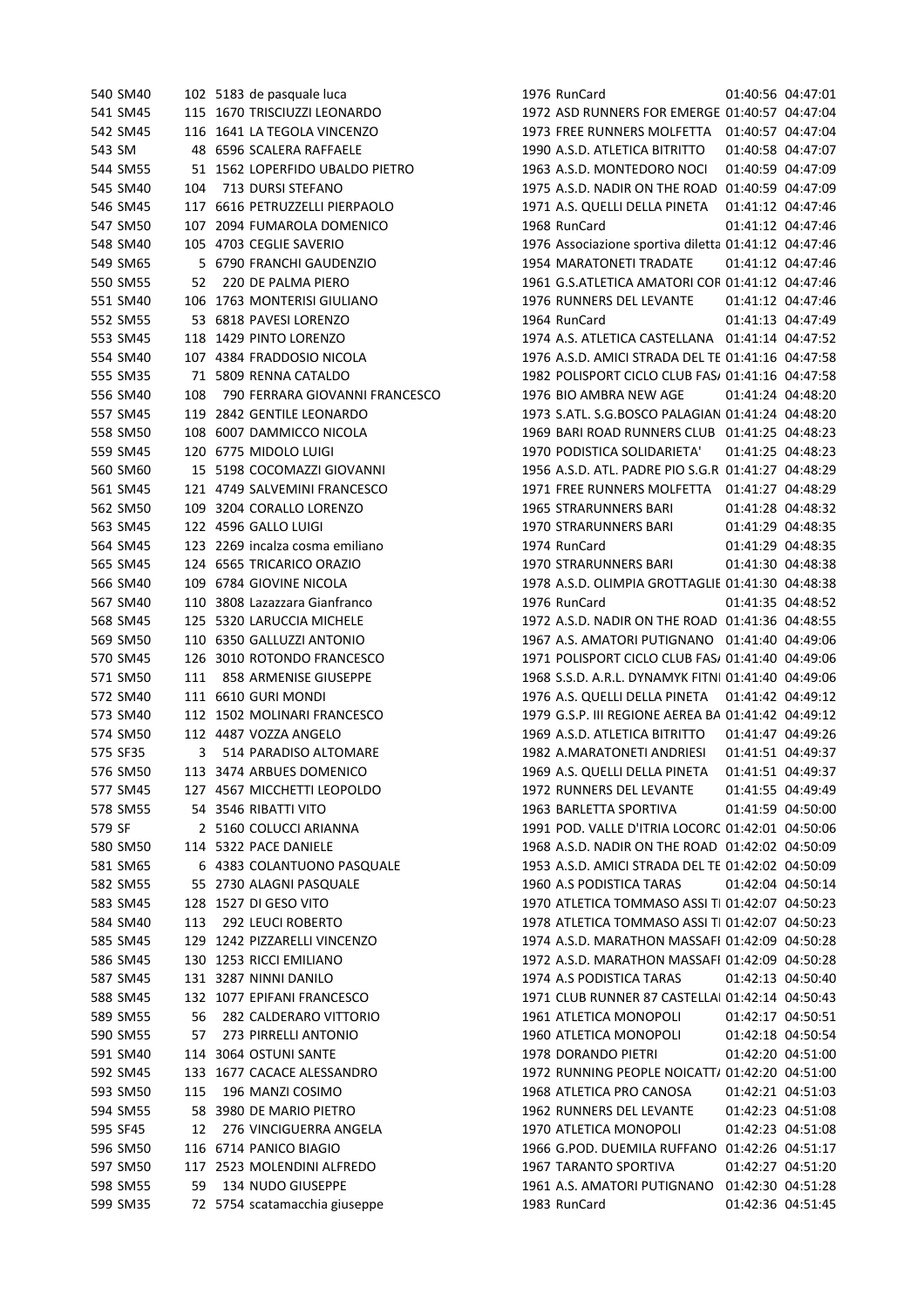| | | | | | | | | |
|---|---|---|---|---|---|---|---|---|
| 540 | SM40 | 102 | 5183 | de pasquale luca | 1976 | RunCard | 01:40:56 | 04:47:01 |
| 541 | SM45 | 115 | 1670 | TRISCIUZZI LEONARDO | 1972 | ASD RUNNERS FOR EMERGE | 01:40:57 | 04:47:04 |
| 542 | SM45 | 116 | 1641 | LA TEGOLA VINCENZO | 1973 | FREE RUNNERS MOLFETTA | 01:40:57 | 04:47:04 |
| 543 | SM | 48 | 6596 | SCALERA RAFFAELE | 1990 | A.S.D. ATLETICA BITRITTO | 01:40:58 | 04:47:07 |
| 544 | SM55 | 51 | 1562 | LOPERFIDO UBALDO PIETRO | 1963 | A.S.D. MONTEDORO NOCI | 01:40:59 | 04:47:09 |
| 545 | SM40 | 104 | 713 | DURSI STEFANO | 1975 | A.S.D. NADIR ON THE ROAD | 01:40:59 | 04:47:09 |
| 546 | SM45 | 117 | 6616 | PETRUZZELLI PIERPAOLO | 1971 | A.S. QUELLI DELLA PINETA | 01:41:12 | 04:47:46 |
| 547 | SM50 | 107 | 2094 | FUMAROLA DOMENICO | 1968 | RunCard | 01:41:12 | 04:47:46 |
| 548 | SM40 | 105 | 4703 | CEGLIE SAVERIO | 1976 | Associazione sportiva diletta | 01:41:12 | 04:47:46 |
| 549 | SM65 | 5 | 6790 | FRANCHI GAUDENZIO | 1954 | MARATONETI TRADATE | 01:41:12 | 04:47:46 |
| 550 | SM55 | 52 | 220 | DE PALMA PIERO | 1961 | G.S.ATLETICA AMATORI COR | 01:41:12 | 04:47:46 |
| 551 | SM40 | 106 | 1763 | MONTERISI GIULIANO | 1976 | RUNNERS DEL LEVANTE | 01:41:12 | 04:47:46 |
| 552 | SM55 | 53 | 6818 | PAVESI LORENZO | 1964 | RunCard | 01:41:13 | 04:47:49 |
| 553 | SM45 | 118 | 1429 | PINTO LORENZO | 1974 | A.S. ATLETICA CASTELLANA | 01:41:14 | 04:47:52 |
| 554 | SM40 | 107 | 4384 | FRADDOSIO NICOLA | 1976 | A.S.D. AMICI STRADA DEL TE | 01:41:16 | 04:47:58 |
| 555 | SM35 | 71 | 5809 | RENNA CATALDO | 1982 | POLISPORT CICLO CLUB FAS/ | 01:41:16 | 04:47:58 |
| 556 | SM40 | 108 | 790 | FERRARA GIOVANNI FRANCESCO | 1976 | BIO AMBRA NEW AGE | 01:41:24 | 04:48:20 |
| 557 | SM45 | 119 | 2842 | GENTILE LEONARDO | 1973 | S.ATL. S.G.BOSCO PALAGIAN | 01:41:24 | 04:48:20 |
| 558 | SM50 | 108 | 6007 | DAMMICCO NICOLA | 1969 | BARI ROAD RUNNERS CLUB | 01:41:25 | 04:48:23 |
| 559 | SM45 | 120 | 6775 | MIDOLO LUIGI | 1970 | PODISTICA SOLIDARIETA' | 01:41:25 | 04:48:23 |
| 560 | SM60 | 15 | 5198 | COCOMAZZI GIOVANNI | 1956 | A.S.D. ATL. PADRE PIO S.G.R | 01:41:27 | 04:48:29 |
| 561 | SM45 | 121 | 4749 | SALVEMINI FRANCESCO | 1971 | FREE RUNNERS MOLFETTA | 01:41:27 | 04:48:29 |
| 562 | SM50 | 109 | 3204 | CORALLO LORENZO | 1965 | STRARUNNERS BARI | 01:41:28 | 04:48:32 |
| 563 | SM45 | 122 | 4596 | GALLO LUIGI | 1970 | STRARUNNERS BARI | 01:41:29 | 04:48:35 |
| 564 | SM45 | 123 | 2269 | incalza cosma emiliano | 1974 | RunCard | 01:41:29 | 04:48:35 |
| 565 | SM45 | 124 | 6565 | TRICARICO ORAZIO | 1970 | STRARUNNERS BARI | 01:41:30 | 04:48:38 |
| 566 | SM40 | 109 | 6784 | GIOVINE NICOLA | 1978 | A.S.D. OLIMPIA GROTTAGLIE | 01:41:30 | 04:48:38 |
| 567 | SM40 | 110 | 3808 | Lazazzara Gianfranco | 1976 | RunCard | 01:41:35 | 04:48:52 |
| 568 | SM45 | 125 | 5320 | LARUCCIA MICHELE | 1972 | A.S.D. NADIR ON THE ROAD | 01:41:36 | 04:48:55 |
| 569 | SM50 | 110 | 6350 | GALLUZZI ANTONIO | 1967 | A.S. AMATORI PUTIGNANO | 01:41:40 | 04:49:06 |
| 570 | SM45 | 126 | 3010 | ROTONDO FRANCESCO | 1971 | POLISPORT CICLO CLUB FAS/ | 01:41:40 | 04:49:06 |
| 571 | SM50 | 111 | 858 | ARMENISE GIUSEPPE | 1968 | S.S.D. A.R.L. DYNAMYK FITNI | 01:41:40 | 04:49:06 |
| 572 | SM40 | 111 | 6610 | GURI MONDI | 1976 | A.S. QUELLI DELLA PINETA | 01:41:42 | 04:49:12 |
| 573 | SM40 | 112 | 1502 | MOLINARI FRANCESCO | 1979 | G.S.P. III REGIONE AEREA BA | 01:41:42 | 04:49:12 |
| 574 | SM50 | 112 | 4487 | VOZZA ANGELO | 1969 | A.S.D. ATLETICA BITRITTO | 01:41:47 | 04:49:26 |
| 575 | SF35 | 3 | 514 | PARADISO ALTOMARE | 1982 | A.MARATONETI ANDRIESI | 01:41:51 | 04:49:37 |
| 576 | SM50 | 113 | 3474 | ARBUES DOMENICO | 1969 | A.S. QUELLI DELLA PINETA | 01:41:51 | 04:49:37 |
| 577 | SM45 | 127 | 4567 | MICCHETTI LEOPOLDO | 1972 | RUNNERS DEL LEVANTE | 01:41:55 | 04:49:49 |
| 578 | SM55 | 54 | 3546 | RIBATTI VITO | 1963 | BARLETTA SPORTIVA | 01:41:59 | 04:50:00 |
| 579 | SF | 2 | 5160 | COLUCCI ARIANNA | 1991 | POD. VALLE D'ITRIA LOCORC | 01:42:01 | 04:50:06 |
| 580 | SM50 | 114 | 5322 | PACE DANIELE | 1968 | A.S.D. NADIR ON THE ROAD | 01:42:02 | 04:50:09 |
| 581 | SM65 | 6 | 4383 | COLANTUONO PASQUALE | 1953 | A.S.D. AMICI STRADA DEL TE | 01:42:02 | 04:50:09 |
| 582 | SM55 | 55 | 2730 | ALAGNI PASQUALE | 1960 | A.S PODISTICA TARAS | 01:42:04 | 04:50:14 |
| 583 | SM45 | 128 | 1527 | DI GESO VITO | 1970 | ATLETICA TOMMASO ASSI TI | 01:42:07 | 04:50:23 |
| 584 | SM40 | 113 | 292 | LEUCI ROBERTO | 1978 | ATLETICA TOMMASO ASSI TI | 01:42:07 | 04:50:23 |
| 585 | SM45 | 129 | 1242 | PIZZARELLI VINCENZO | 1974 | A.S.D. MARATHON MASSAFI | 01:42:09 | 04:50:28 |
| 586 | SM45 | 130 | 1253 | RICCI EMILIANO | 1972 | A.S.D. MARATHON MASSAFI | 01:42:09 | 04:50:28 |
| 587 | SM45 | 131 | 3287 | NINNI DANILO | 1974 | A.S PODISTICA TARAS | 01:42:13 | 04:50:40 |
| 588 | SM45 | 132 | 1077 | EPIFANI FRANCESCO | 1971 | CLUB RUNNER 87 CASTELLAI | 01:42:14 | 04:50:43 |
| 589 | SM55 | 56 | 282 | CALDERARO VITTORIO | 1961 | ATLETICA MONOPOLI | 01:42:17 | 04:50:51 |
| 590 | SM55 | 57 | 273 | PIRRELLI ANTONIO | 1960 | ATLETICA MONOPOLI | 01:42:18 | 04:50:54 |
| 591 | SM40 | 114 | 3064 | OSTUNI SANTE | 1978 | DORANDO PIETRI | 01:42:20 | 04:51:00 |
| 592 | SM45 | 133 | 1677 | CACACE ALESSANDRO | 1972 | RUNNING PEOPLE NOICATT/ | 01:42:20 | 04:51:00 |
| 593 | SM50 | 115 | 196 | MANZI COSIMO | 1968 | ATLETICA PRO CANOSA | 01:42:21 | 04:51:03 |
| 594 | SM55 | 58 | 3980 | DE MARIO PIETRO | 1962 | RUNNERS DEL LEVANTE | 01:42:23 | 04:51:08 |
| 595 | SF45 | 12 | 276 | VINCIGUERRA ANGELA | 1970 | ATLETICA MONOPOLI | 01:42:23 | 04:51:08 |
| 596 | SM50 | 116 | 6714 | PANICO BIAGIO | 1966 | G.POD. DUEMILA RUFFANO | 01:42:26 | 04:51:17 |
| 597 | SM50 | 117 | 2523 | MOLENDINI ALFREDO | 1967 | TARANTO SPORTIVA | 01:42:27 | 04:51:20 |
| 598 | SM55 | 59 | 134 | NUDO GIUSEPPE | 1961 | A.S. AMATORI PUTIGNANO | 01:42:30 | 04:51:28 |
| 599 | SM35 | 72 | 5754 | scatamacchia giuseppe | 1983 | RunCard | 01:42:36 | 04:51:45 |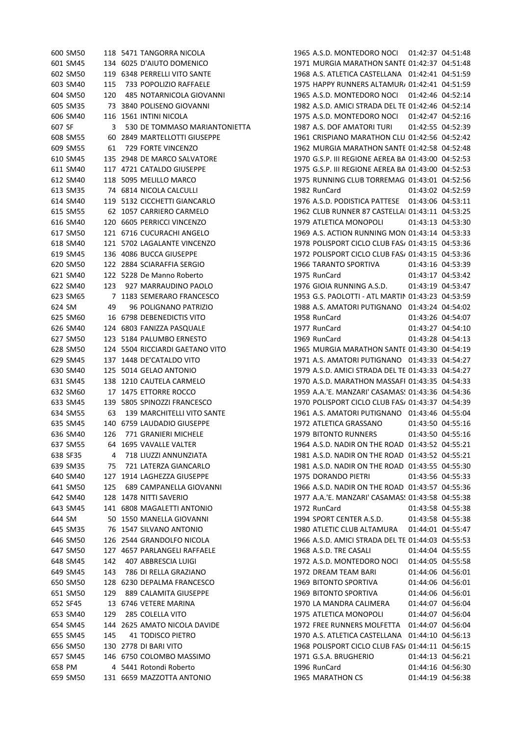| | | | | | | | | |
|---|---|---|---|---|---|---|---|---|
| 600 | SM50 | 118 | 5471 | TANGORRA NICOLA | 1965 | A.S.D. MONTEDORO NOCI | 01:42:37 | 04:51:48 |
| 601 | SM45 | 134 | 6025 | D'AIUTO DOMENICO | 1971 | MURGIA MARATHON SANTE | 01:42:37 | 04:51:48 |
| 602 | SM50 | 119 | 6348 | PERRELLI VITO SANTE | 1968 | A.S. ATLETICA CASTELLANA | 01:42:41 | 04:51:59 |
| 603 | SM40 | 115 | 733 | POPOLIZIO RAFFAELE | 1975 | HAPPY RUNNERS ALTAMUR | 01:42:41 | 04:51:59 |
| 604 | SM50 | 120 | 485 | NOTARNICOLA GIOVANNI | 1965 | A.S.D. MONTEDORO NOCI | 01:42:46 | 04:52:14 |
| 605 | SM35 | 73 | 3840 | POLISENO GIOVANNI | 1982 | A.S.D. AMICI STRADA DEL TE | 01:42:46 | 04:52:14 |
| 606 | SM40 | 116 | 1561 | INTINI NICOLA | 1975 | A.S.D. MONTEDORO NOCI | 01:42:47 | 04:52:16 |
| 607 | SF | 3 | 530 | DE TOMMASO MARIANTONIETTA | 1987 | A.S. DOF AMATORI TURI | 01:42:55 | 04:52:39 |
| 608 | SM55 | 60 | 2849 | MARTELLOTTI GIUSEPPE | 1961 | CRISPIANO MARATHON CLU | 01:42:56 | 04:52:42 |
| 609 | SM55 | 61 | 729 | FORTE VINCENZO | 1962 | MURGIA MARATHON SANTE | 01:42:58 | 04:52:48 |
| 610 | SM45 | 135 | 2948 | DE MARCO SALVATORE | 1970 | G.S.P. III REGIONE AEREA BA | 01:43:00 | 04:52:53 |
| 611 | SM40 | 117 | 4721 | CATALDO GIUSEPPE | 1975 | G.S.P. III REGIONE AEREA BA | 01:43:00 | 04:52:53 |
| 612 | SM40 | 118 | 5095 | MELILLO MARCO | 1975 | RUNNING CLUB TORREMAG | 01:43:01 | 04:52:56 |
| 613 | SM35 | 74 | 6814 | NICOLA CALCULLI | 1982 | RunCard | 01:43:02 | 04:52:59 |
| 614 | SM40 | 119 | 5132 | CICCHETTI GIANCARLO | 1976 | A.S.D. PODISTICA PATTESE | 01:43:06 | 04:53:11 |
| 615 | SM55 | 62 | 1057 | CARRIERO CARMELO | 1962 | CLUB RUNNER 87 CASTELLA | 01:43:11 | 04:53:25 |
| 616 | SM40 | 120 | 6605 | PERRICCI VINCENZO | 1979 | ATLETICA MONOPOLI | 01:43:13 | 04:53:30 |
| 617 | SM50 | 121 | 6716 | CUCURACHI ANGELO | 1969 | A.S. ACTION RUNNING MON | 01:43:14 | 04:53:33 |
| 618 | SM40 | 121 | 5702 | LAGALANTE VINCENZO | 1978 | POLISPORT CICLO CLUB FAS | 01:43:15 | 04:53:36 |
| 619 | SM45 | 136 | 4086 | BUCCA GIUSEPPE | 1972 | POLISPORT CICLO CLUB FAS | 01:43:15 | 04:53:36 |
| 620 | SM50 | 122 | 2884 | SCIARAFFIA SERGIO | 1966 | TARANTO SPORTIVA | 01:43:16 | 04:53:39 |
| 621 | SM40 | 122 | 5228 | De Manno Roberto | 1975 | RunCard | 01:43:17 | 04:53:42 |
| 622 | SM40 | 123 | 927 | MARRAUDINO PAOLO | 1976 | GIOIA RUNNING A.S.D. | 01:43:19 | 04:53:47 |
| 623 | SM65 | 7 | 1183 | SEMERARO FRANCESCO | 1953 | G.S. PAOLOTTI - ATL MARTIN | 01:43:23 | 04:53:59 |
| 624 | SM | 49 | 96 | POLIGNANO PATRIZIO | 1988 | A.S. AMATORI PUTIGNANO | 01:43:24 | 04:54:02 |
| 625 | SM60 | 16 | 6798 | DEBENEDICTIS VITO | 1958 | RunCard | 01:43:26 | 04:54:07 |
| 626 | SM40 | 124 | 6803 | FANIZZA PASQUALE | 1977 | RunCard | 01:43:27 | 04:54:10 |
| 627 | SM50 | 123 | 5184 | PALUMBO ERNESTO | 1969 | RunCard | 01:43:28 | 04:54:13 |
| 628 | SM50 | 124 | 5504 | RICCIARDI GAETANO VITO | 1965 | MURGIA MARATHON SANTE | 01:43:30 | 04:54:19 |
| 629 | SM45 | 137 | 1448 | DE'CATALDO VITO | 1971 | A.S. AMATORI PUTIGNANO | 01:43:33 | 04:54:27 |
| 630 | SM40 | 125 | 5014 | GELAO ANTONIO | 1979 | A.S.D. AMICI STRADA DEL TE | 01:43:33 | 04:54:27 |
| 631 | SM45 | 138 | 1210 | CAUTELA CARMELO | 1970 | A.S.D. MARATHON MASSAFI | 01:43:35 | 04:54:33 |
| 632 | SM60 | 17 | 1475 | ETTORRE ROCCO | 1959 | A.A.'E. MANZARI' CASAMAS | 01:43:36 | 04:54:36 |
| 633 | SM45 | 139 | 5805 | SPINOZZI FRANCESCO | 1970 | POLISPORT CICLO CLUB FAS | 01:43:37 | 04:54:39 |
| 634 | SM55 | 63 | 139 | MARCHITELLI VITO SANTE | 1961 | A.S. AMATORI PUTIGNANO | 01:43:46 | 04:55:04 |
| 635 | SM45 | 140 | 6759 | LAUDADIO GIUSEPPE | 1972 | ATLETICA GRASSANO | 01:43:50 | 04:55:16 |
| 636 | SM40 | 126 | 771 | GRANIERI MICHELE | 1979 | BITONTO RUNNERS | 01:43:50 | 04:55:16 |
| 637 | SM55 | 64 | 1695 | VAVALLE VALTER | 1964 | A.S.D. NADIR ON THE ROAD | 01:43:52 | 04:55:21 |
| 638 | SF35 | 4 | 718 | LIUZZI ANNUNZIATA | 1981 | A.S.D. NADIR ON THE ROAD | 01:43:52 | 04:55:21 |
| 639 | SM35 | 75 | 721 | LATERZA GIANCARLO | 1981 | A.S.D. NADIR ON THE ROAD | 01:43:55 | 04:55:30 |
| 640 | SM40 | 127 | 1914 | LAGHEZZA GIUSEPPE | 1975 | DORANDO PIETRI | 01:43:56 | 04:55:33 |
| 641 | SM50 | 125 | 689 | CAMPANELLA GIOVANNI | 1966 | A.S.D. NADIR ON THE ROAD | 01:43:57 | 04:55:36 |
| 642 | SM40 | 128 | 1478 | NITTI SAVERIO | 1977 | A.A.'E. MANZARI' CASAMAS | 01:43:58 | 04:55:38 |
| 643 | SM45 | 141 | 6808 | MAGALETTI ANTONIO | 1972 | RunCard | 01:43:58 | 04:55:38 |
| 644 | SM | 50 | 1550 | MANELLA GIOVANNI | 1994 | SPORT CENTER A.S.D. | 01:43:58 | 04:55:38 |
| 645 | SM35 | 76 | 1547 | SILVANO ANTONIO | 1980 | ATLETIC CLUB ALTAMURA | 01:44:01 | 04:55:47 |
| 646 | SM50 | 126 | 2544 | GRANDOLFO NICOLA | 1966 | A.S.D. AMICI STRADA DEL TE | 01:44:03 | 04:55:53 |
| 647 | SM50 | 127 | 4657 | PARLANGELI RAFFAELE | 1968 | A.S.D. TRE CASALI | 01:44:04 | 04:55:55 |
| 648 | SM45 | 142 | 407 | ABBRESCIA LUIGI | 1972 | A.S.D. MONTEDORO NOCI | 01:44:05 | 04:55:58 |
| 649 | SM45 | 143 | 786 | DI RELLA GRAZIANO | 1972 | DREAM TEAM BARI | 01:44:06 | 04:56:01 |
| 650 | SM50 | 128 | 6230 | DEPALMA FRANCESCO | 1969 | BITONTO SPORTIVA | 01:44:06 | 04:56:01 |
| 651 | SM50 | 129 | 889 | CALAMITA GIUSEPPE | 1969 | BITONTO SPORTIVA | 01:44:06 | 04:56:01 |
| 652 | SF45 | 13 | 6746 | VETERE MARINA | 1970 | LA MANDRA CALIMERA | 01:44:07 | 04:56:04 |
| 653 | SM40 | 129 | 285 | COLELLA VITO | 1975 | ATLETICA MONOPOLI | 01:44:07 | 04:56:04 |
| 654 | SM45 | 144 | 2625 | AMATO NICOLA DAVIDE | 1972 | FREE RUNNERS MOLFETTA | 01:44:07 | 04:56:04 |
| 655 | SM45 | 145 | 41 | TODISCO PIETRO | 1970 | A.S. ATLETICA CASTELLANA | 01:44:10 | 04:56:13 |
| 656 | SM50 | 130 | 2778 | DI BARI VITO | 1968 | POLISPORT CICLO CLUB FAS | 01:44:11 | 04:56:15 |
| 657 | SM45 | 146 | 6750 | COLOMBO MASSIMO | 1971 | G.S.A. BRUGHERIO | 01:44:13 | 04:56:21 |
| 658 | PM | 4 | 5441 | Rotondi Roberto | 1996 | RunCard | 01:44:16 | 04:56:30 |
| 659 | SM50 | 131 | 6659 | MAZZOTTA ANTONIO | 1965 | MARATHON CS | 01:44:19 | 04:56:38 |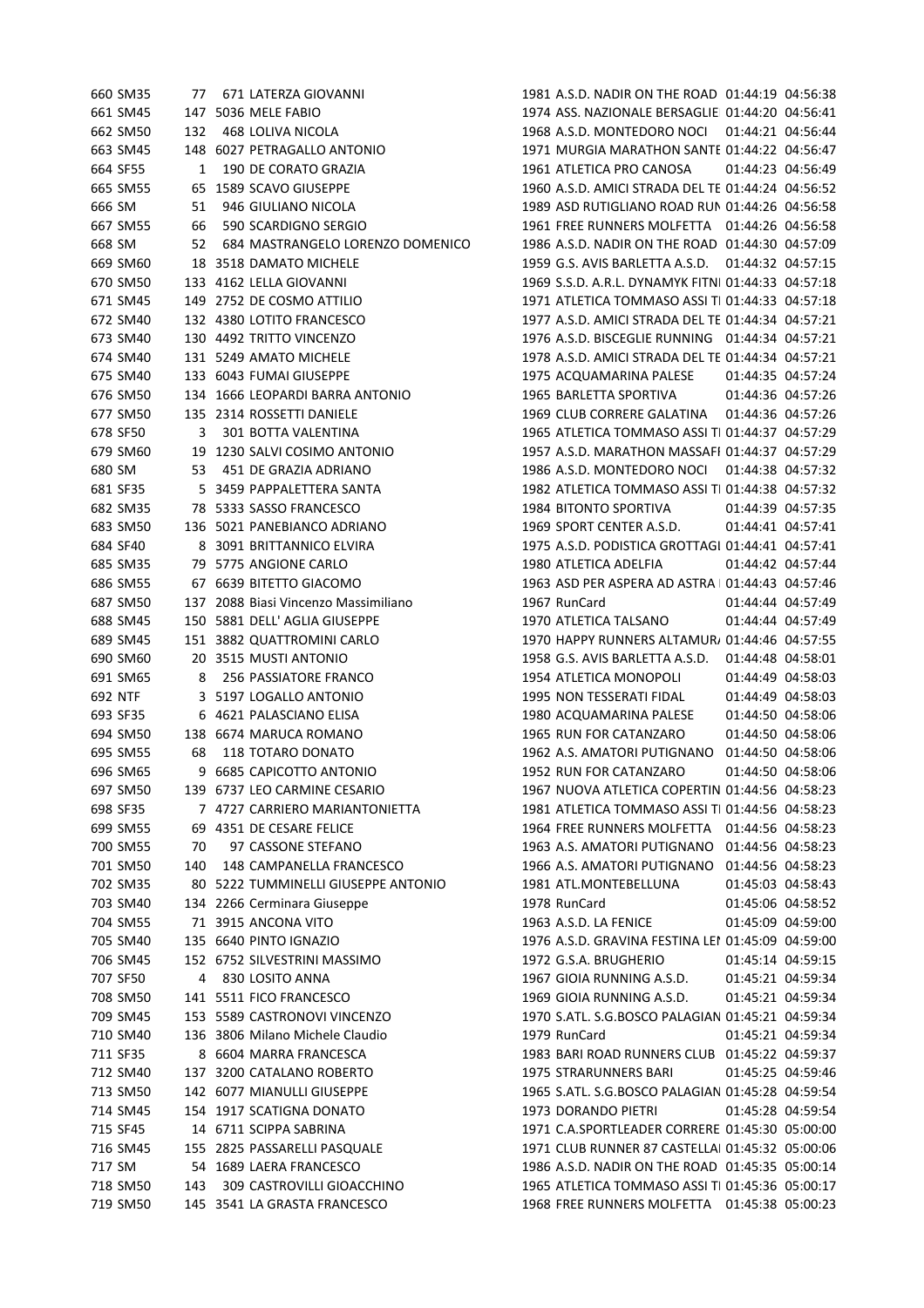| | | | | | | | | |
|---|---|---|---|---|---|---|---|---|
| 660 | SM35 | 77 | 671 | LATERZA GIOVANNI | 1981 | A.S.D. NADIR ON THE ROAD | 01:44:19 | 04:56:38 |
| 661 | SM45 | 147 | 5036 | MELE FABIO | 1974 | ASS. NAZIONALE BERSAGLIE | 01:44:20 | 04:56:41 |
| 662 | SM50 | 132 | 468 | LOLIVA NICOLA | 1968 | A.S.D. MONTEDORO NOCI | 01:44:21 | 04:56:44 |
| 663 | SM45 | 148 | 6027 | PETRAGALLO ANTONIO | 1971 | MURGIA MARATHON SANTE | 01:44:22 | 04:56:47 |
| 664 | SF55 | 1 | 190 | DE CORATO GRAZIA | 1961 | ATLETICA PRO CANOSA | 01:44:23 | 04:56:49 |
| 665 | SM55 | 65 | 1589 | SCAVO GIUSEPPE | 1960 | A.S.D. AMICI STRADA DEL TE | 01:44:24 | 04:56:52 |
| 666 | SM | 51 | 946 | GIULIANO NICOLA | 1989 | ASD RUTIGLIANO ROAD RUN | 01:44:26 | 04:56:58 |
| 667 | SM55 | 66 | 590 | SCARDIGNO SERGIO | 1961 | FREE RUNNERS MOLFETTA | 01:44:26 | 04:56:58 |
| 668 | SM | 52 | 684 | MASTRANGELO LORENZO DOMENICO | 1986 | A.S.D. NADIR ON THE ROAD | 01:44:30 | 04:57:09 |
| 669 | SM60 | 18 | 3518 | DAMATO MICHELE | 1959 | G.S. AVIS BARLETTA A.S.D. | 01:44:32 | 04:57:15 |
| 670 | SM50 | 133 | 4162 | LELLA GIOVANNI | 1969 | S.S.D. A.R.L. DYNAMYK FITNI | 01:44:33 | 04:57:18 |
| 671 | SM45 | 149 | 2752 | DE COSMO ATTILIO | 1971 | ATLETICA TOMMASO ASSI TI | 01:44:33 | 04:57:18 |
| 672 | SM40 | 132 | 4380 | LOTITO FRANCESCO | 1977 | A.S.D. AMICI STRADA DEL TE | 01:44:34 | 04:57:21 |
| 673 | SM40 | 130 | 4492 | TRITTO VINCENZO | 1976 | A.S.D. BISCEGLIE RUNNING | 01:44:34 | 04:57:21 |
| 674 | SM40 | 131 | 5249 | AMATO MICHELE | 1978 | A.S.D. AMICI STRADA DEL TE | 01:44:34 | 04:57:21 |
| 675 | SM40 | 133 | 6043 | FUMAI GIUSEPPE | 1975 | ACQUAMARINA PALESE | 01:44:35 | 04:57:24 |
| 676 | SM50 | 134 | 1666 | LEOPARDI BARRA ANTONIO | 1965 | BARLETTA SPORTIVA | 01:44:36 | 04:57:26 |
| 677 | SM50 | 135 | 2314 | ROSSETTI DANIELE | 1969 | CLUB CORRERE GALATINA | 01:44:36 | 04:57:26 |
| 678 | SF50 | 3 | 301 | BOTTA VALENTINA | 1965 | ATLETICA TOMMASO ASSI TI | 01:44:37 | 04:57:29 |
| 679 | SM60 | 19 | 1230 | SALVI COSIMO ANTONIO | 1957 | A.S.D. MARATHON MASSAFI | 01:44:37 | 04:57:29 |
| 680 | SM | 53 | 451 | DE GRAZIA ADRIANO | 1986 | A.S.D. MONTEDORO NOCI | 01:44:38 | 04:57:32 |
| 681 | SF35 | 5 | 3459 | PAPPALETTERA SANTA | 1982 | ATLETICA TOMMASO ASSI TI | 01:44:38 | 04:57:32 |
| 682 | SM35 | 78 | 5333 | SASSO FRANCESCO | 1984 | BITONTO SPORTIVA | 01:44:39 | 04:57:35 |
| 683 | SM50 | 136 | 5021 | PANEBIANCO ADRIANO | 1969 | SPORT CENTER A.S.D. | 01:44:41 | 04:57:41 |
| 684 | SF40 | 8 | 3091 | BRITTANNICO ELVIRA | 1975 | A.S.D. PODISTICA GROTTAGI | 01:44:41 | 04:57:41 |
| 685 | SM35 | 79 | 5775 | ANGIONE CARLO | 1980 | ATLETICA ADELFIA | 01:44:42 | 04:57:44 |
| 686 | SM55 | 67 | 6639 | BITETTO GIACOMO | 1963 | ASD PER ASPERA AD ASTRA | 01:44:43 | 04:57:46 |
| 687 | SM50 | 137 | 2088 | Biasi Vincenzo Massimiliano | 1967 | RunCard | 01:44:44 | 04:57:49 |
| 688 | SM45 | 150 | 5881 | DELL' AGLIA GIUSEPPE | 1970 | ATLETICA TALSANO | 01:44:44 | 04:57:49 |
| 689 | SM45 | 151 | 3882 | QUATTROMINI CARLO | 1970 | HAPPY RUNNERS ALTAMUR/ | 01:44:46 | 04:57:55 |
| 690 | SM60 | 20 | 3515 | MUSTI ANTONIO | 1958 | G.S. AVIS BARLETTA A.S.D. | 01:44:48 | 04:58:01 |
| 691 | SM65 | 8 | 256 | PASSIATORE FRANCO | 1954 | ATLETICA MONOPOLI | 01:44:49 | 04:58:03 |
| 692 | NTF | 3 | 5197 | LOGALLO ANTONIO | 1995 | NON TESSERATI FIDAL | 01:44:49 | 04:58:03 |
| 693 | SF35 | 6 | 4621 | PALASCIANO ELISA | 1980 | ACQUAMARINA PALESE | 01:44:50 | 04:58:06 |
| 694 | SM50 | 138 | 6674 | MARUCA ROMANO | 1965 | RUN FOR CATANZARO | 01:44:50 | 04:58:06 |
| 695 | SM55 | 68 | 118 | TOTARO DONATO | 1962 | A.S. AMATORI PUTIGNANO | 01:44:50 | 04:58:06 |
| 696 | SM65 | 9 | 6685 | CAPICOTTO ANTONIO | 1952 | RUN FOR CATANZARO | 01:44:50 | 04:58:06 |
| 697 | SM50 | 139 | 6737 | LEO CARMINE CESARIO | 1967 | NUOVA ATLETICA COPERTIN | 01:44:56 | 04:58:23 |
| 698 | SF35 | 7 | 4727 | CARRIERO MARIANTONIETTA | 1981 | ATLETICA TOMMASO ASSI TI | 01:44:56 | 04:58:23 |
| 699 | SM55 | 69 | 4351 | DE CESARE FELICE | 1964 | FREE RUNNERS MOLFETTA | 01:44:56 | 04:58:23 |
| 700 | SM55 | 70 | 97 | CASSONE STEFANO | 1963 | A.S. AMATORI PUTIGNANO | 01:44:56 | 04:58:23 |
| 701 | SM50 | 140 | 148 | CAMPANELLA FRANCESCO | 1966 | A.S. AMATORI PUTIGNANO | 01:44:56 | 04:58:23 |
| 702 | SM35 | 80 | 5222 | TUMMINELLI GIUSEPPE ANTONIO | 1981 | ATL.MONTEBELLUNA | 01:45:03 | 04:58:43 |
| 703 | SM40 | 134 | 2266 | Cerminara Giuseppe | 1978 | RunCard | 01:45:06 | 04:58:52 |
| 704 | SM55 | 71 | 3915 | ANCONA VITO | 1963 | A.S.D. LA FENICE | 01:45:09 | 04:59:00 |
| 705 | SM40 | 135 | 6640 | PINTO IGNAZIO | 1976 | A.S.D. GRAVINA FESTINA LEI | 01:45:09 | 04:59:00 |
| 706 | SM45 | 152 | 6752 | SILVESTRINI MASSIMO | 1972 | G.S.A. BRUGHERIO | 01:45:14 | 04:59:15 |
| 707 | SF50 | 4 | 830 | LOSITO ANNA | 1967 | GIOIA RUNNING A.S.D. | 01:45:21 | 04:59:34 |
| 708 | SM50 | 141 | 5511 | FICO FRANCESCO | 1969 | GIOIA RUNNING A.S.D. | 01:45:21 | 04:59:34 |
| 709 | SM45 | 153 | 5589 | CASTRONOVI VINCENZO | 1970 | S.ATL. S.G.BOSCO PALAGIAN | 01:45:21 | 04:59:34 |
| 710 | SM40 | 136 | 3806 | Milano Michele Claudio | 1979 | RunCard | 01:45:21 | 04:59:34 |
| 711 | SF35 | 8 | 6604 | MARRA FRANCESCA | 1983 | BARI ROAD RUNNERS CLUB | 01:45:22 | 04:59:37 |
| 712 | SM40 | 137 | 3200 | CATALANO ROBERTO | 1975 | STRARUNNERS BARI | 01:45:25 | 04:59:46 |
| 713 | SM50 | 142 | 6077 | MIANULLI GIUSEPPE | 1965 | S.ATL. S.G.BOSCO PALAGIAN | 01:45:28 | 04:59:54 |
| 714 | SM45 | 154 | 1917 | SCATIGNA DONATO | 1973 | DORANDO PIETRI | 01:45:28 | 04:59:54 |
| 715 | SF45 | 14 | 6711 | SCIPPA SABRINA | 1971 | C.A.SPORTLEADER CORRERE | 01:45:30 | 05:00:00 |
| 716 | SM45 | 155 | 2825 | PASSARELLI PASQUALE | 1971 | CLUB RUNNER 87 CASTELLAI | 01:45:32 | 05:00:06 |
| 717 | SM | 54 | 1689 | LAERA FRANCESCO | 1986 | A.S.D. NADIR ON THE ROAD | 01:45:35 | 05:00:14 |
| 718 | SM50 | 143 | 309 | CASTROVILLI GIOACCHINO | 1965 | ATLETICA TOMMASO ASSI TI | 01:45:36 | 05:00:17 |
| 719 | SM50 | 145 | 3541 | LA GRASTA FRANCESCO | 1968 | FREE RUNNERS MOLFETTA | 01:45:38 | 05:00:23 |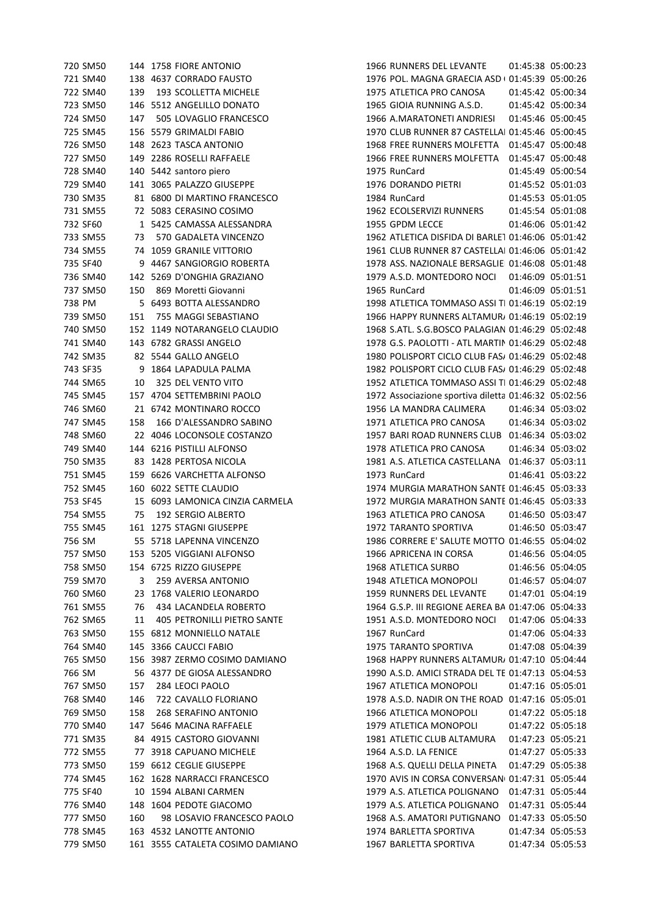| | | | | | | | | |
|---|---|---|---|---|---|---|---|---|
| 720 | SM50 | 144 | 1758 | FIORE ANTONIO | 1966 | RUNNERS DEL LEVANTE | 01:45:38 | 05:00:23 |
| 721 | SM40 | 138 | 4637 | CORRADO FAUSTO | 1976 | POL. MAGNA GRAECIA ASD ( | 01:45:39 | 05:00:26 |
| 722 | SM40 | 139 | 193 | SCOLLETTA MICHELE | 1975 | ATLETICA PRO CANOSA | 01:45:42 | 05:00:34 |
| 723 | SM50 | 146 | 5512 | ANGELILLO DONATO | 1965 | GIOIA RUNNING A.S.D. | 01:45:42 | 05:00:34 |
| 724 | SM50 | 147 | 505 | LOVAGLIO FRANCESCO | 1966 | A.MARATONETI ANDRIESI | 01:45:46 | 05:00:45 |
| 725 | SM45 | 156 | 5579 | GRIMALDI FABIO | 1970 | CLUB RUNNER 87 CASTELLA | 01:45:46 | 05:00:45 |
| 726 | SM50 | 148 | 2623 | TASCA ANTONIO | 1968 | FREE RUNNERS MOLFETTA | 01:45:47 | 05:00:48 |
| 727 | SM50 | 149 | 2286 | ROSELLI RAFFAELE | 1966 | FREE RUNNERS MOLFETTA | 01:45:47 | 05:00:48 |
| 728 | SM40 | 140 | 5442 | santoro piero | 1975 | RunCard | 01:45:49 | 05:00:54 |
| 729 | SM40 | 141 | 3065 | PALAZZO GIUSEPPE | 1976 | DORANDO PIETRI | 01:45:52 | 05:01:03 |
| 730 | SM35 | 81 | 6800 | DI MARTINO FRANCESCO | 1984 | RunCard | 01:45:53 | 05:01:05 |
| 731 | SM55 | 72 | 5083 | CERASINO COSIMO | 1962 | ECOLSERVIZI RUNNERS | 01:45:54 | 05:01:08 |
| 732 | SF60 | 1 | 5425 | CAMASSA ALESSANDRA | 1955 | GPDM LECCE | 01:46:06 | 05:01:42 |
| 733 | SM55 | 73 | 570 | GADALETA VINCENZO | 1962 | ATLETICA DISFIDA DI BARLET | 01:46:06 | 05:01:42 |
| 734 | SM55 | 74 | 1059 | GRANILE VITTORIO | 1961 | CLUB RUNNER 87 CASTELLA | 01:46:06 | 05:01:42 |
| 735 | SF40 | 9 | 4467 | SANGIORGIO ROBERTA | 1978 | ASS. NAZIONALE BERSAGLIE | 01:46:08 | 05:01:48 |
| 736 | SM40 | 142 | 5269 | D'ONGHIA GRAZIANO | 1979 | A.S.D. MONTEDORO NOCI | 01:46:09 | 05:01:51 |
| 737 | SM50 | 150 | 869 | Moretti Giovanni | 1965 | RunCard | 01:46:09 | 05:01:51 |
| 738 | PM | 5 | 6493 | BOTTA ALESSANDRO | 1998 | ATLETICA TOMMASO ASSI TI | 01:46:19 | 05:02:19 |
| 739 | SM50 | 151 | 755 | MAGGI SEBASTIANO | 1966 | HAPPY RUNNERS ALTAMUR/ | 01:46:19 | 05:02:19 |
| 740 | SM50 | 152 | 1149 | NOTARANGELO CLAUDIO | 1968 | S.ATL. S.G.BOSCO PALAGIAN | 01:46:29 | 05:02:48 |
| 741 | SM40 | 143 | 6782 | GRASSI ANGELO | 1978 | G.S. PAOLOTTI - ATL MARTIN | 01:46:29 | 05:02:48 |
| 742 | SM35 | 82 | 5544 | GALLO ANGELO | 1980 | POLISPORT CICLO CLUB FAS/ | 01:46:29 | 05:02:48 |
| 743 | SF35 | 9 | 1864 | LAPADULA PALMA | 1982 | POLISPORT CICLO CLUB FAS/ | 01:46:29 | 05:02:48 |
| 744 | SM65 | 10 | 325 | DEL VENTO VITO | 1952 | ATLETICA TOMMASO ASSI TI | 01:46:29 | 05:02:48 |
| 745 | SM45 | 157 | 4704 | SETTEMBRINI PAOLO | 1972 | Associazione sportiva diletta | 01:46:32 | 05:02:56 |
| 746 | SM60 | 21 | 6742 | MONTINARO ROCCO | 1956 | LA MANDRA CALIMERA | 01:46:34 | 05:03:02 |
| 747 | SM45 | 158 | 166 | D'ALESSANDRO SABINO | 1971 | ATLETICA PRO CANOSA | 01:46:34 | 05:03:02 |
| 748 | SM60 | 22 | 4046 | LOCONSOLE COSTANZO | 1957 | BARI ROAD RUNNERS CLUB | 01:46:34 | 05:03:02 |
| 749 | SM40 | 144 | 6216 | PISTILLI ALFONSO | 1978 | ATLETICA PRO CANOSA | 01:46:34 | 05:03:02 |
| 750 | SM35 | 83 | 1428 | PERTOSA NICOLA | 1981 | A.S. ATLETICA CASTELLANA | 01:46:37 | 05:03:11 |
| 751 | SM45 | 159 | 6626 | VARCHETTA ALFONSO | 1973 | RunCard | 01:46:41 | 05:03:22 |
| 752 | SM45 | 160 | 6022 | SETTE CLAUDIO | 1974 | MURGIA MARATHON SANTE | 01:46:45 | 05:03:33 |
| 753 | SF45 | 15 | 6093 | LAMONICA CINZIA CARMELA | 1972 | MURGIA MARATHON SANTE | 01:46:45 | 05:03:33 |
| 754 | SM55 | 75 | 192 | SERGIO ALBERTO | 1963 | ATLETICA PRO CANOSA | 01:46:50 | 05:03:47 |
| 755 | SM45 | 161 | 1275 | STAGNI GIUSEPPE | 1972 | TARANTO SPORTIVA | 01:46:50 | 05:03:47 |
| 756 | SM | 55 | 5718 | LAPENNA VINCENZO | 1986 | CORRERE E' SALUTE MOTTO | 01:46:55 | 05:04:02 |
| 757 | SM50 | 153 | 5205 | VIGGIANI ALFONSO | 1966 | APRICENA IN CORSA | 01:46:56 | 05:04:05 |
| 758 | SM50 | 154 | 6725 | RIZZO GIUSEPPE | 1968 | ATLETICA SURBO | 01:46:56 | 05:04:05 |
| 759 | SM70 | 3 | 259 | AVERSA ANTONIO | 1948 | ATLETICA MONOPOLI | 01:46:57 | 05:04:07 |
| 760 | SM60 | 23 | 1768 | VALERIO LEONARDO | 1959 | RUNNERS DEL LEVANTE | 01:47:01 | 05:04:19 |
| 761 | SM55 | 76 | 434 | LACANDELA ROBERTO | 1964 | G.S.P. III REGIONE AEREA BA | 01:47:06 | 05:04:33 |
| 762 | SM65 | 11 | 405 | PETRONILLI PIETRO SANTE | 1951 | A.S.D. MONTEDORO NOCI | 01:47:06 | 05:04:33 |
| 763 | SM50 | 155 | 6812 | MONNIELLO NATALE | 1967 | RunCard | 01:47:06 | 05:04:33 |
| 764 | SM40 | 145 | 3366 | CAUCCI FABIO | 1975 | TARANTO SPORTIVA | 01:47:08 | 05:04:39 |
| 765 | SM50 | 156 | 3987 | ZERMO COSIMO DAMIANO | 1968 | HAPPY RUNNERS ALTAMUR/ | 01:47:10 | 05:04:44 |
| 766 | SM | 56 | 4377 | DE GIOSA ALESSANDRO | 1990 | A.S.D. AMICI STRADA DEL TE | 01:47:13 | 05:04:53 |
| 767 | SM50 | 157 | 284 | LEOCI PAOLO | 1967 | ATLETICA MONOPOLI | 01:47:16 | 05:05:01 |
| 768 | SM40 | 146 | 722 | CAVALLO FLORIANO | 1978 | A.S.D. NADIR ON THE ROAD | 01:47:16 | 05:05:01 |
| 769 | SM50 | 158 | 268 | SERAFINO ANTONIO | 1966 | ATLETICA MONOPOLI | 01:47:22 | 05:05:18 |
| 770 | SM40 | 147 | 5646 | MACINA RAFFAELE | 1979 | ATLETICA MONOPOLI | 01:47:22 | 05:05:18 |
| 771 | SM35 | 84 | 4915 | CASTORO GIOVANNI | 1981 | ATLETIC CLUB ALTAMURA | 01:47:23 | 05:05:21 |
| 772 | SM55 | 77 | 3918 | CAPUANO MICHELE | 1964 | A.S.D. LA FENICE | 01:47:27 | 05:05:33 |
| 773 | SM50 | 159 | 6612 | CEGLIE GIUSEPPE | 1968 | A.S. QUELLI DELLA PINETA | 01:47:29 | 05:05:38 |
| 774 | SM45 | 162 | 1628 | NARRACCI FRANCESCO | 1970 | AVIS IN CORSA CONVERSAN | 01:47:31 | 05:05:44 |
| 775 | SF40 | 10 | 1594 | ALBANI CARMEN | 1979 | A.S. ATLETICA POLIGNANO | 01:47:31 | 05:05:44 |
| 776 | SM40 | 148 | 1604 | PEDOTE GIACOMO | 1979 | A.S. ATLETICA POLIGNANO | 01:47:31 | 05:05:44 |
| 777 | SM50 | 160 | 98 | LOSAVIO FRANCESCO PAOLO | 1968 | A.S. AMATORI PUTIGNANO | 01:47:33 | 05:05:50 |
| 778 | SM45 | 163 | 4532 | LANOTTE ANTONIO | 1974 | BARLETTA SPORTIVA | 01:47:34 | 05:05:53 |
| 779 | SM50 | 161 | 3555 | CATALETA COSIMO DAMIANO | 1967 | BARLETTA SPORTIVA | 01:47:34 | 05:05:53 |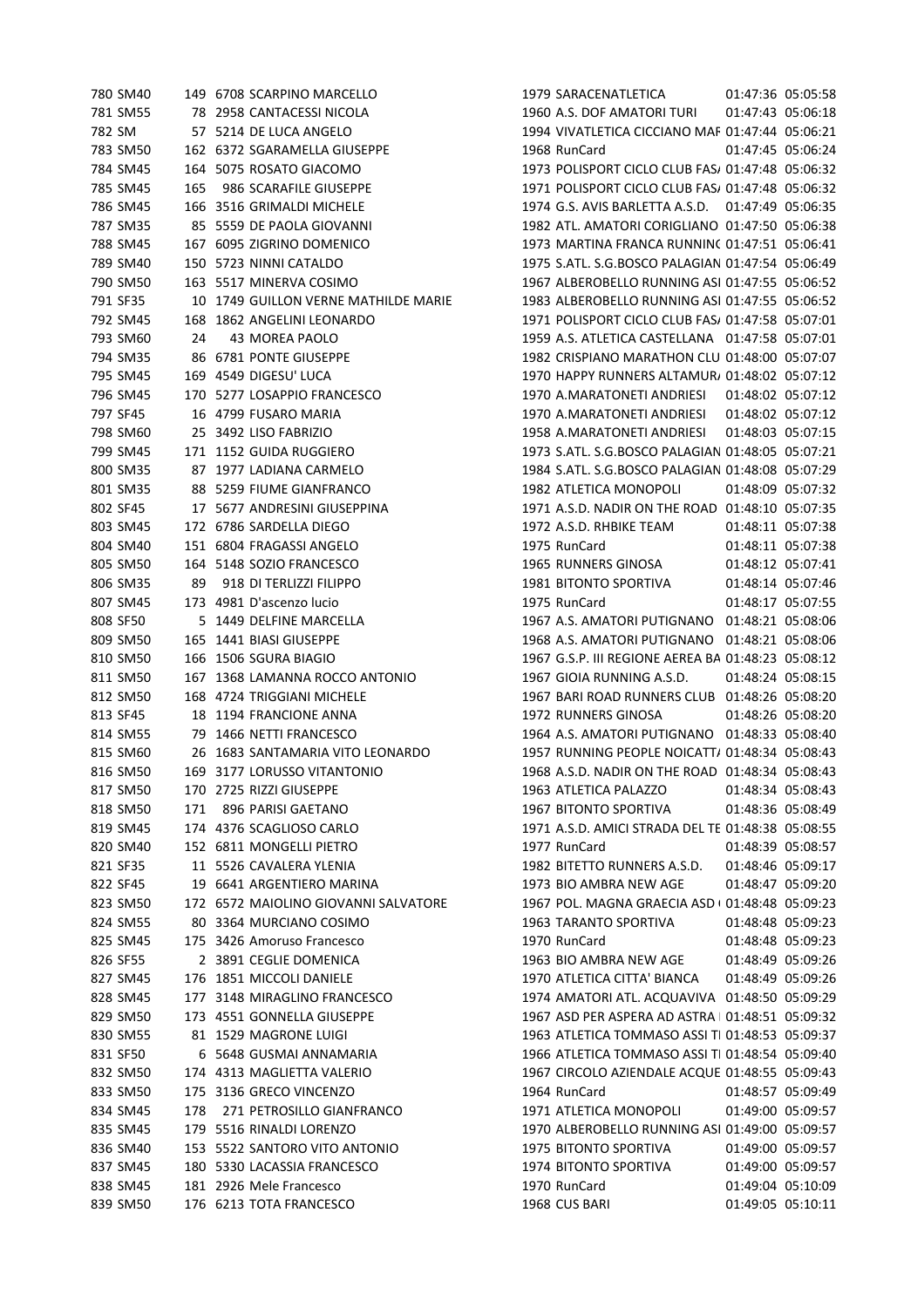| | | | | | | | | |
|---|---|---|---|---|---|---|---|---|
| 780 | SM40 | 149 | 6708 | SCARPINO MARCELLO | 1979 | SARACENATLETICA | 01:47:36 | 05:05:58 |
| 781 | SM55 | 78 | 2958 | CANTACESSI NICOLA | 1960 | A.S. DOF AMATORI TURI | 01:47:43 | 05:06:18 |
| 782 | SM | 57 | 5214 | DE LUCA ANGELO | 1994 | VIVATLETICA CICCIANO MAF | 01:47:44 | 05:06:21 |
| 783 | SM50 | 162 | 6372 | SGARAMELLA GIUSEPPE | 1968 | RunCard | 01:47:45 | 05:06:24 |
| 784 | SM45 | 164 | 5075 | ROSATO GIACOMO | 1973 | POLISPORT CICLO CLUB FAS/ | 01:47:48 | 05:06:32 |
| 785 | SM45 | 165 | 986 | SCARAFILE GIUSEPPE | 1971 | POLISPORT CICLO CLUB FAS/ | 01:47:48 | 05:06:32 |
| 786 | SM45 | 166 | 3516 | GRIMALDI MICHELE | 1974 | G.S. AVIS BARLETTA A.S.D. | 01:47:49 | 05:06:35 |
| 787 | SM35 | 85 | 5559 | DE PAOLA GIOVANNI | 1982 | ATL. AMATORI CORIGLIANO | 01:47:50 | 05:06:38 |
| 788 | SM45 | 167 | 6095 | ZIGRINO DOMENICO | 1973 | MARTINA FRANCA RUNNIN( | 01:47:51 | 05:06:41 |
| 789 | SM40 | 150 | 5723 | NINNI CATALDO | 1975 | S.ATL. S.G.BOSCO PALAGIAN | 01:47:54 | 05:06:49 |
| 790 | SM50 | 163 | 5517 | MINERVA COSIMO | 1967 | ALBEROBELLO RUNNING ASI | 01:47:55 | 05:06:52 |
| 791 | SF35 | 10 | 1749 | GUILLON VERNE MATHILDE MARIE | 1983 | ALBEROBELLO RUNNING ASI | 01:47:55 | 05:06:52 |
| 792 | SM45 | 168 | 1862 | ANGELINI LEONARDO | 1971 | POLISPORT CICLO CLUB FAS/ | 01:47:58 | 05:07:01 |
| 793 | SM60 | 24 | 43 | MOREA PAOLO | 1959 | A.S. ATLETICA CASTELLANA | 01:47:58 | 05:07:01 |
| 794 | SM35 | 86 | 6781 | PONTE GIUSEPPE | 1982 | CRISPIANO MARATHON CLU | 01:48:00 | 05:07:07 |
| 795 | SM45 | 169 | 4549 | DIGESU' LUCA | 1970 | HAPPY RUNNERS ALTAMUR/ | 01:48:02 | 05:07:12 |
| 796 | SM45 | 170 | 5277 | LOSAPPIO FRANCESCO | 1970 | A.MARATONETI ANDRIESI | 01:48:02 | 05:07:12 |
| 797 | SF45 | 16 | 4799 | FUSARO MARIA | 1970 | A.MARATONETI ANDRIESI | 01:48:02 | 05:07:12 |
| 798 | SM60 | 25 | 3492 | LISO FABRIZIO | 1958 | A.MARATONETI ANDRIESI | 01:48:03 | 05:07:15 |
| 799 | SM45 | 171 | 1152 | GUIDA RUGGIERO | 1973 | S.ATL. S.G.BOSCO PALAGIAN | 01:48:05 | 05:07:21 |
| 800 | SM35 | 87 | 1977 | LADIANA CARMELO | 1984 | S.ATL. S.G.BOSCO PALAGIAN | 01:48:08 | 05:07:29 |
| 801 | SM35 | 88 | 5259 | FIUME GIANFRANCO | 1982 | ATLETICA MONOPOLI | 01:48:09 | 05:07:32 |
| 802 | SF45 | 17 | 5677 | ANDRESINI GIUSEPPINA | 1971 | A.S.D. NADIR ON THE ROAD | 01:48:10 | 05:07:35 |
| 803 | SM45 | 172 | 6786 | SARDELLA DIEGO | 1972 | A.S.D. RHBIKE TEAM | 01:48:11 | 05:07:38 |
| 804 | SM40 | 151 | 6804 | FRAGASSI ANGELO | 1975 | RunCard | 01:48:11 | 05:07:38 |
| 805 | SM50 | 164 | 5148 | SOZIO FRANCESCO | 1965 | RUNNERS GINOSA | 01:48:12 | 05:07:41 |
| 806 | SM35 | 89 | 918 | DI TERLIZZI FILIPPO | 1981 | BITONTO SPORTIVA | 01:48:14 | 05:07:46 |
| 807 | SM45 | 173 | 4981 | D'ascenzo lucio | 1975 | RunCard | 01:48:17 | 05:07:55 |
| 808 | SF50 | 5 | 1449 | DELFINE MARCELLA | 1967 | A.S. AMATORI PUTIGNANO | 01:48:21 | 05:08:06 |
| 809 | SM50 | 165 | 1441 | BIASI GIUSEPPE | 1968 | A.S. AMATORI PUTIGNANO | 01:48:21 | 05:08:06 |
| 810 | SM50 | 166 | 1506 | SGURA BIAGIO | 1967 | G.S.P. III REGIONE AEREA BA | 01:48:23 | 05:08:12 |
| 811 | SM50 | 167 | 1368 | LAMANNA ROCCO ANTONIO | 1967 | GIOIA RUNNING A.S.D. | 01:48:24 | 05:08:15 |
| 812 | SM50 | 168 | 4724 | TRIGGIANI MICHELE | 1967 | BARI ROAD RUNNERS CLUB | 01:48:26 | 05:08:20 |
| 813 | SF45 | 18 | 1194 | FRANCIONE ANNA | 1972 | RUNNERS GINOSA | 01:48:26 | 05:08:20 |
| 814 | SM55 | 79 | 1466 | NETTI FRANCESCO | 1964 | A.S. AMATORI PUTIGNANO | 01:48:33 | 05:08:40 |
| 815 | SM60 | 26 | 1683 | SANTAMARIA VITO LEONARDO | 1957 | RUNNING PEOPLE NOICATT/ | 01:48:34 | 05:08:43 |
| 816 | SM50 | 169 | 3177 | LORUSSO VITANTONIO | 1968 | A.S.D. NADIR ON THE ROAD | 01:48:34 | 05:08:43 |
| 817 | SM50 | 170 | 2725 | RIZZI GIUSEPPE | 1963 | ATLETICA PALAZZO | 01:48:34 | 05:08:43 |
| 818 | SM50 | 171 | 896 | PARISI GAETANO | 1967 | BITONTO SPORTIVA | 01:48:36 | 05:08:49 |
| 819 | SM45 | 174 | 4376 | SCAGLIOSO CARLO | 1971 | A.S.D. AMICI STRADA DEL TE | 01:48:38 | 05:08:55 |
| 820 | SM40 | 152 | 6811 | MONGELLI PIETRO | 1977 | RunCard | 01:48:39 | 05:08:57 |
| 821 | SF35 | 11 | 5526 | CAVALERA YLENIA | 1982 | BITETTO RUNNERS A.S.D. | 01:48:46 | 05:09:17 |
| 822 | SF45 | 19 | 6641 | ARGENTIERO MARINA | 1973 | BIO AMBRA NEW AGE | 01:48:47 | 05:09:20 |
| 823 | SM50 | 172 | 6572 | MAIOLINO GIOVANNI SALVATORE | 1967 | POL. MAGNA GRAECIA ASD ( | 01:48:48 | 05:09:23 |
| 824 | SM55 | 80 | 3364 | MURCIANO COSIMO | 1963 | TARANTO SPORTIVA | 01:48:48 | 05:09:23 |
| 825 | SM45 | 175 | 3426 | Amoruso Francesco | 1970 | RunCard | 01:48:48 | 05:09:23 |
| 826 | SF55 | 2 | 3891 | CEGLIE DOMENICA | 1963 | BIO AMBRA NEW AGE | 01:48:49 | 05:09:26 |
| 827 | SM45 | 176 | 1851 | MICCOLI DANIELE | 1970 | ATLETICA CITTA' BIANCA | 01:48:49 | 05:09:26 |
| 828 | SM45 | 177 | 3148 | MIRAGLINO FRANCESCO | 1974 | AMATORI ATL. ACQUAVIVA | 01:48:50 | 05:09:29 |
| 829 | SM50 | 173 | 4551 | GONNELLA GIUSEPPE | 1967 | ASD PER ASPERA AD ASTRA | 01:48:51 | 05:09:32 |
| 830 | SM55 | 81 | 1529 | MAGRONE LUIGI | 1963 | ATLETICA TOMMASO ASSI TI | 01:48:53 | 05:09:37 |
| 831 | SF50 | 6 | 5648 | GUSMAI ANNAMARIA | 1966 | ATLETICA TOMMASO ASSI TI | 01:48:54 | 05:09:40 |
| 832 | SM50 | 174 | 4313 | MAGLIETTA VALERIO | 1967 | CIRCOLO AZIENDALE ACQUE | 01:48:55 | 05:09:43 |
| 833 | SM50 | 175 | 3136 | GRECO VINCENZO | 1964 | RunCard | 01:48:57 | 05:09:49 |
| 834 | SM45 | 178 | 271 | PETROSILLO GIANFRANCO | 1971 | ATLETICA MONOPOLI | 01:49:00 | 05:09:57 |
| 835 | SM45 | 179 | 5516 | RINALDI LORENZO | 1970 | ALBEROBELLO RUNNING ASI | 01:49:00 | 05:09:57 |
| 836 | SM40 | 153 | 5522 | SANTORO VITO ANTONIO | 1975 | BITONTO SPORTIVA | 01:49:00 | 05:09:57 |
| 837 | SM45 | 180 | 5330 | LACASSIA FRANCESCO | 1974 | BITONTO SPORTIVA | 01:49:00 | 05:09:57 |
| 838 | SM45 | 181 | 2926 | Mele Francesco | 1970 | RunCard | 01:49:04 | 05:10:09 |
| 839 | SM50 | 176 | 6213 | TOTA FRANCESCO | 1968 | CUS BARI | 01:49:05 | 05:10:11 |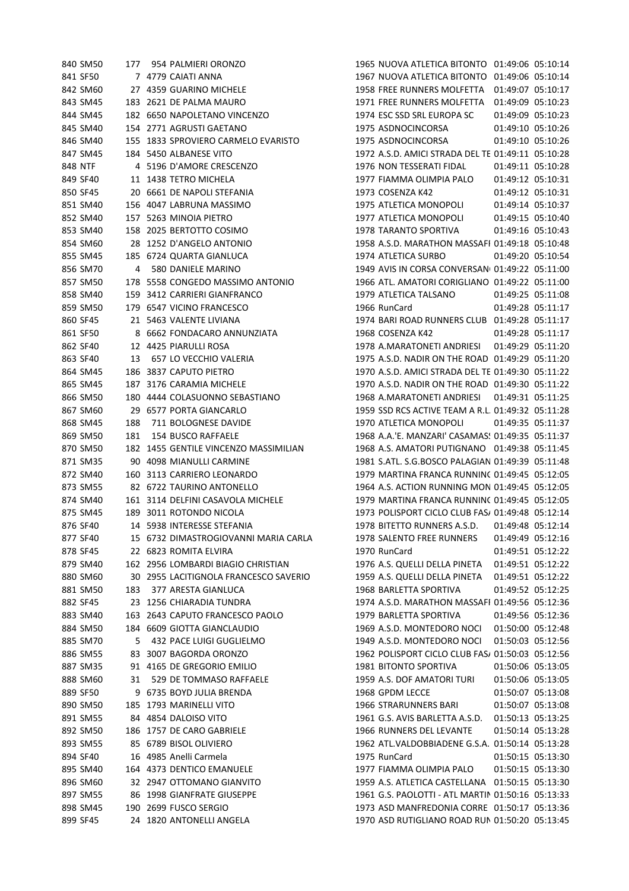| | | | | | | | | |
|---|---|---|---|---|---|---|---|---|
| 840 | SM50 | 177 | 954 | PALMIERI ORONZO | 1965 | NUOVA ATLETICA BITONTO | 01:49:06 | 05:10:14 |
| 841 | SF50 | 7 | 4779 | CAIATI ANNA | 1967 | NUOVA ATLETICA BITONTO | 01:49:06 | 05:10:14 |
| 842 | SM60 | 27 | 4359 | GUARINO MICHELE | 1958 | FREE RUNNERS MOLFETTA | 01:49:07 | 05:10:17 |
| 843 | SM45 | 183 | 2621 | DE PALMA MAURO | 1971 | FREE RUNNERS MOLFETTA | 01:49:09 | 05:10:23 |
| 844 | SM45 | 182 | 6650 | NAPOLETANO VINCENZO | 1974 | ESC SSD SRL EUROPA SC | 01:49:09 | 05:10:23 |
| 845 | SM40 | 154 | 2771 | AGRUSTI GAETANO | 1975 | ASDNOCINCORSA | 01:49:10 | 05:10:26 |
| 846 | SM40 | 155 | 1833 | SPROVIERO CARMELO EVARISTO | 1975 | ASDNOCINCORSA | 01:49:10 | 05:10:26 |
| 847 | SM45 | 184 | 5450 | ALBANESE VITO | 1972 | A.S.D. AMICI STRADA DEL TE | 01:49:11 | 05:10:28 |
| 848 | NTF | 4 | 5196 | D'AMORE CRESCENZO | 1976 | NON TESSERATI FIDAL | 01:49:11 | 05:10:28 |
| 849 | SF40 | 11 | 1438 | TETRO MICHELA | 1977 | FIAMMA OLIMPIA PALO | 01:49:12 | 05:10:31 |
| 850 | SF45 | 20 | 6661 | DE NAPOLI STEFANIA | 1973 | COSENZA K42 | 01:49:12 | 05:10:31 |
| 851 | SM40 | 156 | 4047 | LABRUNA MASSIMO | 1975 | ATLETICA MONOPOLI | 01:49:14 | 05:10:37 |
| 852 | SM40 | 157 | 5263 | MINOIA PIETRO | 1977 | ATLETICA MONOPOLI | 01:49:15 | 05:10:40 |
| 853 | SM40 | 158 | 2025 | BERTOTTO COSIMO | 1978 | TARANTO SPORTIVA | 01:49:16 | 05:10:43 |
| 854 | SM60 | 28 | 1252 | D'ANGELO ANTONIO | 1958 | A.S.D. MARATHON MASSAFI | 01:49:18 | 05:10:48 |
| 855 | SM45 | 185 | 6724 | QUARTA GIANLUCA | 1974 | ATLETICA SURBO | 01:49:20 | 05:10:54 |
| 856 | SM70 | 4 | 580 | DANIELE MARINO | 1949 | AVIS IN CORSA CONVERSAN | 01:49:22 | 05:11:00 |
| 857 | SM50 | 178 | 5558 | CONGEDO MASSIMO ANTONIO | 1966 | ATL. AMATORI CORIGLIANO | 01:49:22 | 05:11:00 |
| 858 | SM40 | 159 | 3412 | CARRIERI GIANFRANCO | 1979 | ATLETICA TALSANO | 01:49:25 | 05:11:08 |
| 859 | SM50 | 179 | 6547 | VICINO FRANCESCO | 1966 | RunCard | 01:49:28 | 05:11:17 |
| 860 | SF45 | 21 | 5463 | VALENTE LIVIANA | 1974 | BARI ROAD RUNNERS CLUB | 01:49:28 | 05:11:17 |
| 861 | SF50 | 8 | 6662 | FONDACARO ANNUNZIATA | 1968 | COSENZA K42 | 01:49:28 | 05:11:17 |
| 862 | SF40 | 12 | 4425 | PIARULLI ROSA | 1978 | A.MARATONETI ANDRIESI | 01:49:29 | 05:11:20 |
| 863 | SF40 | 13 | 657 | LO VECCHIO VALERIA | 1975 | A.S.D. NADIR ON THE ROAD | 01:49:29 | 05:11:20 |
| 864 | SM45 | 186 | 3837 | CAPUTO PIETRO | 1970 | A.S.D. AMICI STRADA DEL TE | 01:49:30 | 05:11:22 |
| 865 | SM45 | 187 | 3176 | CARAMIA MICHELE | 1970 | A.S.D. NADIR ON THE ROAD | 01:49:30 | 05:11:22 |
| 866 | SM50 | 180 | 4444 | COLASUONNO SEBASTIANO | 1968 | A.MARATONETI ANDRIESI | 01:49:31 | 05:11:25 |
| 867 | SM60 | 29 | 6577 | PORTA GIANCARLO | 1959 | SSD RCS ACTIVE TEAM A R.L. | 01:49:32 | 05:11:28 |
| 868 | SM45 | 188 | 711 | BOLOGNESE DAVIDE | 1970 | ATLETICA MONOPOLI | 01:49:35 | 05:11:37 |
| 869 | SM50 | 181 | 154 | BUSCO RAFFAELE | 1968 | A.A.'E. MANZARI' CASAMAS | 01:49:35 | 05:11:37 |
| 870 | SM50 | 182 | 1455 | GENTILE VINCENZO MASSIMILIAN | 1968 | A.S. AMATORI PUTIGNANO | 01:49:38 | 05:11:45 |
| 871 | SM35 | 90 | 4098 | MIANULLI CARMINE | 1981 | S.ATL. S.G.BOSCO PALAGIAN | 01:49:39 | 05:11:48 |
| 872 | SM40 | 160 | 3113 | CARRIERO LEONARDO | 1979 | MARTINA FRANCA RUNNINC | 01:49:45 | 05:12:05 |
| 873 | SM55 | 82 | 6722 | TAURINO ANTONELLO | 1964 | A.S. ACTION RUNNING MON | 01:49:45 | 05:12:05 |
| 874 | SM40 | 161 | 3114 | DELFINI CASAVOLA MICHELE | 1979 | MARTINA FRANCA RUNNINC | 01:49:45 | 05:12:05 |
| 875 | SM45 | 189 | 3011 | ROTONDO NICOLA | 1973 | POLISPORT CICLO CLUB FAS/ | 01:49:48 | 05:12:14 |
| 876 | SF40 | 14 | 5938 | INTERESSE STEFANIA | 1978 | BITETTO RUNNERS A.S.D. | 01:49:48 | 05:12:14 |
| 877 | SF40 | 15 | 6732 | DIMASTROGIOVANNI MARIA CARLA | 1978 | SALENTO FREE RUNNERS | 01:49:49 | 05:12:16 |
| 878 | SF45 | 22 | 6823 | ROMITA ELVIRA | 1970 | RunCard | 01:49:51 | 05:12:22 |
| 879 | SM40 | 162 | 2956 | LOMBARDI BIAGIO CHRISTIAN | 1976 | A.S. QUELLI DELLA PINETA | 01:49:51 | 05:12:22 |
| 880 | SM60 | 30 | 2955 | LACITIGNOLA FRANCESCO SAVERIO | 1959 | A.S. QUELLI DELLA PINETA | 01:49:51 | 05:12:22 |
| 881 | SM50 | 183 | 377 | ARESTA GIANLUCA | 1968 | BARLETTA SPORTIVA | 01:49:52 | 05:12:25 |
| 882 | SF45 | 23 | 1256 | CHIARADIA TUNDRA | 1974 | A.S.D. MARATHON MASSAFI | 01:49:56 | 05:12:36 |
| 883 | SM40 | 163 | 2643 | CAPUTO FRANCESCO PAOLO | 1979 | BARLETTA SPORTIVA | 01:49:56 | 05:12:36 |
| 884 | SM50 | 184 | 6609 | GIOTTA GIANCLAUDIO | 1969 | A.S.D. MONTEDORO NOCI | 01:50:00 | 05:12:48 |
| 885 | SM70 | 5 | 432 | PACE LUIGI GUGLIELMO | 1949 | A.S.D. MONTEDORO NOCI | 01:50:03 | 05:12:56 |
| 886 | SM55 | 83 | 3007 | BAGORDA ORONZO | 1962 | POLISPORT CICLO CLUB FAS/ | 01:50:03 | 05:12:56 |
| 887 | SM35 | 91 | 4165 | DE GREGORIO EMILIO | 1981 | BITONTO SPORTIVA | 01:50:06 | 05:13:05 |
| 888 | SM60 | 31 | 529 | DE TOMMASO RAFFAELE | 1959 | A.S. DOF AMATORI TURI | 01:50:06 | 05:13:05 |
| 889 | SF50 | 9 | 6735 | BOYD JULIA BRENDA | 1968 | GPDM LECCE | 01:50:07 | 05:13:08 |
| 890 | SM50 | 185 | 1793 | MARINELLI VITO | 1966 | STRARUNNERS BARI | 01:50:07 | 05:13:08 |
| 891 | SM55 | 84 | 4854 | DALOISO VITO | 1961 | G.S. AVIS BARLETTA A.S.D. | 01:50:13 | 05:13:25 |
| 892 | SM50 | 186 | 1757 | DE CARO GABRIELE | 1966 | RUNNERS DEL LEVANTE | 01:50:14 | 05:13:28 |
| 893 | SM55 | 85 | 6789 | BISOL OLIVIERO | 1962 | ATL.VALDOBBIADENE G.S.A. | 01:50:14 | 05:13:28 |
| 894 | SF40 | 16 | 4985 | Anelli Carmela | 1975 | RunCard | 01:50:15 | 05:13:30 |
| 895 | SM40 | 164 | 4373 | DENTICO EMANUELE | 1977 | FIAMMA OLIMPIA PALO | 01:50:15 | 05:13:30 |
| 896 | SM60 | 32 | 2947 | OTTOMANO GIANVITO | 1959 | A.S. ATLETICA CASTELLANA | 01:50:15 | 05:13:30 |
| 897 | SM55 | 86 | 1998 | GIANFRATE GIUSEPPE | 1961 | G.S. PAOLOTTI - ATL MARTIN | 01:50:16 | 05:13:33 |
| 898 | SM45 | 190 | 2699 | FUSCO SERGIO | 1973 | ASD MANFREDONIA CORRE | 01:50:17 | 05:13:36 |
| 899 | SF45 | 24 | 1820 | ANTONELLI ANGELA | 1970 | ASD RUTIGLIANO ROAD RUN | 01:50:20 | 05:13:45 |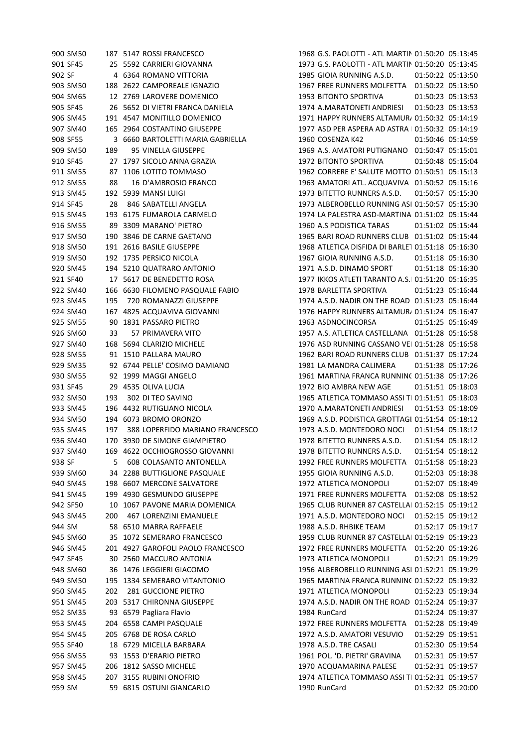| | | | | | | | | |
|---|---|---|---|---|---|---|---|---|
| 900 | SM50 | 187 | 5147 | ROSSI FRANCESCO | 1968 | G.S. PAOLOTTI - ATL MARTIN | 01:50:20 | 05:13:45 |
| 901 | SF45 | 25 | 5592 | CARRIERI GIOVANNA | 1973 | G.S. PAOLOTTI - ATL MARTIN | 01:50:20 | 05:13:45 |
| 902 | SF | 4 | 6364 | ROMANO VITTORIA | 1985 | GIOIA RUNNING A.S.D. | 01:50:22 | 05:13:50 |
| 903 | SM50 | 188 | 2622 | CAMPOREALE IGNAZIO | 1967 | FREE RUNNERS MOLFETTA | 01:50:22 | 05:13:50 |
| 904 | SM65 | 12 | 2769 | LAROVERE DOMENICO | 1953 | BITONTO SPORTIVA | 01:50:23 | 05:13:53 |
| 905 | SF45 | 26 | 5652 | DI VIETRI FRANCA DANIELA | 1974 | A.MARATONETI ANDRIESI | 01:50:23 | 05:13:53 |
| 906 | SM45 | 191 | 4547 | MONITILLO DOMENICO | 1971 | HAPPY RUNNERS ALTAMUR/ | 01:50:32 | 05:14:19 |
| 907 | SM40 | 165 | 2964 | COSTANTINO GIUSEPPE | 1977 | ASD PER ASPERA AD ASTRA | 01:50:32 | 05:14:19 |
| 908 | SF55 | 3 | 6660 | BARTOLETTI MARIA GABRIELLA | 1960 | COSENZA K42 | 01:50:46 | 05:14:59 |
| 909 | SM50 | 189 | 95 | VINELLA GIUSEPPE | 1969 | A.S. AMATORI PUTIGNANO | 01:50:47 | 05:15:01 |
| 910 | SF45 | 27 | 1797 | SICOLO ANNA GRAZIA | 1972 | BITONTO SPORTIVA | 01:50:48 | 05:15:04 |
| 911 | SM55 | 87 | 1106 | LOTITO TOMMASO | 1962 | CORRERE E' SALUTE MOTTO | 01:50:51 | 05:15:13 |
| 912 | SM55 | 88 | 16 | D'AMBROSIO FRANCO | 1963 | AMATORI ATL. ACQUAVIVA | 01:50:52 | 05:15:16 |
| 913 | SM45 | 192 | 5939 | MANSI LUIGI | 1973 | BITETTO RUNNERS A.S.D. | 01:50:57 | 05:15:30 |
| 914 | SF45 | 28 | 846 | SABATELLI ANGELA | 1973 | ALBEROBELLO RUNNING ASI | 01:50:57 | 05:15:30 |
| 915 | SM45 | 193 | 6175 | FUMAROLA CARMELO | 1974 | LA PALESTRA ASD-MARTINA | 01:51:02 | 05:15:44 |
| 916 | SM55 | 89 | 3309 | MARANO' PIETRO | 1960 | A.S PODISTICA TARAS | 01:51:02 | 05:15:44 |
| 917 | SM50 | 190 | 3846 | DE CARNE GAETANO | 1965 | BARI ROAD RUNNERS CLUB | 01:51:02 | 05:15:44 |
| 918 | SM50 | 191 | 2616 | BASILE GIUSEPPE | 1968 | ATLETICA DISFIDA DI BARLET | 01:51:18 | 05:16:30 |
| 919 | SM50 | 192 | 1735 | PERSICO NICOLA | 1967 | GIOIA RUNNING A.S.D. | 01:51:18 | 05:16:30 |
| 920 | SM45 | 194 | 5210 | QUATRARO ANTONIO | 1971 | A.S.D. DINAMO SPORT | 01:51:18 | 05:16:30 |
| 921 | SF40 | 17 | 5617 | DE BENEDETTO ROSA | 1977 | IKKOS ATLETI TARANTO A.S. | 01:51:20 | 05:16:35 |
| 922 | SM40 | 166 | 6630 | FILOMENO PASQUALE FABIO | 1978 | BARLETTA SPORTIVA | 01:51:23 | 05:16:44 |
| 923 | SM45 | 195 | 720 | ROMANAZZI GIUSEPPE | 1974 | A.S.D. NADIR ON THE ROAD | 01:51:23 | 05:16:44 |
| 924 | SM40 | 167 | 4825 | ACQUAVIVA GIOVANNI | 1976 | HAPPY RUNNERS ALTAMUR/ | 01:51:24 | 05:16:47 |
| 925 | SM55 | 90 | 1831 | PASSARO PIETRO | 1963 | ASDNOCINCORSA | 01:51:25 | 05:16:49 |
| 926 | SM60 | 33 | 57 | PRIMAVERA VITO | 1957 | A.S. ATLETICA CASTELLANA | 01:51:28 | 05:16:58 |
| 927 | SM40 | 168 | 5694 | CLARIZIO MICHELE | 1976 | ASD RUNNING CASSANO VEI | 01:51:28 | 05:16:58 |
| 928 | SM55 | 91 | 1510 | PALLARA MAURO | 1962 | BARI ROAD RUNNERS CLUB | 01:51:37 | 05:17:24 |
| 929 | SM35 | 92 | 6744 | PELLE' COSIMO DAMIANO | 1981 | LA MANDRA CALIMERA | 01:51:38 | 05:17:26 |
| 930 | SM55 | 92 | 1999 | MAGGI ANGELO | 1961 | MARTINA FRANCA RUNNINC | 01:51:38 | 05:17:26 |
| 931 | SF45 | 29 | 4535 | OLIVA LUCIA | 1972 | BIO AMBRA NEW AGE | 01:51:51 | 05:18:03 |
| 932 | SM50 | 193 | 302 | DI TEO SAVINO | 1965 | ATLETICA TOMMASO ASSI TI | 01:51:51 | 05:18:03 |
| 933 | SM45 | 196 | 4432 | RUTIGLIANO NICOLA | 1970 | A.MARATONETI ANDRIESI | 01:51:53 | 05:18:09 |
| 934 | SM50 | 194 | 6073 | BROMO ORONZO | 1969 | A.S.D. PODISTICA GROTTAGI | 01:51:54 | 05:18:12 |
| 935 | SM45 | 197 | 388 | LOPERFIDO MARIANO FRANCESCO | 1973 | A.S.D. MONTEDORO NOCI | 01:51:54 | 05:18:12 |
| 936 | SM40 | 170 | 3930 | DE SIMONE GIAMPIETRO | 1978 | BITETTO RUNNERS A.S.D. | 01:51:54 | 05:18:12 |
| 937 | SM40 | 169 | 4622 | OCCHIOGROSSO GIOVANNI | 1978 | BITETTO RUNNERS A.S.D. | 01:51:54 | 05:18:12 |
| 938 | SF | 5 | 608 | COLASANTO ANTONELLA | 1992 | FREE RUNNERS MOLFETTA | 01:51:58 | 05:18:23 |
| 939 | SM60 | 34 | 2288 | BUTTIGLIONE PASQUALE | 1955 | GIOIA RUNNING A.S.D. | 01:52:03 | 05:18:38 |
| 940 | SM45 | 198 | 6607 | MERCONE SALVATORE | 1972 | ATLETICA MONOPOLI | 01:52:07 | 05:18:49 |
| 941 | SM45 | 199 | 4930 | GESMUNDO GIUSEPPE | 1971 | FREE RUNNERS MOLFETTA | 01:52:08 | 05:18:52 |
| 942 | SF50 | 10 | 1067 | PAVONE MARIA DOMENICA | 1965 | CLUB RUNNER 87 CASTELLA | 01:52:15 | 05:19:12 |
| 943 | SM45 | 200 | 467 | LORENZINI EMANUELE | 1971 | A.S.D. MONTEDORO NOCI | 01:52:15 | 05:19:12 |
| 944 | SM | 58 | 6510 | MARRA RAFFAELE | 1988 | A.S.D. RHBIKE TEAM | 01:52:17 | 05:19:17 |
| 945 | SM60 | 35 | 1072 | SEMERARO FRANCESCO | 1959 | CLUB RUNNER 87 CASTELLA | 01:52:19 | 05:19:23 |
| 946 | SM45 | 201 | 4927 | GAROFOLI PAOLO FRANCESCO | 1972 | FREE RUNNERS MOLFETTA | 01:52:20 | 05:19:26 |
| 947 | SF45 | 30 | 2560 | MACCURO ANTONIA | 1973 | ATLETICA MONOPOLI | 01:52:21 | 05:19:29 |
| 948 | SM60 | 36 | 1476 | LEGGIERI GIACOMO | 1956 | ALBEROBELLO RUNNING ASI | 01:52:21 | 05:19:29 |
| 949 | SM50 | 195 | 1334 | SEMERARO VITANTONIO | 1965 | MARTINA FRANCA RUNNINC | 01:52:22 | 05:19:32 |
| 950 | SM45 | 202 | 281 | GUCCIONE PIETRO | 1971 | ATLETICA MONOPOLI | 01:52:23 | 05:19:34 |
| 951 | SM45 | 203 | 5317 | CHIRONNA GIUSEPPE | 1974 | A.S.D. NADIR ON THE ROAD | 01:52:24 | 05:19:37 |
| 952 | SM35 | 93 | 6579 | Pagliara Flavio | 1984 | RunCard | 01:52:24 | 05:19:37 |
| 953 | SM45 | 204 | 6558 | CAMPI PASQUALE | 1972 | FREE RUNNERS MOLFETTA | 01:52:28 | 05:19:49 |
| 954 | SM45 | 205 | 6768 | DE ROSA CARLO | 1972 | A.S.D. AMATORI VESUVIO | 01:52:29 | 05:19:51 |
| 955 | SF40 | 18 | 6729 | MICELLA BARBARA | 1978 | A.S.D. TRE CASALI | 01:52:30 | 05:19:54 |
| 956 | SM55 | 93 | 1553 | D'ERARIO PIETRO | 1961 | POL. 'D. PIETRI' GRAVINA | 01:52:31 | 05:19:57 |
| 957 | SM45 | 206 | 1812 | SASSO MICHELE | 1970 | ACQUAMARINA PALESE | 01:52:31 | 05:19:57 |
| 958 | SM45 | 207 | 3155 | RUBINI ONOFRIO | 1974 | ATLETICA TOMMASO ASSI TI | 01:52:31 | 05:19:57 |
| 959 | SM | 59 | 6815 | OSTUNI GIANCARLO | 1990 | RunCard | 01:52:32 | 05:20:00 |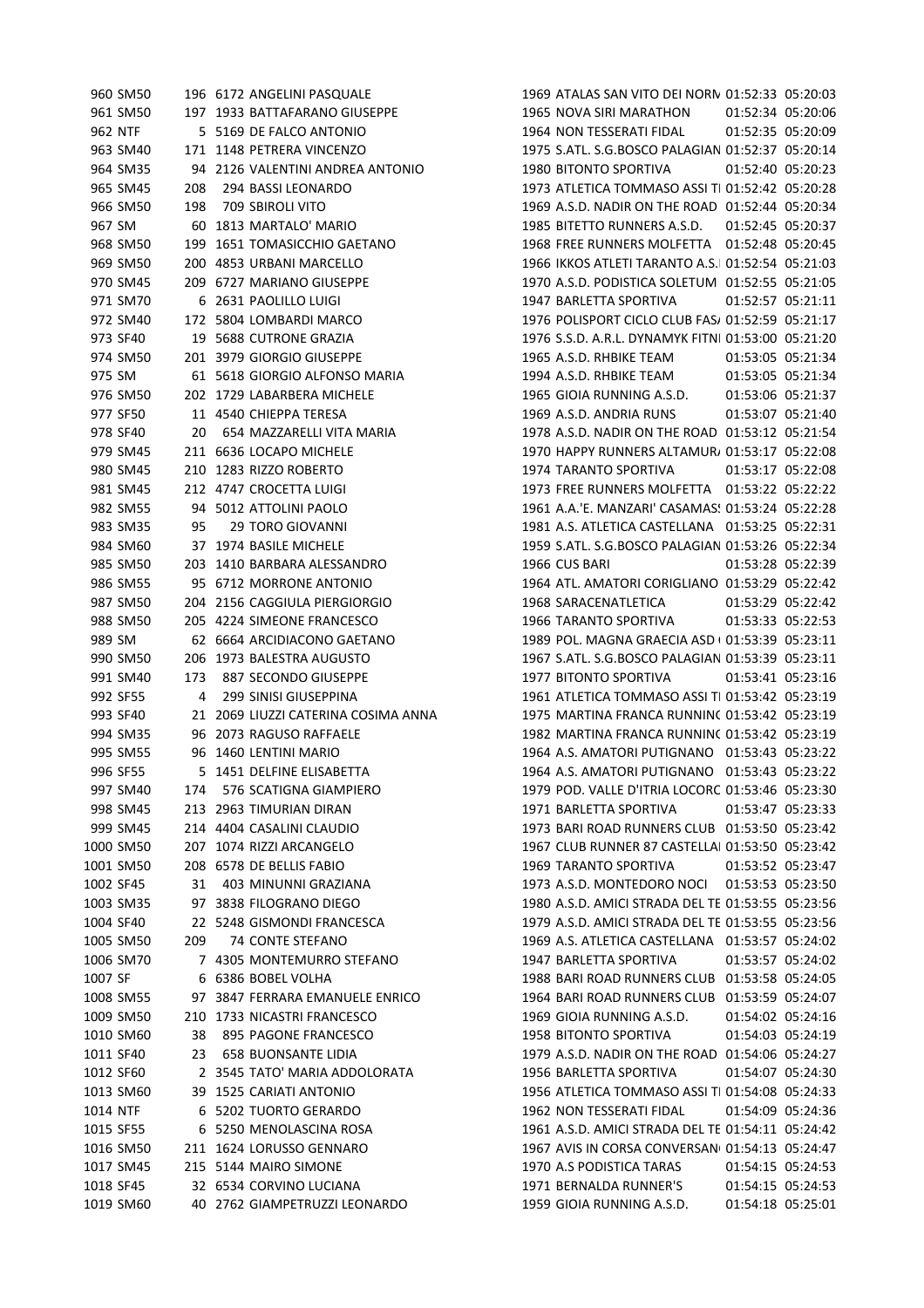| | | | | | | | | |
|---|---|---|---|---|---|---|---|---|
| 960 | SM50 | 196 | 6172 | ANGELINI PASQUALE | 1969 | ATALAS SAN VITO DEI NORM | 01:52:33 | 05:20:03 |
| 961 | SM50 | 197 | 1933 | BATTAFARANO GIUSEPPE | 1965 | NOVA SIRI MARATHON | 01:52:34 | 05:20:06 |
| 962 | NTF | 5 | 5169 | DE FALCO ANTONIO | 1964 | NON TESSERATI FIDAL | 01:52:35 | 05:20:09 |
| 963 | SM40 | 171 | 1148 | PETRERA VINCENZO | 1975 | S.ATL. S.G.BOSCO PALAGIAN | 01:52:37 | 05:20:14 |
| 964 | SM35 | 94 | 2126 | VALENTINI ANDREA ANTONIO | 1980 | BITONTO SPORTIVA | 01:52:40 | 05:20:23 |
| 965 | SM45 | 208 | 294 | BASSI LEONARDO | 1973 | ATLETICA TOMMASO ASSI TI | 01:52:42 | 05:20:28 |
| 966 | SM50 | 198 | 709 | SBIROLI VITO | 1969 | A.S.D. NADIR ON THE ROAD | 01:52:44 | 05:20:34 |
| 967 | SM | 60 | 1813 | MARTALO' MARIO | 1985 | BITETTO RUNNERS A.S.D. | 01:52:45 | 05:20:37 |
| 968 | SM50 | 199 | 1651 | TOMASICCHIO GAETANO | 1968 | FREE RUNNERS MOLFETTA | 01:52:48 | 05:20:45 |
| 969 | SM50 | 200 | 4853 | URBANI MARCELLO | 1966 | IKKOS ATLETI TARANTO A.S. | 01:52:54 | 05:21:03 |
| 970 | SM45 | 209 | 6727 | MARIANO GIUSEPPE | 1970 | A.S.D. PODISTICA SOLETUM | 01:52:55 | 05:21:05 |
| 971 | SM70 | 6 | 2631 | PAOLILLO LUIGI | 1947 | BARLETTA SPORTIVA | 01:52:57 | 05:21:11 |
| 972 | SM40 | 172 | 5804 | LOMBARDI MARCO | 1976 | POLISPORT CICLO CLUB FAS/ | 01:52:59 | 05:21:17 |
| 973 | SF40 | 19 | 5688 | CUTRONE GRAZIA | 1976 | S.S.D. A.R.L. DYNAMYK FITN | 01:53:00 | 05:21:20 |
| 974 | SM50 | 201 | 3979 | GIORGIO GIUSEPPE | 1965 | A.S.D. RHBIKE TEAM | 01:53:05 | 05:21:34 |
| 975 | SM | 61 | 5618 | GIORGIO ALFONSO MARIA | 1994 | A.S.D. RHBIKE TEAM | 01:53:05 | 05:21:34 |
| 976 | SM50 | 202 | 1729 | LABARBERA MICHELE | 1965 | GIOIA RUNNING A.S.D. | 01:53:06 | 05:21:37 |
| 977 | SF50 | 11 | 4540 | CHIEPPA TERESA | 1969 | A.S.D. ANDRIA RUNS | 01:53:07 | 05:21:40 |
| 978 | SF40 | 20 | 654 | MAZZARELLI VITA MARIA | 1978 | A.S.D. NADIR ON THE ROAD | 01:53:12 | 05:21:54 |
| 979 | SM45 | 211 | 6636 | LOCAPO MICHELE | 1970 | HAPPY RUNNERS ALTAMUR/ | 01:53:17 | 05:22:08 |
| 980 | SM45 | 210 | 1283 | RIZZO ROBERTO | 1974 | TARANTO SPORTIVA | 01:53:17 | 05:22:08 |
| 981 | SM45 | 212 | 4747 | CROCETTA LUIGI | 1973 | FREE RUNNERS MOLFETTA | 01:53:22 | 05:22:22 |
| 982 | SM55 | 94 | 5012 | ATTOLINI PAOLO | 1961 | A.A.'E. MANZARI' CASAMAS! | 01:53:24 | 05:22:28 |
| 983 | SM35 | 95 | 29 | TORO GIOVANNI | 1981 | A.S. ATLETICA CASTELLANA | 01:53:25 | 05:22:31 |
| 984 | SM60 | 37 | 1974 | BASILE MICHELE | 1959 | S.ATL. S.G.BOSCO PALAGIAN | 01:53:26 | 05:22:34 |
| 985 | SM50 | 203 | 1410 | BARBARA ALESSANDRO | 1966 | CUS BARI | 01:53:28 | 05:22:39 |
| 986 | SM55 | 95 | 6712 | MORRONE ANTONIO | 1964 | ATL. AMATORI CORIGLIANO | 01:53:29 | 05:22:42 |
| 987 | SM50 | 204 | 2156 | CAGGIULA PIERGIORGIO | 1968 | SARACENATLETICA | 01:53:29 | 05:22:42 |
| 988 | SM50 | 205 | 4224 | SIMEONE FRANCESCO | 1966 | TARANTO SPORTIVA | 01:53:33 | 05:22:53 |
| 989 | SM | 62 | 6664 | ARCIDIACONO GAETANO | 1989 | POL. MAGNA GRAECIA ASD ( | 01:53:39 | 05:23:11 |
| 990 | SM50 | 206 | 1973 | BALESTRA AUGUSTO | 1967 | S.ATL. S.G.BOSCO PALAGIAN | 01:53:39 | 05:23:11 |
| 991 | SM40 | 173 | 887 | SECONDO GIUSEPPE | 1977 | BITONTO SPORTIVA | 01:53:41 | 05:23:16 |
| 992 | SF55 | 4 | 299 | SINISI GIUSEPPINA | 1961 | ATLETICA TOMMASO ASSI TI | 01:53:42 | 05:23:19 |
| 993 | SF40 | 21 | 2069 | LIUZZI CATERINA COSIMA ANNA | 1975 | MARTINA FRANCA RUNNINC | 01:53:42 | 05:23:19 |
| 994 | SM35 | 96 | 2073 | RAGUSO RAFFAELE | 1982 | MARTINA FRANCA RUNNINC | 01:53:42 | 05:23:19 |
| 995 | SM55 | 96 | 1460 | LENTINI MARIO | 1964 | A.S. AMATORI PUTIGNANO | 01:53:43 | 05:23:22 |
| 996 | SF55 | 5 | 1451 | DELFINE ELISABETTA | 1964 | A.S. AMATORI PUTIGNANO | 01:53:43 | 05:23:22 |
| 997 | SM40 | 174 | 576 | SCATIGNA GIAMPIERO | 1979 | POD. VALLE D'ITRIA LOCORC | 01:53:46 | 05:23:30 |
| 998 | SM45 | 213 | 2963 | TIMURIAN DIRAN | 1971 | BARLETTA SPORTIVA | 01:53:47 | 05:23:33 |
| 999 | SM45 | 214 | 4404 | CASALINI CLAUDIO | 1973 | BARI ROAD RUNNERS CLUB | 01:53:50 | 05:23:42 |
| 1000 | SM50 | 207 | 1074 | RIZZI ARCANGELO | 1967 | CLUB RUNNER 87 CASTELLA | 01:53:50 | 05:23:42 |
| 1001 | SM50 | 208 | 6578 | DE BELLIS FABIO | 1969 | TARANTO SPORTIVA | 01:53:52 | 05:23:47 |
| 1002 | SF45 | 31 | 403 | MINUNNI GRAZIANA | 1973 | A.S.D. MONTEDORO NOCI | 01:53:53 | 05:23:50 |
| 1003 | SM35 | 97 | 3838 | FILOGRANO DIEGO | 1980 | A.S.D. AMICI STRADA DEL TE | 01:53:55 | 05:23:56 |
| 1004 | SF40 | 22 | 5248 | GISMONDI FRANCESCA | 1979 | A.S.D. AMICI STRADA DEL TE | 01:53:55 | 05:23:56 |
| 1005 | SM50 | 209 | 74 | CONTE STEFANO | 1969 | A.S. ATLETICA CASTELLANA | 01:53:57 | 05:24:02 |
| 1006 | SM70 | 7 | 4305 | MONTEMURRO STEFANO | 1947 | BARLETTA SPORTIVA | 01:53:57 | 05:24:02 |
| 1007 | SF | 6 | 6386 | BOBEL VOLHA | 1988 | BARI ROAD RUNNERS CLUB | 01:53:58 | 05:24:05 |
| 1008 | SM55 | 97 | 3847 | FERRARA EMANUELE ENRICO | 1964 | BARI ROAD RUNNERS CLUB | 01:53:59 | 05:24:07 |
| 1009 | SM50 | 210 | 1733 | NICASTRI FRANCESCO | 1969 | GIOIA RUNNING A.S.D. | 01:54:02 | 05:24:16 |
| 1010 | SM60 | 38 | 895 | PAGONE FRANCESCO | 1958 | BITONTO SPORTIVA | 01:54:03 | 05:24:19 |
| 1011 | SF40 | 23 | 658 | BUONSANTE LIDIA | 1979 | A.S.D. NADIR ON THE ROAD | 01:54:06 | 05:24:27 |
| 1012 | SF60 | 2 | 3545 | TATO' MARIA ADDOLORATA | 1956 | BARLETTA SPORTIVA | 01:54:07 | 05:24:30 |
| 1013 | SM60 | 39 | 1525 | CARIATI ANTONIO | 1956 | ATLETICA TOMMASO ASSI TI | 01:54:08 | 05:24:33 |
| 1014 | NTF | 6 | 5202 | TUORTO GERARDO | 1962 | NON TESSERATI FIDAL | 01:54:09 | 05:24:36 |
| 1015 | SF55 | 6 | 5250 | MENOLASCINA ROSA | 1961 | A.S.D. AMICI STRADA DEL TE | 01:54:11 | 05:24:42 |
| 1016 | SM50 | 211 | 1624 | LORUSSO GENNARO | 1967 | AVIS IN CORSA CONVERSAN | 01:54:13 | 05:24:47 |
| 1017 | SM45 | 215 | 5144 | MAIRO SIMONE | 1970 | A.S PODISTICA TARAS | 01:54:15 | 05:24:53 |
| 1018 | SF45 | 32 | 6534 | CORVINO LUCIANA | 1971 | BERNALDA RUNNER'S | 01:54:15 | 05:24:53 |
| 1019 | SM60 | 40 | 2762 | GIAMPETRUZZI LEONARDO | 1959 | GIOIA RUNNING A.S.D. | 01:54:18 | 05:25:01 |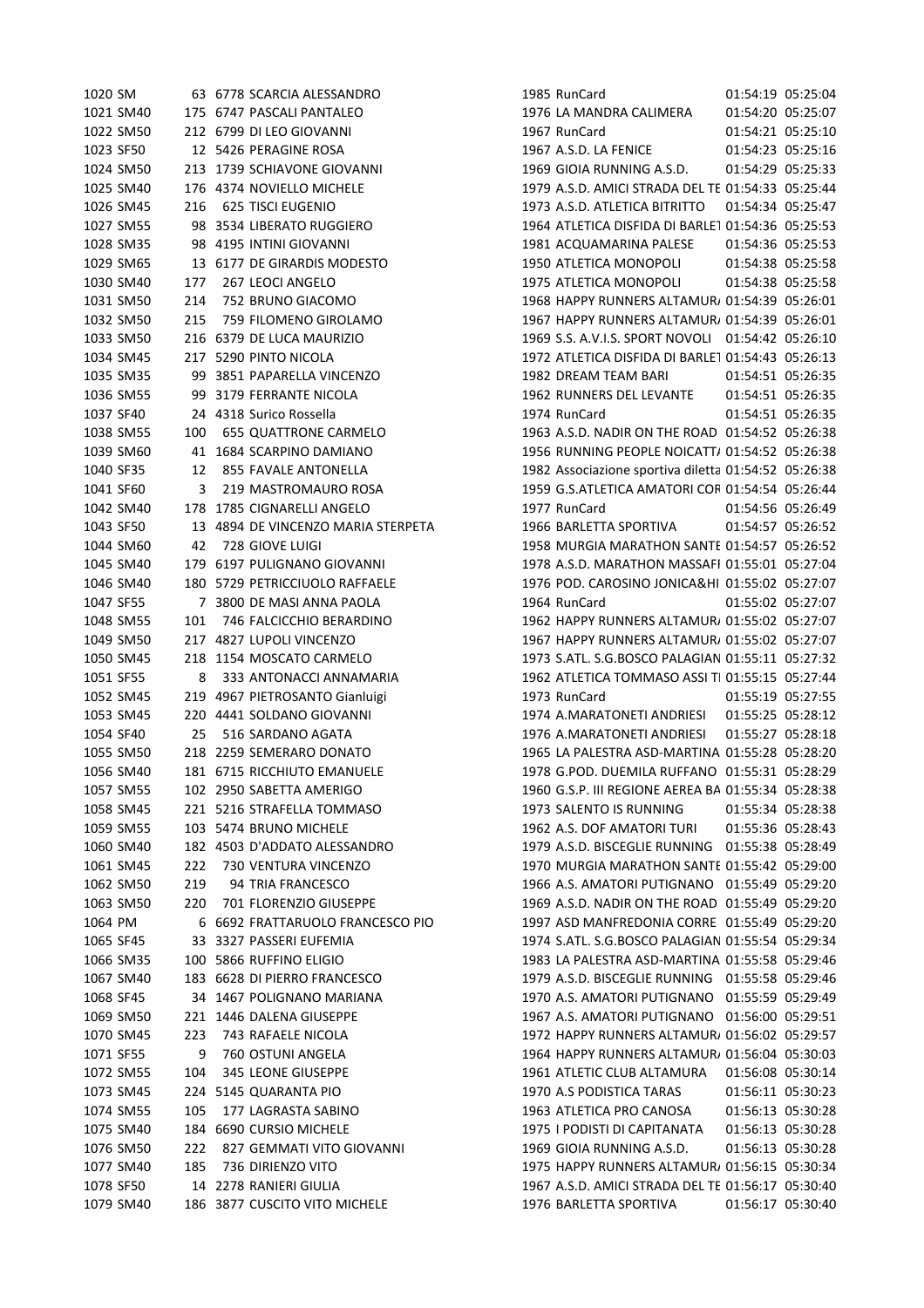| | | | | | | | | |
|---|---|---|---|---|---|---|---|---|
| 1020 | SM | 63 | 6778 | SCARCIA ALESSANDRO | 1985 | RunCard | 01:54:19 | 05:25:04 |
| 1021 | SM40 | 175 | 6747 | PASCALI PANTALEO | 1976 | LA MANDRA CALIMERA | 01:54:20 | 05:25:07 |
| 1022 | SM50 | 212 | 6799 | DI LEO GIOVANNI | 1967 | RunCard | 01:54:21 | 05:25:10 |
| 1023 | SF50 | 12 | 5426 | PERAGINE ROSA | 1967 | A.S.D. LA FENICE | 01:54:23 | 05:25:16 |
| 1024 | SM50 | 213 | 1739 | SCHIAVONE GIOVANNI | 1969 | GIOIA RUNNING A.S.D. | 01:54:29 | 05:25:33 |
| 1025 | SM40 | 176 | 4374 | NOVIELLO MICHELE | 1979 | A.S.D. AMICI STRADA DEL TE | 01:54:33 | 05:25:44 |
| 1026 | SM45 | 216 | 625 | TISCI EUGENIO | 1973 | A.S.D. ATLETICA BITRITTO | 01:54:34 | 05:25:47 |
| 1027 | SM55 | 98 | 3534 | LIBERATO RUGGIERO | 1964 | ATLETICA DISFIDA DI BARLET | 01:54:36 | 05:25:53 |
| 1028 | SM35 | 98 | 4195 | INTINI GIOVANNI | 1981 | ACQUAMARINA PALESE | 01:54:36 | 05:25:53 |
| 1029 | SM65 | 13 | 6177 | DE GIRARDIS MODESTO | 1950 | ATLETICA MONOPOLI | 01:54:38 | 05:25:58 |
| 1030 | SM40 | 177 | 267 | LEOCI ANGELO | 1975 | ATLETICA MONOPOLI | 01:54:38 | 05:25:58 |
| 1031 | SM50 | 214 | 752 | BRUNO GIACOMO | 1968 | HAPPY RUNNERS ALTAMUR/ | 01:54:39 | 05:26:01 |
| 1032 | SM50 | 215 | 759 | FILOMENO GIROLAMO | 1967 | HAPPY RUNNERS ALTAMUR/ | 01:54:39 | 05:26:01 |
| 1033 | SM50 | 216 | 6379 | DE LUCA MAURIZIO | 1969 | S.S. A.V.I.S. SPORT NOVOLI | 01:54:42 | 05:26:10 |
| 1034 | SM45 | 217 | 5290 | PINTO NICOLA | 1972 | ATLETICA DISFIDA DI BARLET | 01:54:43 | 05:26:13 |
| 1035 | SM35 | 99 | 3851 | PAPARELLA VINCENZO | 1982 | DREAM TEAM BARI | 01:54:51 | 05:26:35 |
| 1036 | SM55 | 99 | 3179 | FERRANTE NICOLA | 1962 | RUNNERS DEL LEVANTE | 01:54:51 | 05:26:35 |
| 1037 | SF40 | 24 | 4318 | Surico Rossella | 1974 | RunCard | 01:54:51 | 05:26:35 |
| 1038 | SM55 | 100 | 655 | QUATTRONE CARMELO | 1963 | A.S.D. NADIR ON THE ROAD | 01:54:52 | 05:26:38 |
| 1039 | SM60 | 41 | 1684 | SCARPINO DAMIANO | 1956 | RUNNING PEOPLE NOICATT/ | 01:54:52 | 05:26:38 |
| 1040 | SF35 | 12 | 855 | FAVALE ANTONELLA | 1982 | Associazione sportiva diletta | 01:54:52 | 05:26:38 |
| 1041 | SF60 | 3 | 219 | MASTROMAURO ROSA | 1959 | G.S.ATLETICA AMATORI COR | 01:54:54 | 05:26:44 |
| 1042 | SM40 | 178 | 1785 | CIGNARELLI ANGELO | 1977 | RunCard | 01:54:56 | 05:26:49 |
| 1043 | SF50 | 13 | 4894 | DE VINCENZO MARIA STERPETA | 1966 | BARLETTA SPORTIVA | 01:54:57 | 05:26:52 |
| 1044 | SM60 | 42 | 728 | GIOVE LUIGI | 1958 | MURGIA MARATHON SANTE | 01:54:57 | 05:26:52 |
| 1045 | SM40 | 179 | 6197 | PULIGNANO GIOVANNI | 1978 | A.S.D. MARATHON MASSAFI | 01:55:01 | 05:27:04 |
| 1046 | SM40 | 180 | 5729 | PETRICCIUOLO RAFFAELE | 1976 | POD. CAROSINO JONICA&HI | 01:55:02 | 05:27:07 |
| 1047 | SF55 | 7 | 3800 | DE MASI ANNA PAOLA | 1964 | RunCard | 01:55:02 | 05:27:07 |
| 1048 | SM55 | 101 | 746 | FALCICCHIO BERARDINO | 1962 | HAPPY RUNNERS ALTAMUR/ | 01:55:02 | 05:27:07 |
| 1049 | SM50 | 217 | 4827 | LUPOLI VINCENZO | 1967 | HAPPY RUNNERS ALTAMUR/ | 01:55:02 | 05:27:07 |
| 1050 | SM45 | 218 | 1154 | MOSCATO CARMELO | 1973 | S.ATL. S.G.BOSCO PALAGIAN | 01:55:11 | 05:27:32 |
| 1051 | SF55 | 8 | 333 | ANTONACCI ANNAMARIA | 1962 | ATLETICA TOMMASO ASSI TI | 01:55:15 | 05:27:44 |
| 1052 | SM45 | 219 | 4967 | PIETROSANTO Gianluigi | 1973 | RunCard | 01:55:19 | 05:27:55 |
| 1053 | SM45 | 220 | 4441 | SOLDANO GIOVANNI | 1974 | A.MARATONETI ANDRIESI | 01:55:25 | 05:28:12 |
| 1054 | SF40 | 25 | 516 | SARDANO AGATA | 1976 | A.MARATONETI ANDRIESI | 01:55:27 | 05:28:18 |
| 1055 | SM50 | 218 | 2259 | SEMERARO DONATO | 1965 | LA PALESTRA ASD-MARTINA | 01:55:28 | 05:28:20 |
| 1056 | SM40 | 181 | 6715 | RICCHIUTO EMANUELE | 1978 | G.POD. DUEMILA RUFFANO | 01:55:31 | 05:28:29 |
| 1057 | SM55 | 102 | 2950 | SABETTA AMERIGO | 1960 | G.S.P. III REGIONE AEREA BA | 01:55:34 | 05:28:38 |
| 1058 | SM45 | 221 | 5216 | STRAFELLA TOMMASO | 1973 | SALENTO IS RUNNING | 01:55:34 | 05:28:38 |
| 1059 | SM55 | 103 | 5474 | BRUNO MICHELE | 1962 | A.S. DOF AMATORI TURI | 01:55:36 | 05:28:43 |
| 1060 | SM40 | 182 | 4503 | D'ADDATO ALESSANDRO | 1979 | A.S.D. BISCEGLIE RUNNING | 01:55:38 | 05:28:49 |
| 1061 | SM45 | 222 | 730 | VENTURA VINCENZO | 1970 | MURGIA MARATHON SANTE | 01:55:42 | 05:29:00 |
| 1062 | SM50 | 219 | 94 | TRIA FRANCESCO | 1966 | A.S. AMATORI PUTIGNANO | 01:55:49 | 05:29:20 |
| 1063 | SM50 | 220 | 701 | FLORENZIO GIUSEPPE | 1969 | A.S.D. NADIR ON THE ROAD | 01:55:49 | 05:29:20 |
| 1064 | PM | 6 | 6692 | FRATTARUOLO FRANCESCO PIO | 1997 | ASD MANFREDONIA CORRE | 01:55:49 | 05:29:20 |
| 1065 | SF45 | 33 | 3327 | PASSERI EUFEMIA | 1974 | S.ATL. S.G.BOSCO PALAGIAN | 01:55:54 | 05:29:34 |
| 1066 | SM35 | 100 | 5866 | RUFFINO ELIGIO | 1983 | LA PALESTRA ASD-MARTINA | 01:55:58 | 05:29:46 |
| 1067 | SM40 | 183 | 6628 | DI PIERRO FRANCESCO | 1979 | A.S.D. BISCEGLIE RUNNING | 01:55:58 | 05:29:46 |
| 1068 | SF45 | 34 | 1467 | POLIGNANO MARIANA | 1970 | A.S. AMATORI PUTIGNANO | 01:55:59 | 05:29:49 |
| 1069 | SM50 | 221 | 1446 | DALENA GIUSEPPE | 1967 | A.S. AMATORI PUTIGNANO | 01:56:00 | 05:29:51 |
| 1070 | SM45 | 223 | 743 | RAFAELE NICOLA | 1972 | HAPPY RUNNERS ALTAMUR/ | 01:56:02 | 05:29:57 |
| 1071 | SF55 | 9 | 760 | OSTUNI ANGELA | 1964 | HAPPY RUNNERS ALTAMUR/ | 01:56:04 | 05:30:03 |
| 1072 | SM55 | 104 | 345 | LEONE GIUSEPPE | 1961 | ATLETIC CLUB ALTAMURA | 01:56:08 | 05:30:14 |
| 1073 | SM45 | 224 | 5145 | QUARANTA PIO | 1970 | A.S PODISTICA TARAS | 01:56:11 | 05:30:23 |
| 1074 | SM55 | 105 | 177 | LAGRASTA SABINO | 1963 | ATLETICA PRO CANOSA | 01:56:13 | 05:30:28 |
| 1075 | SM40 | 184 | 6690 | CURSIO MICHELE | 1975 | I PODISTI DI CAPITANATA | 01:56:13 | 05:30:28 |
| 1076 | SM50 | 222 | 827 | GEMMATI VITO GIOVANNI | 1969 | GIOIA RUNNING A.S.D. | 01:56:13 | 05:30:28 |
| 1077 | SM40 | 185 | 736 | DIRIENZO VITO | 1975 | HAPPY RUNNERS ALTAMUR/ | 01:56:15 | 05:30:34 |
| 1078 | SF50 | 14 | 2278 | RANIERI GIULIA | 1967 | A.S.D. AMICI STRADA DEL TE | 01:56:17 | 05:30:40 |
| 1079 | SM40 | 186 | 3877 | CUSCITO VITO MICHELE | 1976 | BARLETTA SPORTIVA | 01:56:17 | 05:30:40 |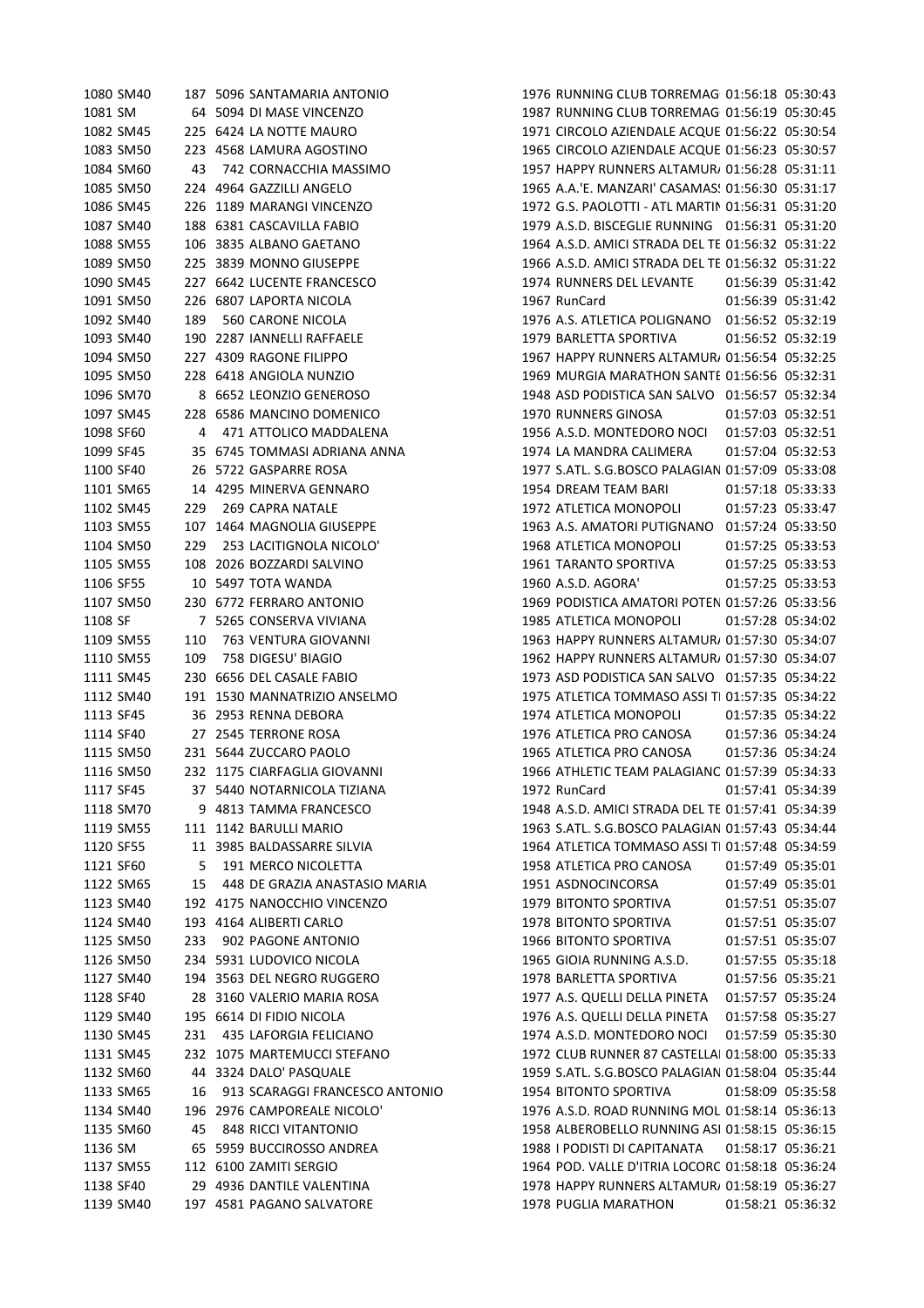| | | | | | | | | |
|---|---|---|---|---|---|---|---|---|
| 1080 | SM40 | 187 | 5096 | SANTAMARIA ANTONIO | 1976 | RUNNING CLUB TORREMAG | 01:56:18 | 05:30:43 |
| 1081 | SM | 64 | 5094 | DI MASE VINCENZO | 1987 | RUNNING CLUB TORREMAG | 01:56:19 | 05:30:45 |
| 1082 | SM45 | 225 | 6424 | LA NOTTE MAURO | 1971 | CIRCOLO AZIENDALE ACQUE | 01:56:22 | 05:30:54 |
| 1083 | SM50 | 223 | 4568 | LAMURA AGOSTINO | 1965 | CIRCOLO AZIENDALE ACQUE | 01:56:23 | 05:30:57 |
| 1084 | SM60 | 43 | 742 | CORNACCHIA MASSIMO | 1957 | HAPPY RUNNERS ALTAMUR/ | 01:56:28 | 05:31:11 |
| 1085 | SM50 | 224 | 4964 | GAZZILLI ANGELO | 1965 | A.A.'E. MANZARI' CASAMAS! | 01:56:30 | 05:31:17 |
| 1086 | SM45 | 226 | 1189 | MARANGI VINCENZO | 1972 | G.S. PAOLOTTI - ATL MARTIN | 01:56:31 | 05:31:20 |
| 1087 | SM40 | 188 | 6381 | CASCAVILLA FABIO | 1979 | A.S.D. BISCEGLIE RUNNING | 01:56:31 | 05:31:20 |
| 1088 | SM55 | 106 | 3835 | ALBANO GAETANO | 1964 | A.S.D. AMICI STRADA DEL TE | 01:56:32 | 05:31:22 |
| 1089 | SM50 | 225 | 3839 | MONNO GIUSEPPE | 1966 | A.S.D. AMICI STRADA DEL TE | 01:56:32 | 05:31:22 |
| 1090 | SM45 | 227 | 6642 | LUCENTE FRANCESCO | 1974 | RUNNERS DEL LEVANTE | 01:56:39 | 05:31:42 |
| 1091 | SM50 | 226 | 6807 | LAPORTA NICOLA | 1967 | RunCard | 01:56:39 | 05:31:42 |
| 1092 | SM40 | 189 | 560 | CARONE NICOLA | 1976 | A.S. ATLETICA POLIGNANO | 01:56:52 | 05:32:19 |
| 1093 | SM40 | 190 | 2287 | IANNELLI RAFFAELE | 1979 | BARLETTA SPORTIVA | 01:56:52 | 05:32:19 |
| 1094 | SM50 | 227 | 4309 | RAGONE FILIPPO | 1967 | HAPPY RUNNERS ALTAMUR/ | 01:56:54 | 05:32:25 |
| 1095 | SM50 | 228 | 6418 | ANGIOLA NUNZIO | 1969 | MURGIA MARATHON SANTE | 01:56:56 | 05:32:31 |
| 1096 | SM70 | 8 | 6652 | LEONZIO GENEROSO | 1948 | ASD PODISTICA SAN SALVO | 01:56:57 | 05:32:34 |
| 1097 | SM45 | 228 | 6586 | MANCINO DOMENICO | 1970 | RUNNERS GINOSA | 01:57:03 | 05:32:51 |
| 1098 | SF60 | 4 | 471 | ATTOLICO MADDALENA | 1956 | A.S.D. MONTEDORO NOCI | 01:57:03 | 05:32:51 |
| 1099 | SF45 | 35 | 6745 | TOMMASI ADRIANA ANNA | 1974 | LA MANDRA CALIMERA | 01:57:04 | 05:32:53 |
| 1100 | SF40 | 26 | 5722 | GASPARRE ROSA | 1977 | S.ATL. S.G.BOSCO PALAGIAN | 01:57:09 | 05:33:08 |
| 1101 | SM65 | 14 | 4295 | MINERVA GENNARO | 1954 | DREAM TEAM BARI | 01:57:18 | 05:33:33 |
| 1102 | SM45 | 229 | 269 | CAPRA NATALE | 1972 | ATLETICA MONOPOLI | 01:57:23 | 05:33:47 |
| 1103 | SM55 | 107 | 1464 | MAGNOLIA GIUSEPPE | 1963 | A.S. AMATORI PUTIGNANO | 01:57:24 | 05:33:50 |
| 1104 | SM50 | 229 | 253 | LACITIGNOLA NICOLO' | 1968 | ATLETICA MONOPOLI | 01:57:25 | 05:33:53 |
| 1105 | SM55 | 108 | 2026 | BOZZARDI SALVINO | 1961 | TARANTO SPORTIVA | 01:57:25 | 05:33:53 |
| 1106 | SF55 | 10 | 5497 | TOTA WANDA | 1960 | A.S.D. AGORA' | 01:57:25 | 05:33:53 |
| 1107 | SM50 | 230 | 6772 | FERRARO ANTONIO | 1969 | PODISTICA AMATORI POTEN | 01:57:26 | 05:33:56 |
| 1108 | SF | 7 | 5265 | CONSERVA VIVIANA | 1985 | ATLETICA MONOPOLI | 01:57:28 | 05:34:02 |
| 1109 | SM55 | 110 | 763 | VENTURA GIOVANNI | 1963 | HAPPY RUNNERS ALTAMUR/ | 01:57:30 | 05:34:07 |
| 1110 | SM55 | 109 | 758 | DIGESU' BIAGIO | 1962 | HAPPY RUNNERS ALTAMUR/ | 01:57:30 | 05:34:07 |
| 1111 | SM45 | 230 | 6656 | DEL CASALE FABIO | 1973 | ASD PODISTICA SAN SALVO | 01:57:35 | 05:34:22 |
| 1112 | SM40 | 191 | 1530 | MANNATRIZIO ANSELMO | 1975 | ATLETICA TOMMASO ASSI TI | 01:57:35 | 05:34:22 |
| 1113 | SF45 | 36 | 2953 | RENNA DEBORA | 1974 | ATLETICA MONOPOLI | 01:57:35 | 05:34:22 |
| 1114 | SF40 | 27 | 2545 | TERRONE ROSA | 1976 | ATLETICA PRO CANOSA | 01:57:36 | 05:34:24 |
| 1115 | SM50 | 231 | 5644 | ZUCCARO PAOLO | 1965 | ATLETICA PRO CANOSA | 01:57:36 | 05:34:24 |
| 1116 | SM50 | 232 | 1175 | CIARFAGLIA GIOVANNI | 1966 | ATHLETIC TEAM PALAGIANC | 01:57:39 | 05:34:33 |
| 1117 | SF45 | 37 | 5440 | NOTARNICOLA TIZIANA | 1972 | RunCard | 01:57:41 | 05:34:39 |
| 1118 | SM70 | 9 | 4813 | TAMMA FRANCESCO | 1948 | A.S.D. AMICI STRADA DEL TE | 01:57:41 | 05:34:39 |
| 1119 | SM55 | 111 | 1142 | BARULLI MARIO | 1963 | S.ATL. S.G.BOSCO PALAGIAN | 01:57:43 | 05:34:44 |
| 1120 | SF55 | 11 | 3985 | BALDASSARRE SILVIA | 1964 | ATLETICA TOMMASO ASSI TI | 01:57:48 | 05:34:59 |
| 1121 | SF60 | 5 | 191 | MERCO NICOLETTA | 1958 | ATLETICA PRO CANOSA | 01:57:49 | 05:35:01 |
| 1122 | SM65 | 15 | 448 | DE GRAZIA ANASTASIO MARIA | 1951 | ASDNOCINCORSA | 01:57:49 | 05:35:01 |
| 1123 | SM40 | 192 | 4175 | NANOCCHIO VINCENZO | 1979 | BITONTO SPORTIVA | 01:57:51 | 05:35:07 |
| 1124 | SM40 | 193 | 4164 | ALIBERTI CARLO | 1978 | BITONTO SPORTIVA | 01:57:51 | 05:35:07 |
| 1125 | SM50 | 233 | 902 | PAGONE ANTONIO | 1966 | BITONTO SPORTIVA | 01:57:51 | 05:35:07 |
| 1126 | SM50 | 234 | 5931 | LUDOVICO NICOLA | 1965 | GIOIA RUNNING A.S.D. | 01:57:55 | 05:35:18 |
| 1127 | SM40 | 194 | 3563 | DEL NEGRO RUGGERO | 1978 | BARLETTA SPORTIVA | 01:57:56 | 05:35:21 |
| 1128 | SF40 | 28 | 3160 | VALERIO MARIA ROSA | 1977 | A.S. QUELLI DELLA PINETA | 01:57:57 | 05:35:24 |
| 1129 | SM40 | 195 | 6614 | DI FIDIO NICOLA | 1976 | A.S. QUELLI DELLA PINETA | 01:57:58 | 05:35:27 |
| 1130 | SM45 | 231 | 435 | LAFORGIA FELICIANO | 1974 | A.S.D. MONTEDORO NOCI | 01:57:59 | 05:35:30 |
| 1131 | SM45 | 232 | 1075 | MARTEMUCCI STEFANO | 1972 | CLUB RUNNER 87 CASTELLAI | 01:58:00 | 05:35:33 |
| 1132 | SM60 | 44 | 3324 | DALO' PASQUALE | 1959 | S.ATL. S.G.BOSCO PALAGIAN | 01:58:04 | 05:35:44 |
| 1133 | SM65 | 16 | 913 | SCARAGGI FRANCESCO ANTONIO | 1954 | BITONTO SPORTIVA | 01:58:09 | 05:35:58 |
| 1134 | SM40 | 196 | 2976 | CAMPOREALE NICOLO' | 1976 | A.S.D. ROAD RUNNING MOL | 01:58:14 | 05:36:13 |
| 1135 | SM60 | 45 | 848 | RICCI VITANTONIO | 1958 | ALBEROBELLO RUNNING ASI | 01:58:15 | 05:36:15 |
| 1136 | SM | 65 | 5959 | BUCCIROSSO ANDREA | 1988 | I PODISTI DI CAPITANATA | 01:58:17 | 05:36:21 |
| 1137 | SM55 | 112 | 6100 | ZAMITI SERGIO | 1964 | POD. VALLE D'ITRIA LOCORC | 01:58:18 | 05:36:24 |
| 1138 | SF40 | 29 | 4936 | DANTILE VALENTINA | 1978 | HAPPY RUNNERS ALTAMUR/ | 01:58:19 | 05:36:27 |
| 1139 | SM40 | 197 | 4581 | PAGANO SALVATORE | 1978 | PUGLIA MARATHON | 01:58:21 | 05:36:32 |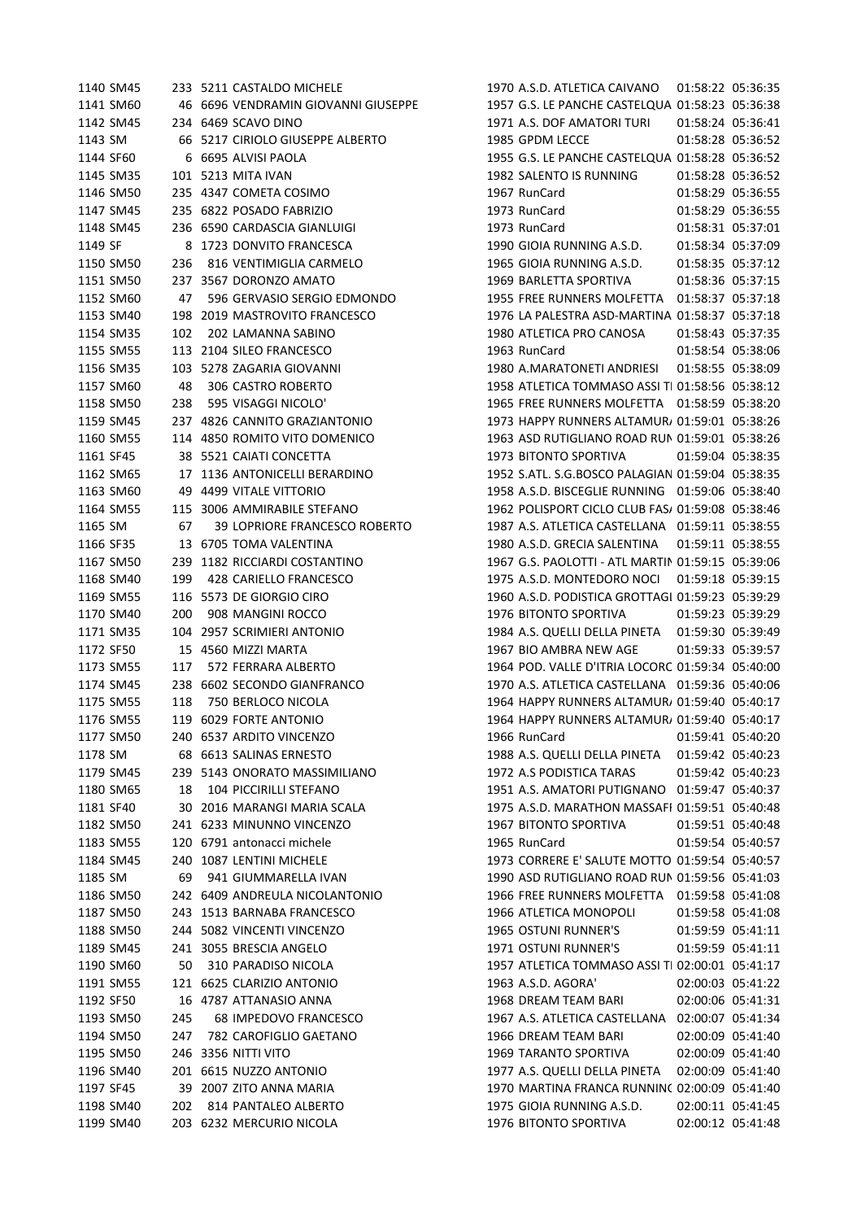| | | | | | | | | |
|---|---|---|---|---|---|---|---|---|
| 1140 | SM45 | 233 | 5211 | CASTALDO MICHELE | 1970 | A.S.D. ATLETICA CAIVANO | 01:58:22 | 05:36:35 |
| 1141 | SM60 | 46 | 6696 | VENDRAMIN GIOVANNI GIUSEPPE | 1957 | G.S. LE PANCHE CASTELQUA | 01:58:23 | 05:36:38 |
| 1142 | SM45 | 234 | 6469 | SCAVO DINO | 1971 | A.S. DOF AMATORI TURI | 01:58:24 | 05:36:41 |
| 1143 | SM | 66 | 5217 | CIRIOLO GIUSEPPE ALBERTO | 1985 | GPDM LECCE | 01:58:28 | 05:36:52 |
| 1144 | SF60 | 6 | 6695 | ALVISI PAOLA | 1955 | G.S. LE PANCHE CASTELQUA | 01:58:28 | 05:36:52 |
| 1145 | SM35 | 101 | 5213 | MITA IVAN | 1982 | SALENTO IS RUNNING | 01:58:28 | 05:36:52 |
| 1146 | SM50 | 235 | 4347 | COMETA COSIMO | 1967 | RunCard | 01:58:29 | 05:36:55 |
| 1147 | SM45 | 235 | 6822 | POSADO FABRIZIO | 1973 | RunCard | 01:58:29 | 05:36:55 |
| 1148 | SM45 | 236 | 6590 | CARDASCIA GIANLUIGI | 1973 | RunCard | 01:58:31 | 05:37:01 |
| 1149 | SF | 8 | 1723 | DONVITO FRANCESCA | 1990 | GIOIA RUNNING A.S.D. | 01:58:34 | 05:37:09 |
| 1150 | SM50 | 236 | 816 | VENTIMIGLIA CARMELO | 1965 | GIOIA RUNNING A.S.D. | 01:58:35 | 05:37:12 |
| 1151 | SM50 | 237 | 3567 | DORONZO AMATO | 1969 | BARLETTA SPORTIVA | 01:58:36 | 05:37:15 |
| 1152 | SM60 | 47 | 596 | GERVASIO SERGIO EDMONDO | 1955 | FREE RUNNERS MOLFETTA | 01:58:37 | 05:37:18 |
| 1153 | SM40 | 198 | 2019 | MASTROVITO FRANCESCO | 1976 | LA PALESTRA ASD-MARTINA | 01:58:37 | 05:37:18 |
| 1154 | SM35 | 102 | 202 | LAMANNA SABINO | 1980 | ATLETICA PRO CANOSA | 01:58:43 | 05:37:35 |
| 1155 | SM55 | 113 | 2104 | SILEO FRANCESCO | 1963 | RunCard | 01:58:54 | 05:38:06 |
| 1156 | SM35 | 103 | 5278 | ZAGARIA GIOVANNI | 1980 | A.MARATONETI ANDRIESI | 01:58:55 | 05:38:09 |
| 1157 | SM60 | 48 | 306 | CASTRO ROBERTO | 1958 | ATLETICA TOMMASO ASSI TI | 01:58:56 | 05:38:12 |
| 1158 | SM50 | 238 | 595 | VISAGGI NICOLO' | 1965 | FREE RUNNERS MOLFETTA | 01:58:59 | 05:38:20 |
| 1159 | SM45 | 237 | 4826 | CANNITO GRAZIANTONIO | 1973 | HAPPY RUNNERS ALTAMUR/ | 01:59:01 | 05:38:26 |
| 1160 | SM55 | 114 | 4850 | ROMITO VITO DOMENICO | 1963 | ASD RUTIGLIANO ROAD RUN | 01:59:01 | 05:38:26 |
| 1161 | SF45 | 38 | 5521 | CAIATI CONCETTA | 1973 | BITONTO SPORTIVA | 01:59:04 | 05:38:35 |
| 1162 | SM65 | 17 | 1136 | ANTONICELLI BERARDINO | 1952 | S.ATL. S.G.BOSCO PALAGIAN | 01:59:04 | 05:38:35 |
| 1163 | SM60 | 49 | 4499 | VITALE VITTORIO | 1958 | A.S.D. BISCEGLIE RUNNING | 01:59:06 | 05:38:40 |
| 1164 | SM55 | 115 | 3006 | AMMIRABILE STEFANO | 1962 | POLISPORT CICLO CLUB FAS/ | 01:59:08 | 05:38:46 |
| 1165 | SM | 67 | 39 | LOPRIORE FRANCESCO ROBERTO | 1987 | A.S. ATLETICA CASTELLANA | 01:59:11 | 05:38:55 |
| 1166 | SF35 | 13 | 6705 | TOMA VALENTINA | 1980 | A.S.D. GRECIA SALENTINA | 01:59:11 | 05:38:55 |
| 1167 | SM50 | 239 | 1182 | RICCIARDI COSTANTINO | 1967 | G.S. PAOLOTTI - ATL MARTIN | 01:59:15 | 05:39:06 |
| 1168 | SM40 | 199 | 428 | CARIELLO FRANCESCO | 1975 | A.S.D. MONTEDORO NOCI | 01:59:18 | 05:39:15 |
| 1169 | SM55 | 116 | 5573 | DE GIORGIO CIRO | 1960 | A.S.D. PODISTICA GROTTAGI | 01:59:23 | 05:39:29 |
| 1170 | SM40 | 200 | 908 | MANGINI ROCCO | 1976 | BITONTO SPORTIVA | 01:59:23 | 05:39:29 |
| 1171 | SM35 | 104 | 2957 | SCRIMIERI ANTONIO | 1984 | A.S. QUELLI DELLA PINETA | 01:59:30 | 05:39:49 |
| 1172 | SF50 | 15 | 4560 | MIZZI MARTA | 1967 | BIO AMBRA NEW AGE | 01:59:33 | 05:39:57 |
| 1173 | SM55 | 117 | 572 | FERRARA ALBERTO | 1964 | POD. VALLE D'ITRIA LOCORC | 01:59:34 | 05:40:00 |
| 1174 | SM45 | 238 | 6602 | SECONDO GIANFRANCO | 1970 | A.S. ATLETICA CASTELLANA | 01:59:36 | 05:40:06 |
| 1175 | SM55 | 118 | 750 | BERLOCO NICOLA | 1964 | HAPPY RUNNERS ALTAMUR/ | 01:59:40 | 05:40:17 |
| 1176 | SM55 | 119 | 6029 | FORTE ANTONIO | 1964 | HAPPY RUNNERS ALTAMUR/ | 01:59:40 | 05:40:17 |
| 1177 | SM50 | 240 | 6537 | ARDITO VINCENZO | 1966 | RunCard | 01:59:41 | 05:40:20 |
| 1178 | SM | 68 | 6613 | SALINAS ERNESTO | 1988 | A.S. QUELLI DELLA PINETA | 01:59:42 | 05:40:23 |
| 1179 | SM45 | 239 | 5143 | ONORATO MASSIMILIANO | 1972 | A.S PODISTICA TARAS | 01:59:42 | 05:40:23 |
| 1180 | SM65 | 18 | 104 | PICCIRILLI STEFANO | 1951 | A.S. AMATORI PUTIGNANO | 01:59:47 | 05:40:37 |
| 1181 | SF40 | 30 | 2016 | MARANGI MARIA SCALA | 1975 | A.S.D. MARATHON MASSAFI | 01:59:51 | 05:40:48 |
| 1182 | SM50 | 241 | 6233 | MINUNNO VINCENZO | 1967 | BITONTO SPORTIVA | 01:59:51 | 05:40:48 |
| 1183 | SM55 | 120 | 6791 | antonacci michele | 1965 | RunCard | 01:59:54 | 05:40:57 |
| 1184 | SM45 | 240 | 1087 | LENTINI MICHELE | 1973 | CORRERE E' SALUTE MOTTO | 01:59:54 | 05:40:57 |
| 1185 | SM | 69 | 941 | GIUMMARELLA IVAN | 1990 | ASD RUTIGLIANO ROAD RUN | 01:59:56 | 05:41:03 |
| 1186 | SM50 | 242 | 6409 | ANDREULA NICOLANTONIO | 1966 | FREE RUNNERS MOLFETTA | 01:59:58 | 05:41:08 |
| 1187 | SM50 | 243 | 1513 | BARNABA FRANCESCO | 1966 | ATLETICA MONOPOLI | 01:59:58 | 05:41:08 |
| 1188 | SM50 | 244 | 5082 | VINCENTI VINCENZO | 1965 | OSTUNI RUNNER'S | 01:59:59 | 05:41:11 |
| 1189 | SM45 | 241 | 3055 | BRESCIA ANGELO | 1971 | OSTUNI RUNNER'S | 01:59:59 | 05:41:11 |
| 1190 | SM60 | 50 | 310 | PARADISO NICOLA | 1957 | ATLETICA TOMMASO ASSI TI | 02:00:01 | 05:41:17 |
| 1191 | SM55 | 121 | 6625 | CLARIZIO ANTONIO | 1963 | A.S.D. AGORA' | 02:00:03 | 05:41:22 |
| 1192 | SF50 | 16 | 4787 | ATTANASIO ANNA | 1968 | DREAM TEAM BARI | 02:00:06 | 05:41:31 |
| 1193 | SM50 | 245 | 68 | IMPEDOVO FRANCESCO | 1967 | A.S. ATLETICA CASTELLANA | 02:00:07 | 05:41:34 |
| 1194 | SM50 | 247 | 782 | CAROFIGLIO GAETANO | 1966 | DREAM TEAM BARI | 02:00:09 | 05:41:40 |
| 1195 | SM50 | 246 | 3356 | NITTI VITO | 1969 | TARANTO SPORTIVA | 02:00:09 | 05:41:40 |
| 1196 | SM40 | 201 | 6615 | NUZZO ANTONIO | 1977 | A.S. QUELLI DELLA PINETA | 02:00:09 | 05:41:40 |
| 1197 | SF45 | 39 | 2007 | ZITO ANNA MARIA | 1970 | MARTINA FRANCA RUNNIN( | 02:00:09 | 05:41:40 |
| 1198 | SM40 | 202 | 814 | PANTALEO ALBERTO | 1975 | GIOIA RUNNING A.S.D. | 02:00:11 | 05:41:45 |
| 1199 | SM40 | 203 | 6232 | MERCURIO NICOLA | 1976 | BITONTO SPORTIVA | 02:00:12 | 05:41:48 |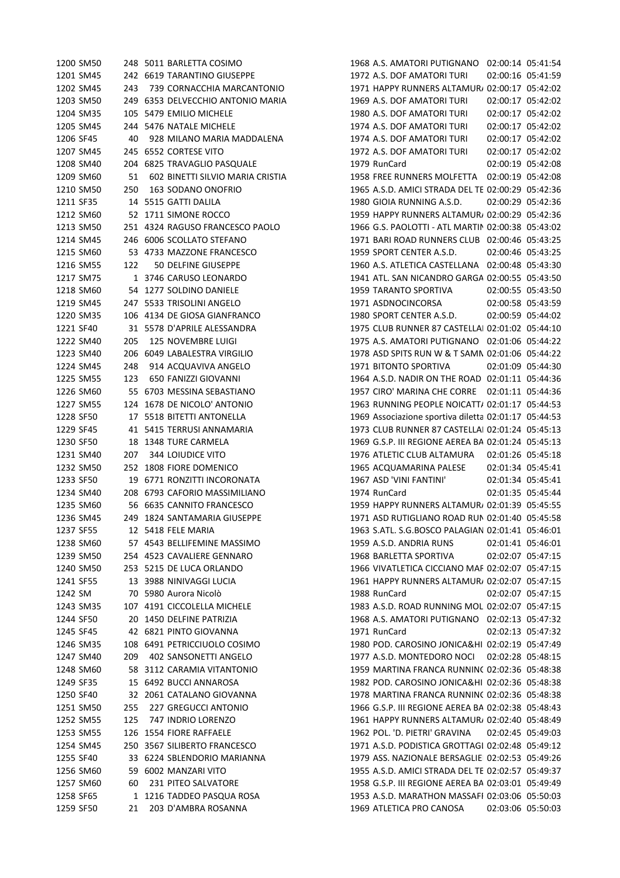| | | | | | | | | |
|---|---|---|---|---|---|---|---|---|
| 1200 | SM50 | 248 | 5011 | BARLETTA COSIMO | 1968 | A.S. AMATORI PUTIGNANO | 02:00:14 | 05:41:54 |
| 1201 | SM45 | 242 | 6619 | TARANTINO GIUSEPPE | 1972 | A.S. DOF AMATORI TURI | 02:00:16 | 05:41:59 |
| 1202 | SM45 | 243 | 739 | CORNACCHIA MARCANTONIO | 1971 | HAPPY RUNNERS ALTAMUR/ | 02:00:17 | 05:42:02 |
| 1203 | SM50 | 249 | 6353 | DELVECCHIO ANTONIO MARIA | 1969 | A.S. DOF AMATORI TURI | 02:00:17 | 05:42:02 |
| 1204 | SM35 | 105 | 5479 | EMILIO MICHELE | 1980 | A.S. DOF AMATORI TURI | 02:00:17 | 05:42:02 |
| 1205 | SM45 | 244 | 5476 | NATALE MICHELE | 1974 | A.S. DOF AMATORI TURI | 02:00:17 | 05:42:02 |
| 1206 | SF45 | 40 | 928 | MILANO MARIA MADDALENA | 1974 | A.S. DOF AMATORI TURI | 02:00:17 | 05:42:02 |
| 1207 | SM45 | 245 | 6552 | CORTESE VITO | 1972 | A.S. DOF AMATORI TURI | 02:00:17 | 05:42:02 |
| 1208 | SM40 | 204 | 6825 | TRAVAGLIO PASQUALE | 1979 | RunCard | 02:00:19 | 05:42:08 |
| 1209 | SM60 | 51 | 602 | BINETTI SILVIO MARIA CRISTIA | 1958 | FREE RUNNERS MOLFETTA | 02:00:19 | 05:42:08 |
| 1210 | SM50 | 250 | 163 | SODANO ONOFRIO | 1965 | A.S.D. AMICI STRADA DEL TE | 02:00:29 | 05:42:36 |
| 1211 | SF35 | 14 | 5515 | GATTI DALILA | 1980 | GIOIA RUNNING A.S.D. | 02:00:29 | 05:42:36 |
| 1212 | SM60 | 52 | 1711 | SIMONE ROCCO | 1959 | HAPPY RUNNERS ALTAMUR/ | 02:00:29 | 05:42:36 |
| 1213 | SM50 | 251 | 4324 | RAGUSO FRANCESCO PAOLO | 1966 | G.S. PAOLOTTI - ATL MARTIN | 02:00:38 | 05:43:02 |
| 1214 | SM45 | 246 | 6006 | SCOLLATO STEFANO | 1971 | BARI ROAD RUNNERS CLUB | 02:00:46 | 05:43:25 |
| 1215 | SM60 | 53 | 4733 | MAZZONE FRANCESCO | 1959 | SPORT CENTER A.S.D. | 02:00:46 | 05:43:25 |
| 1216 | SM55 | 122 | 50 | DELFINE GIUSEPPE | 1960 | A.S. ATLETICA CASTELLANA | 02:00:48 | 05:43:30 |
| 1217 | SM75 | 1 | 3746 | CARUSO LEONARDO | 1941 | ATL. SAN NICANDRO GARGA | 02:00:55 | 05:43:50 |
| 1218 | SM60 | 54 | 1277 | SOLDINO DANIELE | 1959 | TARANTO SPORTIVA | 02:00:55 | 05:43:50 |
| 1219 | SM45 | 247 | 5533 | TRISOLINI ANGELO | 1971 | ASDNOCINCORSA | 02:00:58 | 05:43:59 |
| 1220 | SM35 | 106 | 4134 | DE GIOSA GIANFRANCO | 1980 | SPORT CENTER A.S.D. | 02:00:59 | 05:44:02 |
| 1221 | SF40 | 31 | 5578 | D'APRILE ALESSANDRA | 1975 | CLUB RUNNER 87 CASTELLAI | 02:01:02 | 05:44:10 |
| 1222 | SM40 | 205 | 125 | NOVEMBRE LUIGI | 1975 | A.S. AMATORI PUTIGNANO | 02:01:06 | 05:44:22 |
| 1223 | SM40 | 206 | 6049 | LABALESTRA VIRGILIO | 1978 | ASD SPITS RUN W & T SAMN | 02:01:06 | 05:44:22 |
| 1224 | SM45 | 248 | 914 | ACQUAVIVA ANGELO | 1971 | BITONTO SPORTIVA | 02:01:09 | 05:44:30 |
| 1225 | SM55 | 123 | 650 | FANIZZI GIOVANNI | 1964 | A.S.D. NADIR ON THE ROAD | 02:01:11 | 05:44:36 |
| 1226 | SM60 | 55 | 6703 | MESSINA SEBASTIANO | 1957 | CIRO' MARINA CHE CORRE | 02:01:11 | 05:44:36 |
| 1227 | SM55 | 124 | 1678 | DE NICOLO' ANTONIO | 1963 | RUNNING PEOPLE NOICATT/ | 02:01:17 | 05:44:53 |
| 1228 | SF50 | 17 | 5518 | BITETTI ANTONELLA | 1969 | Associazione sportiva diletta | 02:01:17 | 05:44:53 |
| 1229 | SF45 | 41 | 5415 | TERRUSI ANNAMARIA | 1973 | CLUB RUNNER 87 CASTELLAI | 02:01:24 | 05:45:13 |
| 1230 | SF50 | 18 | 1348 | TURE CARMELA | 1969 | G.S.P. III REGIONE AEREA BA | 02:01:24 | 05:45:13 |
| 1231 | SM40 | 207 | 344 | LOIUDICE VITO | 1976 | ATLETIC CLUB ALTAMURA | 02:01:26 | 05:45:18 |
| 1232 | SM50 | 252 | 1808 | FIORE DOMENICO | 1965 | ACQUAMARINA PALESE | 02:01:34 | 05:45:41 |
| 1233 | SF50 | 19 | 6771 | RONZITTI INCORONATA | 1967 | ASD 'VINI FANTINI' | 02:01:34 | 05:45:41 |
| 1234 | SM40 | 208 | 6793 | CAFORIO MASSIMILIANO | 1974 | RunCard | 02:01:35 | 05:45:44 |
| 1235 | SM60 | 56 | 6635 | CANNITO FRANCESCO | 1959 | HAPPY RUNNERS ALTAMUR/ | 02:01:39 | 05:45:55 |
| 1236 | SM45 | 249 | 1824 | SANTAMARIA GIUSEPPE | 1971 | ASD RUTIGLIANO ROAD RUN | 02:01:40 | 05:45:58 |
| 1237 | SF55 | 12 | 5418 | FELE MARIA | 1963 | S.ATL. S.G.BOSCO PALAGIAN | 02:01:41 | 05:46:01 |
| 1238 | SM60 | 57 | 4543 | BELLIFEMINE MASSIMO | 1959 | A.S.D. ANDRIA RUNS | 02:01:41 | 05:46:01 |
| 1239 | SM50 | 254 | 4523 | CAVALIERE GENNARO | 1968 | BARLETTA SPORTIVA | 02:02:07 | 05:47:15 |
| 1240 | SM50 | 253 | 5215 | DE LUCA ORLANDO | 1966 | VIVATLETICA CICCIANO MAF | 02:02:07 | 05:47:15 |
| 1241 | SF55 | 13 | 3988 | NINIVAGGI LUCIA | 1961 | HAPPY RUNNERS ALTAMUR/ | 02:02:07 | 05:47:15 |
| 1242 | SM | 70 | 5980 | Aurora Nicolò | 1988 | RunCard | 02:02:07 | 05:47:15 |
| 1243 | SM35 | 107 | 4191 | CICCOLELLA MICHELE | 1983 | A.S.D. ROAD RUNNING MOL | 02:02:07 | 05:47:15 |
| 1244 | SF50 | 20 | 1450 | DELFINE PATRIZIA | 1968 | A.S. AMATORI PUTIGNANO | 02:02:13 | 05:47:32 |
| 1245 | SF45 | 42 | 6821 | PINTO GIOVANNA | 1971 | RunCard | 02:02:13 | 05:47:32 |
| 1246 | SM35 | 108 | 6491 | PETRICCIUOLO COSIMO | 1980 | POD. CAROSINO JONICA&HI | 02:02:19 | 05:47:49 |
| 1247 | SM40 | 209 | 402 | SANSONETTI ANGELO | 1977 | A.S.D. MONTEDORO NOCI | 02:02:28 | 05:48:15 |
| 1248 | SM60 | 58 | 3112 | CARAMIA VITANTONIO | 1959 | MARTINA FRANCA RUNNIN( | 02:02:36 | 05:48:38 |
| 1249 | SF35 | 15 | 6492 | BUCCI ANNAROSA | 1982 | POD. CAROSINO JONICA&HI | 02:02:36 | 05:48:38 |
| 1250 | SF40 | 32 | 2061 | CATALANO GIOVANNA | 1978 | MARTINA FRANCA RUNNIN( | 02:02:36 | 05:48:38 |
| 1251 | SM50 | 255 | 227 | GREGUCCI ANTONIO | 1966 | G.S.P. III REGIONE AEREA BA | 02:02:38 | 05:48:43 |
| 1252 | SM55 | 125 | 747 | INDRIO LORENZO | 1961 | HAPPY RUNNERS ALTAMUR/ | 02:02:40 | 05:48:49 |
| 1253 | SM55 | 126 | 1554 | FIORE RAFFAELE | 1962 | POL. 'D. PIETRI' GRAVINA | 02:02:45 | 05:49:03 |
| 1254 | SM45 | 250 | 3567 | SILIBERTO FRANCESCO | 1971 | A.S.D. PODISTICA GROTTAGI | 02:02:48 | 05:49:12 |
| 1255 | SF40 | 33 | 6224 | SBLENDORIO MARIANNA | 1979 | ASS. NAZIONALE BERSAGLIE | 02:02:53 | 05:49:26 |
| 1256 | SM60 | 59 | 6002 | MANZARI VITO | 1955 | A.S.D. AMICI STRADA DEL TE | 02:02:57 | 05:49:37 |
| 1257 | SM60 | 60 | 231 | PITEO SALVATORE | 1958 | G.S.P. III REGIONE AEREA BA | 02:03:01 | 05:49:49 |
| 1258 | SF65 | 1 | 1216 | TADDEO PASQUA ROSA | 1953 | A.S.D. MARATHON MASSAFI | 02:03:06 | 05:50:03 |
| 1259 | SF50 | 21 | 203 | D'AMBRA ROSANNA | 1969 | ATLETICA PRO CANOSA | 02:03:06 | 05:50:03 |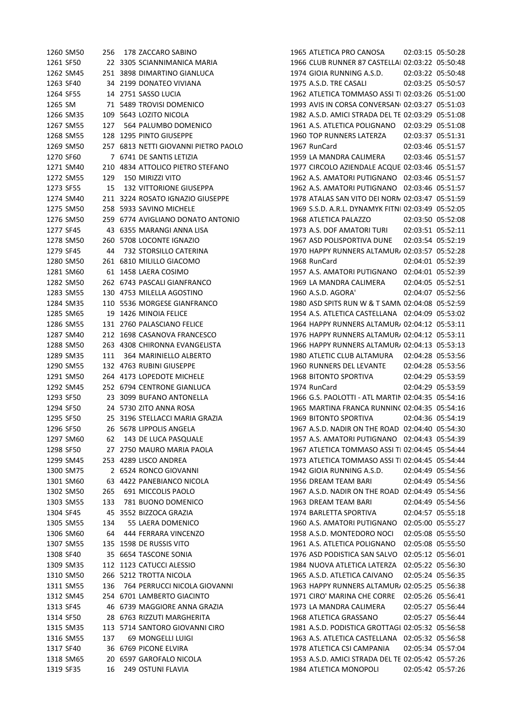| | | | | | | | | |
|---|---|---|---|---|---|---|---|---|
| 1260 | SM50 | 256 | 178 | ZACCARO SABINO | 1965 | ATLETICA PRO CANOSA | 02:03:15 | 05:50:28 |
| 1261 | SF50 | 22 | 3305 | SCIANNIMANICA MARIA | 1966 | CLUB RUNNER 87 CASTELLA | 02:03:22 | 05:50:48 |
| 1262 | SM45 | 251 | 3898 | DIMARTINO GIANLUCA | 1974 | GIOIA RUNNING A.S.D. | 02:03:22 | 05:50:48 |
| 1263 | SF40 | 34 | 2199 | DONATEO VIVIANA | 1975 | A.S.D. TRE CASALI | 02:03:25 | 05:50:57 |
| 1264 | SF55 | 14 | 2751 | SASSO LUCIA | 1962 | ATLETICA TOMMASO ASSI T | 02:03:26 | 05:51:00 |
| 1265 | SM | 71 | 5489 | TROVISI DOMENICO | 1993 | AVIS IN CORSA CONVERSAN | 02:03:27 | 05:51:03 |
| 1266 | SM35 | 109 | 5643 | LOZITO NICOLA | 1982 | A.S.D. AMICI STRADA DEL TE | 02:03:29 | 05:51:08 |
| 1267 | SM55 | 127 | 564 | PALUMBO DOMENICO | 1961 | A.S. ATLETICA POLIGNANO | 02:03:29 | 05:51:08 |
| 1268 | SM55 | 128 | 1295 | PINTO GIUSEPPE | 1960 | TOP RUNNERS LATERZA | 02:03:37 | 05:51:31 |
| 1269 | SM50 | 257 | 6813 | NETTI GIOVANNI PIETRO PAOLO | 1967 | RunCard | 02:03:46 | 05:51:57 |
| 1270 | SF60 | 7 | 6741 | DE SANTIS LETIZIA | 1959 | LA MANDRA CALIMERA | 02:03:46 | 05:51:57 |
| 1271 | SM40 | 210 | 4834 | ATTOLICO PIETRO STEFANO | 1977 | CIRCOLO AZIENDALE ACQUE | 02:03:46 | 05:51:57 |
| 1272 | SM55 | 129 | 150 | MIRIZZI VITO | 1962 | A.S. AMATORI PUTIGNANO | 02:03:46 | 05:51:57 |
| 1273 | SF55 | 15 | 132 | VITTORIONE GIUSEPPA | 1962 | A.S. AMATORI PUTIGNANO | 02:03:46 | 05:51:57 |
| 1274 | SM40 | 211 | 3224 | ROSATO IGNAZIO GIUSEPPE | 1978 | ATALAS SAN VITO DEI NORM | 02:03:47 | 05:51:59 |
| 1275 | SM50 | 258 | 5933 | SAVINO MICHELE | 1969 | S.S.D. A.R.L. DYNAMYK FITNI | 02:03:49 | 05:52:05 |
| 1276 | SM50 | 259 | 6774 | AVIGLIANO DONATO ANTONIO | 1968 | ATLETICA PALAZZO | 02:03:50 | 05:52:08 |
| 1277 | SF45 | 43 | 6355 | MARANGI ANNA LISA | 1973 | A.S. DOF AMATORI TURI | 02:03:51 | 05:52:11 |
| 1278 | SM50 | 260 | 5708 | LOCONTE IGNAZIO | 1967 | ASD POLISPORTIVA DUNE | 02:03:54 | 05:52:19 |
| 1279 | SF45 | 44 | 732 | STORSILLO CATERINA | 1970 | HAPPY RUNNERS ALTAMUR | 02:03:57 | 05:52:28 |
| 1280 | SM50 | 261 | 6810 | MILILLO GIACOMO | 1968 | RunCard | 02:04:01 | 05:52:39 |
| 1281 | SM60 | 61 | 1458 | LAERA COSIMO | 1957 | A.S. AMATORI PUTIGNANO | 02:04:01 | 05:52:39 |
| 1282 | SM50 | 262 | 6743 | PASCALI GIANFRANCO | 1969 | LA MANDRA CALIMERA | 02:04:05 | 05:52:51 |
| 1283 | SM55 | 130 | 4753 | MILELLA AGOSTINO | 1960 | A.S.D. AGORA' | 02:04:07 | 05:52:56 |
| 1284 | SM35 | 110 | 5536 | MORGESE GIANFRANCO | 1980 | ASD SPITS RUN W & T SAMN | 02:04:08 | 05:52:59 |
| 1285 | SM65 | 19 | 1426 | MINOIA FELICE | 1954 | A.S. ATLETICA CASTELLANA | 02:04:09 | 05:53:02 |
| 1286 | SM55 | 131 | 2760 | PALASCIANO FELICE | 1964 | HAPPY RUNNERS ALTAMUR | 02:04:12 | 05:53:11 |
| 1287 | SM40 | 212 | 1698 | CASANOVA FRANCESCO | 1976 | HAPPY RUNNERS ALTAMUR | 02:04:12 | 05:53:11 |
| 1288 | SM50 | 263 | 4308 | CHIRONNA EVANGELISTA | 1966 | HAPPY RUNNERS ALTAMUR | 02:04:13 | 05:53:13 |
| 1289 | SM35 | 111 | 364 | MARINIELLO ALBERTO | 1980 | ATLETIC CLUB ALTAMURA | 02:04:28 | 05:53:56 |
| 1290 | SM55 | 132 | 4763 | RUBINI GIUSEPPE | 1960 | RUNNERS DEL LEVANTE | 02:04:28 | 05:53:56 |
| 1291 | SM50 | 264 | 4173 | LOPEDOTE MICHELE | 1968 | BITONTO SPORTIVA | 02:04:29 | 05:53:59 |
| 1292 | SM45 | 252 | 6794 | CENTRONE GIANLUCA | 1974 | RunCard | 02:04:29 | 05:53:59 |
| 1293 | SF50 | 23 | 3099 | BUFANO ANTONELLA | 1966 | G.S. PAOLOTTI - ATL MARTIN | 02:04:35 | 05:54:16 |
| 1294 | SF50 | 24 | 5730 | ZITO ANNA ROSA | 1965 | MARTINA FRANCA RUNNING | 02:04:35 | 05:54:16 |
| 1295 | SF50 | 25 | 3196 | STELLACCI MARIA GRAZIA | 1969 | BITONTO SPORTIVA | 02:04:36 | 05:54:19 |
| 1296 | SF50 | 26 | 5678 | LIPPOLIS ANGELA | 1967 | A.S.D. NADIR ON THE ROAD | 02:04:40 | 05:54:30 |
| 1297 | SM60 | 62 | 143 | DE LUCA PASQUALE | 1957 | A.S. AMATORI PUTIGNANO | 02:04:43 | 05:54:39 |
| 1298 | SF50 | 27 | 2750 | MAURO MARIA PAOLA | 1967 | ATLETICA TOMMASO ASSI T | 02:04:45 | 05:54:44 |
| 1299 | SM45 | 253 | 4289 | LISCO ANDREA | 1973 | ATLETICA TOMMASO ASSI T | 02:04:45 | 05:54:44 |
| 1300 | SM75 | 2 | 6524 | RONCO GIOVANNI | 1942 | GIOIA RUNNING A.S.D. | 02:04:49 | 05:54:56 |
| 1301 | SM60 | 63 | 4422 | PANEBIANCO NICOLA | 1956 | DREAM TEAM BARI | 02:04:49 | 05:54:56 |
| 1302 | SM50 | 265 | 691 | MICCOLIS PAOLO | 1967 | A.S.D. NADIR ON THE ROAD | 02:04:49 | 05:54:56 |
| 1303 | SM55 | 133 | 781 | BUONO DOMENICO | 1963 | DREAM TEAM BARI | 02:04:49 | 05:54:56 |
| 1304 | SF45 | 45 | 3552 | BIZZOCA GRAZIA | 1974 | BARLETTA SPORTIVA | 02:04:57 | 05:55:18 |
| 1305 | SM55 | 134 | 55 | LAERA DOMENICO | 1960 | A.S. AMATORI PUTIGNANO | 02:05:00 | 05:55:27 |
| 1306 | SM60 | 64 | 444 | FERRARA VINCENZO | 1958 | A.S.D. MONTEDORO NOCI | 02:05:08 | 05:55:50 |
| 1307 | SM55 | 135 | 1598 | DE RUSSIS VITO | 1961 | A.S. ATLETICA POLIGNANO | 02:05:08 | 05:55:50 |
| 1308 | SF40 | 35 | 6654 | TASCONE SONIA | 1976 | ASD PODISTICA SAN SALVO | 02:05:12 | 05:56:01 |
| 1309 | SM35 | 112 | 1123 | CATUCCI ALESSIO | 1984 | NUOVA ATLETICA LATERZA | 02:05:22 | 05:56:30 |
| 1310 | SM50 | 266 | 5212 | TROTTA NICOLA | 1965 | A.S.D. ATLETICA CAIVANO | 02:05:24 | 05:56:35 |
| 1311 | SM55 | 136 | 764 | PERRUCCI NICOLA GIOVANNI | 1963 | HAPPY RUNNERS ALTAMUR | 02:05:25 | 05:56:38 |
| 1312 | SM45 | 254 | 6701 | LAMBERTO GIACINTO | 1971 | CIRO' MARINA CHE CORRE | 02:05:26 | 05:56:41 |
| 1313 | SF45 | 46 | 6739 | MAGGIORE ANNA GRAZIA | 1973 | LA MANDRA CALIMERA | 02:05:27 | 05:56:44 |
| 1314 | SF50 | 28 | 6763 | RIZZUTI MARGHERITA | 1968 | ATLETICA GRASSANO | 02:05:27 | 05:56:44 |
| 1315 | SM35 | 113 | 5714 | SANTORO GIOVANNI CIRO | 1981 | A.S.D. PODISTICA GROTTAGI | 02:05:32 | 05:56:58 |
| 1316 | SM55 | 137 | 69 | MONGELLI LUIGI | 1963 | A.S. ATLETICA CASTELLANA | 02:05:32 | 05:56:58 |
| 1317 | SF40 | 36 | 6769 | PICONE ELVIRA | 1978 | ATLETICA CSI CAMPANIA | 02:05:34 | 05:57:04 |
| 1318 | SM65 | 20 | 6597 | GAROFALO NICOLA | 1953 | A.S.D. AMICI STRADA DEL TE | 02:05:42 | 05:57:26 |
| 1319 | SF35 | 16 | 249 | OSTUNI FLAVIA | 1984 | ATLETICA MONOPOLI | 02:05:42 | 05:57:26 |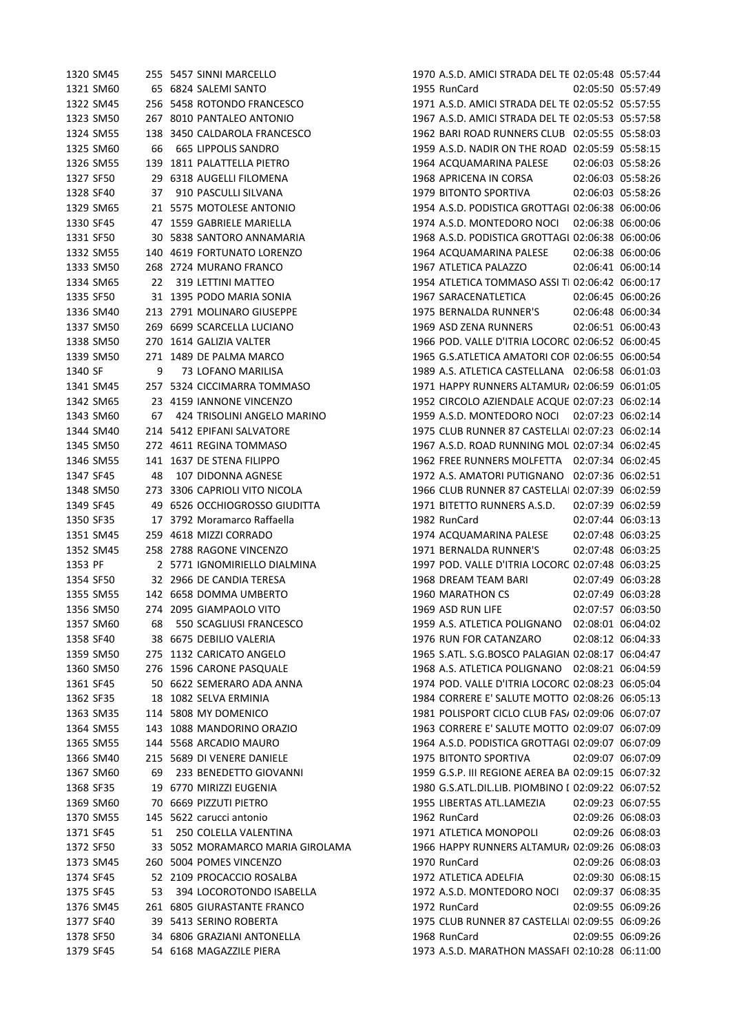| | | | | | | | | |
|---|---|---|---|---|---|---|---|---|
| 1320 | SM45 | 255 | 5457 | SINNI MARCELLO | 1970 | A.S.D. AMICI STRADA DEL TE | 02:05:48 | 05:57:44 |
| 1321 | SM60 | 65 | 6824 | SALEMI SANTO | 1955 | RunCard | 02:05:50 | 05:57:49 |
| 1322 | SM45 | 256 | 5458 | ROTONDO FRANCESCO | 1971 | A.S.D. AMICI STRADA DEL TE | 02:05:52 | 05:57:55 |
| 1323 | SM50 | 267 | 8010 | PANTALEO ANTONIO | 1967 | A.S.D. AMICI STRADA DEL TE | 02:05:53 | 05:57:58 |
| 1324 | SM55 | 138 | 3450 | CALDAROLA FRANCESCO | 1962 | BARI ROAD RUNNERS CLUB | 02:05:55 | 05:58:03 |
| 1325 | SM60 | 66 | 665 | LIPPOLIS SANDRO | 1959 | A.S.D. NADIR ON THE ROAD | 02:05:59 | 05:58:15 |
| 1326 | SM55 | 139 | 1811 | PALATTELLA PIETRO | 1964 | ACQUAMARINA PALESE | 02:06:03 | 05:58:26 |
| 1327 | SF50 | 29 | 6318 | AUGELLI FILOMENA | 1968 | APRICENA IN CORSA | 02:06:03 | 05:58:26 |
| 1328 | SF40 | 37 | 910 | PASCULLI SILVANA | 1979 | BITONTO SPORTIVA | 02:06:03 | 05:58:26 |
| 1329 | SM65 | 21 | 5575 | MOTOLESE ANTONIO | 1954 | A.S.D. PODISTICA GROTTAGI | 02:06:38 | 06:00:06 |
| 1330 | SF45 | 47 | 1559 | GABRIELE MARIELLA | 1974 | A.S.D. MONTEDORO NOCI | 02:06:38 | 06:00:06 |
| 1331 | SF50 | 30 | 5838 | SANTORO ANNAMARIA | 1968 | A.S.D. PODISTICA GROTTAGI | 02:06:38 | 06:00:06 |
| 1332 | SM55 | 140 | 4619 | FORTUNATO LORENZO | 1964 | ACQUAMARINA PALESE | 02:06:38 | 06:00:06 |
| 1333 | SM50 | 268 | 2724 | MURANO FRANCO | 1967 | ATLETICA PALAZZO | 02:06:41 | 06:00:14 |
| 1334 | SM65 | 22 | 319 | LETTINI MATTEO | 1954 | ATLETICA TOMMASO ASSI TI | 02:06:42 | 06:00:17 |
| 1335 | SF50 | 31 | 1395 | PODO MARIA SONIA | 1967 | SARACENATLETICA | 02:06:45 | 06:00:26 |
| 1336 | SM40 | 213 | 2791 | MOLINARO GIUSEPPE | 1975 | BERNALDA RUNNER'S | 02:06:48 | 06:00:34 |
| 1337 | SM50 | 269 | 6699 | SCARCELLA LUCIANO | 1969 | ASD ZENA RUNNERS | 02:06:51 | 06:00:43 |
| 1338 | SM50 | 270 | 1614 | GALIZIA VALTER | 1966 | POD. VALLE D'ITRIA LOCORC | 02:06:52 | 06:00:45 |
| 1339 | SM50 | 271 | 1489 | DE PALMA MARCO | 1965 | G.S.ATLETICA AMATORI COR | 02:06:55 | 06:00:54 |
| 1340 | SF | 9 | 73 | LOFANO MARILISA | 1989 | A.S. ATLETICA CASTELLANA | 02:06:58 | 06:01:03 |
| 1341 | SM45 | 257 | 5324 | CICCIMARRA TOMMASO | 1971 | HAPPY RUNNERS ALTAMUR/ | 02:06:59 | 06:01:05 |
| 1342 | SM65 | 23 | 4159 | IANNONE VINCENZO | 1952 | CIRCOLO AZIENDALE ACQUE | 02:07:23 | 06:02:14 |
| 1343 | SM60 | 67 | 424 | TRISOLINI ANGELO MARINO | 1959 | A.S.D. MONTEDORO NOCI | 02:07:23 | 06:02:14 |
| 1344 | SM40 | 214 | 5412 | EPIFANI SALVATORE | 1975 | CLUB RUNNER 87 CASTELLAI | 02:07:23 | 06:02:14 |
| 1345 | SM50 | 272 | 4611 | REGINA TOMMASO | 1967 | A.S.D. ROAD RUNNING MOL | 02:07:34 | 06:02:45 |
| 1346 | SM55 | 141 | 1637 | DE STENA FILIPPO | 1962 | FREE RUNNERS MOLFETTA | 02:07:34 | 06:02:45 |
| 1347 | SF45 | 48 | 107 | DIDONNA AGNESE | 1972 | A.S. AMATORI PUTIGNANO | 02:07:36 | 06:02:51 |
| 1348 | SM50 | 273 | 3306 | CAPRIOLI VITO NICOLA | 1966 | CLUB RUNNER 87 CASTELLAI | 02:07:39 | 06:02:59 |
| 1349 | SF45 | 49 | 6526 | OCCHIOGROSSO GIUDITTA | 1971 | BITETTO RUNNERS A.S.D. | 02:07:39 | 06:02:59 |
| 1350 | SF35 | 17 | 3792 | Moramarco Raffaella | 1982 | RunCard | 02:07:44 | 06:03:13 |
| 1351 | SM45 | 259 | 4618 | MIZZI CORRADO | 1974 | ACQUAMARINA PALESE | 02:07:48 | 06:03:25 |
| 1352 | SM45 | 258 | 2788 | RAGONE VINCENZO | 1971 | BERNALDA RUNNER'S | 02:07:48 | 06:03:25 |
| 1353 | PF | 2 | 5771 | IGNOMIRIELLO DIALMINA | 1997 | POD. VALLE D'ITRIA LOCORC | 02:07:48 | 06:03:25 |
| 1354 | SF50 | 32 | 2966 | DE CANDIA TERESA | 1968 | DREAM TEAM BARI | 02:07:49 | 06:03:28 |
| 1355 | SM55 | 142 | 6658 | DOMMA UMBERTO | 1960 | MARATHON CS | 02:07:49 | 06:03:28 |
| 1356 | SM50 | 274 | 2095 | GIAMPAOLO VITO | 1969 | ASD RUN LIFE | 02:07:57 | 06:03:50 |
| 1357 | SM60 | 68 | 550 | SCAGLIUSI FRANCESCO | 1959 | A.S. ATLETICA POLIGNANO | 02:08:01 | 06:04:02 |
| 1358 | SF40 | 38 | 6675 | DEBILIO VALERIA | 1976 | RUN FOR CATANZARO | 02:08:12 | 06:04:33 |
| 1359 | SM50 | 275 | 1132 | CARICATO ANGELO | 1965 | S.ATL. S.G.BOSCO PALAGIAN | 02:08:17 | 06:04:47 |
| 1360 | SM50 | 276 | 1596 | CARONE PASQUALE | 1968 | A.S. ATLETICA POLIGNANO | 02:08:21 | 06:04:59 |
| 1361 | SF45 | 50 | 6622 | SEMERARO ADA ANNA | 1974 | POD. VALLE D'ITRIA LOCORC | 02:08:23 | 06:05:04 |
| 1362 | SF35 | 18 | 1082 | SELVA ERMINIA | 1984 | CORRERE E' SALUTE MOTTO | 02:08:26 | 06:05:13 |
| 1363 | SM35 | 114 | 5808 | MY DOMENICO | 1981 | POLISPORT CICLO CLUB FAS/ | 02:09:06 | 06:07:07 |
| 1364 | SM55 | 143 | 1088 | MANDORINO ORAZIO | 1963 | CORRERE E' SALUTE MOTTO | 02:09:07 | 06:07:09 |
| 1365 | SM55 | 144 | 5568 | ARCADIO MAURO | 1964 | A.S.D. PODISTICA GROTTAGI | 02:09:07 | 06:07:09 |
| 1366 | SM40 | 215 | 5689 | DI VENERE DANIELE | 1975 | BITONTO SPORTIVA | 02:09:07 | 06:07:09 |
| 1367 | SM60 | 69 | 233 | BENEDETTO GIOVANNI | 1959 | G.S.P. III REGIONE AEREA BA | 02:09:15 | 06:07:32 |
| 1368 | SF35 | 19 | 6770 | MIRIZZI EUGENIA | 1980 | G.S.ATL.DIL.LIB. PIOMBINO I | 02:09:22 | 06:07:52 |
| 1369 | SM60 | 70 | 6669 | PIZZUTI PIETRO | 1955 | LIBERTAS ATL.LAMEZIA | 02:09:23 | 06:07:55 |
| 1370 | SM55 | 145 | 5622 | carucci antonio | 1962 | RunCard | 02:09:26 | 06:08:03 |
| 1371 | SF45 | 51 | 250 | COLELLA VALENTINA | 1971 | ATLETICA MONOPOLI | 02:09:26 | 06:08:03 |
| 1372 | SF50 | 33 | 5052 | MORAMARCO MARIA GIROLAMA | 1966 | HAPPY RUNNERS ALTAMUR/ | 02:09:26 | 06:08:03 |
| 1373 | SM45 | 260 | 5004 | POMES VINCENZO | 1970 | RunCard | 02:09:26 | 06:08:03 |
| 1374 | SF45 | 52 | 2109 | PROCACCIO ROSALBA | 1972 | ATLETICA ADELFIA | 02:09:30 | 06:08:15 |
| 1375 | SF45 | 53 | 394 | LOCOROTONDO ISABELLA | 1972 | A.S.D. MONTEDORO NOCI | 02:09:37 | 06:08:35 |
| 1376 | SM45 | 261 | 6805 | GIURASTANTE FRANCO | 1972 | RunCard | 02:09:55 | 06:09:26 |
| 1377 | SF40 | 39 | 5413 | SERINO ROBERTA | 1975 | CLUB RUNNER 87 CASTELLAI | 02:09:55 | 06:09:26 |
| 1378 | SF50 | 34 | 6806 | GRAZIANI ANTONELLA | 1968 | RunCard | 02:09:55 | 06:09:26 |
| 1379 | SF45 | 54 | 6168 | MAGAZZILE PIERA | 1973 | A.S.D. MARATHON MASSAFI | 02:10:28 | 06:11:00 |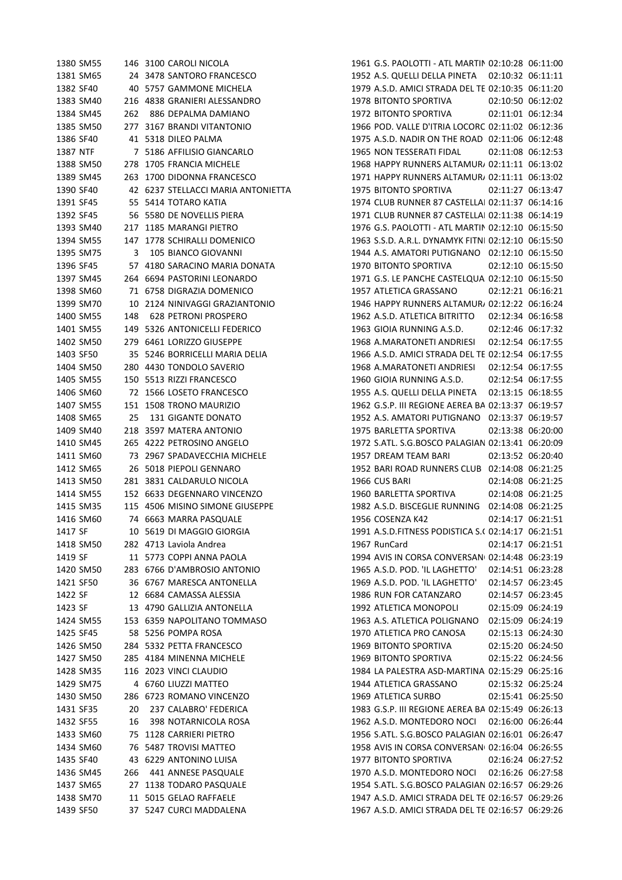| | | | | | | | | |
|---|---|---|---|---|---|---|---|---|
| 1380 | SM55 | 146 | 3100 | CAROLI NICOLA | 1961 | G.S. PAOLOTTI - ATL MARTIN | 02:10:28 | 06:11:00 |
| 1381 | SM65 | 24 | 3478 | SANTORO FRANCESCO | 1952 | A.S. QUELLI DELLA PINETA | 02:10:32 | 06:11:11 |
| 1382 | SF40 | 40 | 5757 | GAMMONE MICHELA | 1979 | A.S.D. AMICI STRADA DEL TE | 02:10:35 | 06:11:20 |
| 1383 | SM40 | 216 | 4838 | GRANIERI ALESSANDRO | 1978 | BITONTO SPORTIVA | 02:10:50 | 06:12:02 |
| 1384 | SM45 | 262 | 886 | DEPALMA DAMIANO | 1972 | BITONTO SPORTIVA | 02:11:01 | 06:12:34 |
| 1385 | SM50 | 277 | 3167 | BRANDI VITANTONIO | 1966 | POD. VALLE D'ITRIA LOCORC | 02:11:02 | 06:12:36 |
| 1386 | SF40 | 41 | 5318 | DILEO PALMA | 1975 | A.S.D. NADIR ON THE ROAD | 02:11:06 | 06:12:48 |
| 1387 | NTF | 7 | 5186 | AFFILISIO GIANCARLO | 1965 | NON TESSERATI FIDAL | 02:11:08 | 06:12:53 |
| 1388 | SM50 | 278 | 1705 | FRANCIA MICHELE | 1968 | HAPPY RUNNERS ALTAMUR | 02:11:11 | 06:13:02 |
| 1389 | SM45 | 263 | 1700 | DIDONNA FRANCESCO | 1971 | HAPPY RUNNERS ALTAMUR | 02:11:11 | 06:13:02 |
| 1390 | SF40 | 42 | 6237 | STELLACCI MARIA ANTONIETTA | 1975 | BITONTO SPORTIVA | 02:11:27 | 06:13:47 |
| 1391 | SF45 | 55 | 5414 | TOTARO KATIA | 1974 | CLUB RUNNER 87 CASTELLA | 02:11:37 | 06:14:16 |
| 1392 | SF45 | 56 | 5580 | DE NOVELLIS PIERA | 1971 | CLUB RUNNER 87 CASTELLA | 02:11:38 | 06:14:19 |
| 1393 | SM40 | 217 | 1185 | MARANGI PIETRO | 1976 | G.S. PAOLOTTI - ATL MARTIN | 02:12:10 | 06:15:50 |
| 1394 | SM55 | 147 | 1778 | SCHIRALLI DOMENICO | 1963 | S.S.D. A.R.L. DYNAMYK FITNI | 02:12:10 | 06:15:50 |
| 1395 | SM75 | 3 | 105 | BIANCO GIOVANNI | 1944 | A.S. AMATORI PUTIGNANO | 02:12:10 | 06:15:50 |
| 1396 | SF45 | 57 | 4180 | SARACINO MARIA DONATA | 1970 | BITONTO SPORTIVA | 02:12:10 | 06:15:50 |
| 1397 | SM45 | 264 | 6694 | PASTORINI LEONARDO | 1971 | G.S. LE PANCHE CASTELQUA | 02:12:10 | 06:15:50 |
| 1398 | SM60 | 71 | 6758 | DIGRAZIA DOMENICO | 1957 | ATLETICA GRASSANO | 02:12:21 | 06:16:21 |
| 1399 | SM70 | 10 | 2124 | NINIVAGGI GRAZIANTONIO | 1946 | HAPPY RUNNERS ALTAMUR | 02:12:22 | 06:16:24 |
| 1400 | SM55 | 148 | 628 | PETRONI PROSPERO | 1962 | A.S.D. ATLETICA BITRITTO | 02:12:34 | 06:16:58 |
| 1401 | SM55 | 149 | 5326 | ANTONICELLI FEDERICO | 1963 | GIOIA RUNNING A.S.D. | 02:12:46 | 06:17:32 |
| 1402 | SM50 | 279 | 6461 | LORIZZO GIUSEPPE | 1968 | A.MARATONETI ANDRIESI | 02:12:54 | 06:17:55 |
| 1403 | SF50 | 35 | 5246 | BORRICELLI MARIA DELIA | 1966 | A.S.D. AMICI STRADA DEL TE | 02:12:54 | 06:17:55 |
| 1404 | SM50 | 280 | 4430 | TONDOLO SAVERIO | 1968 | A.MARATONETI ANDRIESI | 02:12:54 | 06:17:55 |
| 1405 | SM55 | 150 | 5513 | RIZZI FRANCESCO | 1960 | GIOIA RUNNING A.S.D. | 02:12:54 | 06:17:55 |
| 1406 | SM60 | 72 | 1566 | LOSETO FRANCESCO | 1955 | A.S. QUELLI DELLA PINETA | 02:13:15 | 06:18:55 |
| 1407 | SM55 | 151 | 1508 | TRONO MAURIZIO | 1962 | G.S.P. III REGIONE AEREA BA | 02:13:37 | 06:19:57 |
| 1408 | SM65 | 25 | 131 | GIGANTE DONATO | 1952 | A.S. AMATORI PUTIGNANO | 02:13:37 | 06:19:57 |
| 1409 | SM40 | 218 | 3597 | MATERA ANTONIO | 1975 | BARLETTA SPORTIVA | 02:13:38 | 06:20:00 |
| 1410 | SM45 | 265 | 4222 | PETROSINO ANGELO | 1972 | S.ATL. S.G.BOSCO PALAGIAN | 02:13:41 | 06:20:09 |
| 1411 | SM60 | 73 | 2967 | SPADAVECCHIA MICHELE | 1957 | DREAM TEAM BARI | 02:13:52 | 06:20:40 |
| 1412 | SM65 | 26 | 5018 | PIEPOLI GENNARO | 1952 | BARI ROAD RUNNERS CLUB | 02:14:08 | 06:21:25 |
| 1413 | SM50 | 281 | 3831 | CALDARULO NICOLA | 1966 | CUS BARI | 02:14:08 | 06:21:25 |
| 1414 | SM55 | 152 | 6633 | DEGENNARO VINCENZO | 1960 | BARLETTA SPORTIVA | 02:14:08 | 06:21:25 |
| 1415 | SM35 | 115 | 4506 | MISINO SIMONE GIUSEPPE | 1982 | A.S.D. BISCEGLIE RUNNING | 02:14:08 | 06:21:25 |
| 1416 | SM60 | 74 | 6663 | MARRA PASQUALE | 1956 | COSENZA K42 | 02:14:17 | 06:21:51 |
| 1417 | SF | 10 | 5619 | DI MAGGIO GIORGIA | 1991 | A.S.D.FITNESS PODISTICA S.( | 02:14:17 | 06:21:51 |
| 1418 | SM50 | 282 | 4713 | Laviola Andrea | 1967 | RunCard | 02:14:17 | 06:21:51 |
| 1419 | SF | 11 | 5773 | COPPI ANNA PAOLA | 1994 | AVIS IN CORSA CONVERSAN | 02:14:48 | 06:23:19 |
| 1420 | SM50 | 283 | 6766 | D'AMBROSIO ANTONIO | 1965 | A.S.D. POD. 'IL LAGHETTO' | 02:14:51 | 06:23:28 |
| 1421 | SF50 | 36 | 6767 | MARESCA ANTONELLA | 1969 | A.S.D. POD. 'IL LAGHETTO' | 02:14:57 | 06:23:45 |
| 1422 | SF | 12 | 6684 | CAMASSA ALESSIA | 1986 | RUN FOR CATANZARO | 02:14:57 | 06:23:45 |
| 1423 | SF | 13 | 4790 | GALLIZIA ANTONELLA | 1992 | ATLETICA MONOPOLI | 02:15:09 | 06:24:19 |
| 1424 | SM55 | 153 | 6359 | NAPOLITANO TOMMASO | 1963 | A.S. ATLETICA POLIGNANO | 02:15:09 | 06:24:19 |
| 1425 | SF45 | 58 | 5256 | POMPA ROSA | 1970 | ATLETICA PRO CANOSA | 02:15:13 | 06:24:30 |
| 1426 | SM50 | 284 | 5332 | PETTA FRANCESCO | 1969 | BITONTO SPORTIVA | 02:15:20 | 06:24:50 |
| 1427 | SM50 | 285 | 4184 | MINENNA MICHELE | 1969 | BITONTO SPORTIVA | 02:15:22 | 06:24:56 |
| 1428 | SM35 | 116 | 2023 | VINCI CLAUDIO | 1984 | LA PALESTRA ASD-MARTINA | 02:15:29 | 06:25:16 |
| 1429 | SM75 | 4 | 6760 | LIUZZI MATTEO | 1944 | ATLETICA GRASSANO | 02:15:32 | 06:25:24 |
| 1430 | SM50 | 286 | 6723 | ROMANO VINCENZO | 1969 | ATLETICA SURBO | 02:15:41 | 06:25:50 |
| 1431 | SF35 | 20 | 237 | CALABRO' FEDERICA | 1983 | G.S.P. III REGIONE AEREA BA | 02:15:49 | 06:26:13 |
| 1432 | SF55 | 16 | 398 | NOTARNICOLA ROSA | 1962 | A.S.D. MONTEDORO NOCI | 02:16:00 | 06:26:44 |
| 1433 | SM60 | 75 | 1128 | CARRIERI PIETRO | 1956 | S.ATL. S.G.BOSCO PALAGIAN | 02:16:01 | 06:26:47 |
| 1434 | SM60 | 76 | 5487 | TROVISI MATTEO | 1958 | AVIS IN CORSA CONVERSAN | 02:16:04 | 06:26:55 |
| 1435 | SF40 | 43 | 6229 | ANTONINO LUISA | 1977 | BITONTO SPORTIVA | 02:16:24 | 06:27:52 |
| 1436 | SM45 | 266 | 441 | ANNESE PASQUALE | 1970 | A.S.D. MONTEDORO NOCI | 02:16:26 | 06:27:58 |
| 1437 | SM65 | 27 | 1138 | TODARO PASQUALE | 1954 | S.ATL. S.G.BOSCO PALAGIAN | 02:16:57 | 06:29:26 |
| 1438 | SM70 | 11 | 5015 | GELAO RAFFAELE | 1947 | A.S.D. AMICI STRADA DEL TE | 02:16:57 | 06:29:26 |
| 1439 | SF50 | 37 | 5247 | CURCI MADDALENA | 1967 | A.S.D. AMICI STRADA DEL TE | 02:16:57 | 06:29:26 |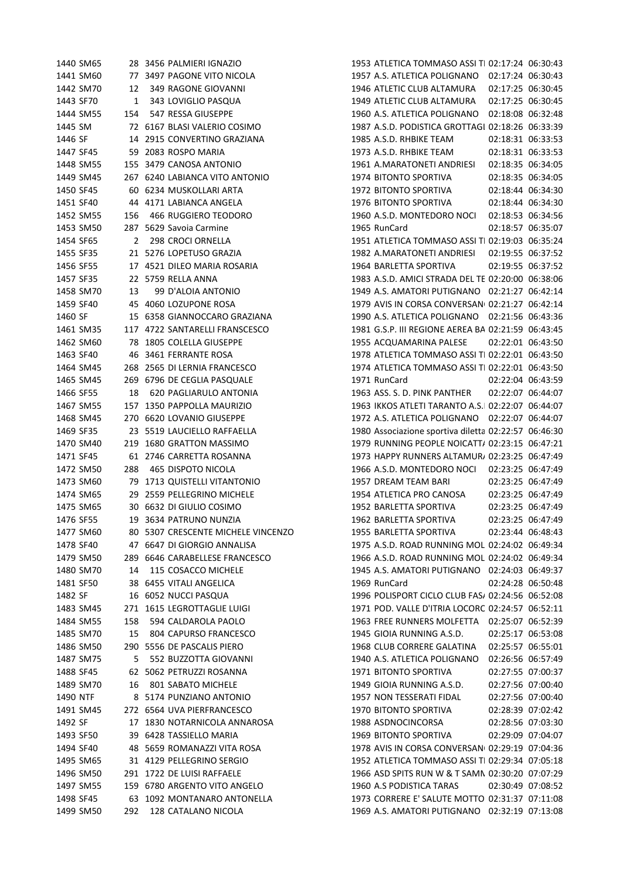| | | | | | | | | |
|---|---|---|---|---|---|---|---|---|
| 1440 | SM65 | 28 | 3456 | PALMIERI IGNAZIO | 1953 | ATLETICA TOMMASO ASSI TI | 02:17:24 | 06:30:43 |
| 1441 | SM60 | 77 | 3497 | PAGONE VITO NICOLA | 1957 | A.S. ATLETICA POLIGNANO | 02:17:24 | 06:30:43 |
| 1442 | SM70 | 12 | 349 | RAGONE GIOVANNI | 1946 | ATLETIC CLUB ALTAMURA | 02:17:25 | 06:30:45 |
| 1443 | SF70 | 1 | 343 | LOVIGLIO PASQUA | 1949 | ATLETIC CLUB ALTAMURA | 02:17:25 | 06:30:45 |
| 1444 | SM55 | 154 | 547 | RESSA GIUSEPPE | 1960 | A.S. ATLETICA POLIGNANO | 02:18:08 | 06:32:48 |
| 1445 | SM | 72 | 6167 | BLASI VALERIO COSIMO | 1987 | A.S.D. PODISTICA GROTTAGI | 02:18:26 | 06:33:39 |
| 1446 | SF | 14 | 2915 | CONVERTINO GRAZIANA | 1985 | A.S.D. RHBIKE TEAM | 02:18:31 | 06:33:53 |
| 1447 | SF45 | 59 | 2083 | ROSPO MARIA | 1973 | A.S.D. RHBIKE TEAM | 02:18:31 | 06:33:53 |
| 1448 | SM55 | 155 | 3479 | CANOSA ANTONIO | 1961 | A.MARATONETI ANDRIESI | 02:18:35 | 06:34:05 |
| 1449 | SM45 | 267 | 6240 | LABIANCA VITO ANTONIO | 1974 | BITONTO SPORTIVA | 02:18:35 | 06:34:05 |
| 1450 | SF45 | 60 | 6234 | MUSKOLLARI ARTA | 1972 | BITONTO SPORTIVA | 02:18:44 | 06:34:30 |
| 1451 | SF40 | 44 | 4171 | LABIANCA ANGELA | 1976 | BITONTO SPORTIVA | 02:18:44 | 06:34:30 |
| 1452 | SM55 | 156 | 466 | RUGGIERO TEODORO | 1960 | A.S.D. MONTEDORO NOCI | 02:18:53 | 06:34:56 |
| 1453 | SM50 | 287 | 5629 | Savoia Carmine | 1965 | RunCard | 02:18:57 | 06:35:07 |
| 1454 | SF65 | 2 | 298 | CROCI ORNELLA | 1951 | ATLETICA TOMMASO ASSI TI | 02:19:03 | 06:35:24 |
| 1455 | SF35 | 21 | 5276 | LOPETUSO GRAZIA | 1982 | A.MARATONETI ANDRIESI | 02:19:55 | 06:37:52 |
| 1456 | SF55 | 17 | 4521 | DILEO MARIA ROSARIA | 1964 | BARLETTA SPORTIVA | 02:19:55 | 06:37:52 |
| 1457 | SF35 | 22 | 5759 | RELLA ANNA | 1983 | A.S.D. AMICI STRADA DEL TE | 02:20:00 | 06:38:06 |
| 1458 | SM70 | 13 | 99 | D'ALOIA ANTONIO | 1949 | A.S. AMATORI PUTIGNANO | 02:21:27 | 06:42:14 |
| 1459 | SF40 | 45 | 4060 | LOZUPONE ROSA | 1979 | AVIS IN CORSA CONVERSAN | 02:21:27 | 06:42:14 |
| 1460 | SF | 15 | 6358 | GIANNOCCARO GRAZIANA | 1990 | A.S. ATLETICA POLIGNANO | 02:21:56 | 06:43:36 |
| 1461 | SM35 | 117 | 4722 | SANTARELLI FRANSCESCO | 1981 | G.S.P. III REGIONE AEREA BA | 02:21:59 | 06:43:45 |
| 1462 | SM60 | 78 | 1805 | COLELLA GIUSEPPE | 1955 | ACQUAMARINA PALESE | 02:22:01 | 06:43:50 |
| 1463 | SF40 | 46 | 3461 | FERRANTE ROSA | 1978 | ATLETICA TOMMASO ASSI TI | 02:22:01 | 06:43:50 |
| 1464 | SM45 | 268 | 2565 | DI LERNIA FRANCESCO | 1974 | ATLETICA TOMMASO ASSI TI | 02:22:01 | 06:43:50 |
| 1465 | SM45 | 269 | 6796 | DE CEGLIA PASQUALE | 1971 | RunCard | 02:22:04 | 06:43:59 |
| 1466 | SF55 | 18 | 620 | PAGLIARULO ANTONIA | 1963 | ASS. S. D. PINK PANTHER | 02:22:07 | 06:44:07 |
| 1467 | SM55 | 157 | 1350 | PAPPOLLA MAURIZIO | 1963 | IKKOS ATLETI TARANTO A.S. | 02:22:07 | 06:44:07 |
| 1468 | SM45 | 270 | 6620 | LOVANIO GIUSEPPE | 1972 | A.S. ATLETICA POLIGNANO | 02:22:07 | 06:44:07 |
| 1469 | SF35 | 23 | 5519 | LAUCIELLO RAFFAELLA | 1980 | Associazione sportiva diletta | 02:22:57 | 06:46:30 |
| 1470 | SM40 | 219 | 1680 | GRATTON MASSIMO | 1979 | RUNNING PEOPLE NOICATT | 02:23:15 | 06:47:21 |
| 1471 | SF45 | 61 | 2746 | CARRETTA ROSANNA | 1973 | HAPPY RUNNERS ALTAMUR | 02:23:25 | 06:47:49 |
| 1472 | SM50 | 288 | 465 | DISPOTO NICOLA | 1966 | A.S.D. MONTEDORO NOCI | 02:23:25 | 06:47:49 |
| 1473 | SM60 | 79 | 1713 | QUISTELLI VITANTONIO | 1957 | DREAM TEAM BARI | 02:23:25 | 06:47:49 |
| 1474 | SM65 | 29 | 2559 | PELLEGRINO MICHELE | 1954 | ATLETICA PRO CANOSA | 02:23:25 | 06:47:49 |
| 1475 | SM65 | 30 | 6632 | DI GIULIO COSIMO | 1952 | BARLETTA SPORTIVA | 02:23:25 | 06:47:49 |
| 1476 | SF55 | 19 | 3634 | PATRUNO NUNZIA | 1962 | BARLETTA SPORTIVA | 02:23:25 | 06:47:49 |
| 1477 | SM60 | 80 | 5307 | CRESCENTE MICHELE VINCENZO | 1955 | BARLETTA SPORTIVA | 02:23:44 | 06:48:43 |
| 1478 | SF40 | 47 | 6647 | DI GIORGIO ANNALISA | 1975 | A.S.D. ROAD RUNNING MOL | 02:24:02 | 06:49:34 |
| 1479 | SM50 | 289 | 6646 | CARABELLESE FRANCESCO | 1966 | A.S.D. ROAD RUNNING MOL | 02:24:02 | 06:49:34 |
| 1480 | SM70 | 14 | 115 | COSACCO MICHELE | 1945 | A.S. AMATORI PUTIGNANO | 02:24:03 | 06:49:37 |
| 1481 | SF50 | 38 | 6455 | VITALI ANGELICA | 1969 | RunCard | 02:24:28 | 06:50:48 |
| 1482 | SF | 16 | 6052 | NUCCI PASQUA | 1996 | POLISPORT CICLO CLUB FAS | 02:24:56 | 06:52:08 |
| 1483 | SM45 | 271 | 1615 | LEGROTTAGLIE LUIGI | 1971 | POD. VALLE D'ITRIA LOCORC | 02:24:57 | 06:52:11 |
| 1484 | SM55 | 158 | 594 | CALDAROLA PAOLO | 1963 | FREE RUNNERS MOLFETTA | 02:25:07 | 06:52:39 |
| 1485 | SM70 | 15 | 804 | CAPURSO FRANCESCO | 1945 | GIOIA RUNNING A.S.D. | 02:25:17 | 06:53:08 |
| 1486 | SM50 | 290 | 5556 | DE PASCALIS PIERO | 1968 | CLUB CORRERE GALATINA | 02:25:57 | 06:55:01 |
| 1487 | SM75 | 5 | 552 | BUZZOTTA GIOVANNI | 1940 | A.S. ATLETICA POLIGNANO | 02:26:56 | 06:57:49 |
| 1488 | SF45 | 62 | 5062 | PETRUZZI ROSANNA | 1971 | BITONTO SPORTIVA | 02:27:55 | 07:00:37 |
| 1489 | SM70 | 16 | 801 | SABATO MICHELE | 1949 | GIOIA RUNNING A.S.D. | 02:27:56 | 07:00:40 |
| 1490 | NTF | 8 | 5174 | PUNZIANO ANTONIO | 1957 | NON TESSERATI FIDAL | 02:27:56 | 07:00:40 |
| 1491 | SM45 | 272 | 6564 | UVA PIERFRANCESCO | 1970 | BITONTO SPORTIVA | 02:28:39 | 07:02:42 |
| 1492 | SF | 17 | 1830 | NOTARNICOLA ANNAROSA | 1988 | ASDNOCINCORSA | 02:28:56 | 07:03:30 |
| 1493 | SF50 | 39 | 6428 | TASSIELLO MARIA | 1969 | BITONTO SPORTIVA | 02:29:09 | 07:04:07 |
| 1494 | SF40 | 48 | 5659 | ROMANAZZI VITA ROSA | 1978 | AVIS IN CORSA CONVERSAN | 02:29:19 | 07:04:36 |
| 1495 | SM65 | 31 | 4129 | PELLEGRINO SERGIO | 1952 | ATLETICA TOMMASO ASSI TI | 02:29:34 | 07:05:18 |
| 1496 | SM50 | 291 | 1722 | DE LUISI RAFFAELE | 1966 | ASD SPITS RUN W & T SAMN | 02:30:20 | 07:07:29 |
| 1497 | SM55 | 159 | 6780 | ARGENTO VITO ANGELO | 1960 | A.S PODISTICA TARAS | 02:30:49 | 07:08:52 |
| 1498 | SF45 | 63 | 1092 | MONTANARO ANTONELLA | 1973 | CORRERE E' SALUTE MOTTO | 02:31:37 | 07:11:08 |
| 1499 | SM50 | 292 | 128 | CATALANO NICOLA | 1969 | A.S. AMATORI PUTIGNANO | 02:32:19 | 07:13:08 |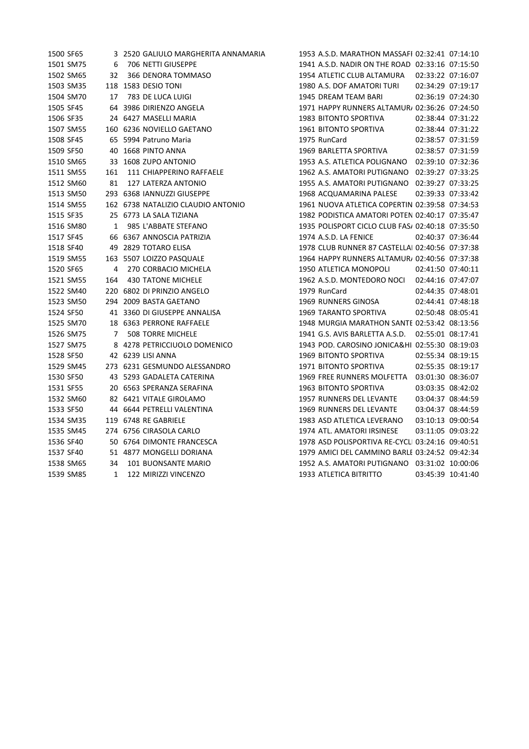| | | | | | | | | |
|---|---|---|---|---|---|---|---|---|
| 1500 | SF65 | 3 | 2520 | GALIULO MARGHERITA ANNAMARIA | 1953 | A.S.D. MARATHON MASSAFI | 02:32:41 | 07:14:10 |
| 1501 | SM75 | 6 | 706 | NETTI GIUSEPPE | 1941 | A.S.D. NADIR ON THE ROAD | 02:33:16 | 07:15:50 |
| 1502 | SM65 | 32 | 366 | DENORA TOMMASO | 1954 | ATLETIC CLUB ALTAMURA | 02:33:22 | 07:16:07 |
| 1503 | SM35 | 118 | 1583 | DESIO TONI | 1980 | A.S. DOF AMATORI TURI | 02:34:29 | 07:19:17 |
| 1504 | SM70 | 17 | 783 | DE LUCA LUIGI | 1945 | DREAM TEAM BARI | 02:36:19 | 07:24:30 |
| 1505 | SF45 | 64 | 3986 | DIRIENZO ANGELA | 1971 | HAPPY RUNNERS ALTAMUR/ | 02:36:26 | 07:24:50 |
| 1506 | SF35 | 24 | 6427 | MASELLI MARIA | 1983 | BITONTO SPORTIVA | 02:38:44 | 07:31:22 |
| 1507 | SM55 | 160 | 6236 | NOVIELLO GAETANO | 1961 | BITONTO SPORTIVA | 02:38:44 | 07:31:22 |
| 1508 | SF45 | 65 | 5994 | Patruno Maria | 1975 | RunCard | 02:38:57 | 07:31:59 |
| 1509 | SF50 | 40 | 1668 | PINTO ANNA | 1969 | BARLETTA SPORTIVA | 02:38:57 | 07:31:59 |
| 1510 | SM65 | 33 | 1608 | ZUPO ANTONIO | 1953 | A.S. ATLETICA POLIGNANO | 02:39:10 | 07:32:36 |
| 1511 | SM55 | 161 | 111 | CHIAPPERINO RAFFAELE | 1962 | A.S. AMATORI PUTIGNANO | 02:39:27 | 07:33:25 |
| 1512 | SM60 | 81 | 127 | LATERZA ANTONIO | 1955 | A.S. AMATORI PUTIGNANO | 02:39:27 | 07:33:25 |
| 1513 | SM50 | 293 | 6368 | IANNUZZI GIUSEPPE | 1968 | ACQUAMARINA PALESE | 02:39:33 | 07:33:42 |
| 1514 | SM55 | 162 | 6738 | NATALIZIO CLAUDIO ANTONIO | 1961 | NUOVA ATLETICA COPERTIN | 02:39:58 | 07:34:53 |
| 1515 | SF35 | 25 | 6773 | LA SALA TIZIANA | 1982 | PODISTICA AMATORI POTEN | 02:40:17 | 07:35:47 |
| 1516 | SM80 | 1 | 985 | L'ABBATE STEFANO | 1935 | POLISPORT CICLO CLUB FAS/ | 02:40:18 | 07:35:50 |
| 1517 | SF45 | 66 | 6367 | ANNOSCIA PATRIZIA | 1974 | A.S.D. LA FENICE | 02:40:37 | 07:36:44 |
| 1518 | SF40 | 49 | 2829 | TOTARO ELISA | 1978 | CLUB RUNNER 87 CASTELLA | 02:40:56 | 07:37:38 |
| 1519 | SM55 | 163 | 5507 | LOIZZO PASQUALE | 1964 | HAPPY RUNNERS ALTAMUR/ | 02:40:56 | 07:37:38 |
| 1520 | SF65 | 4 | 270 | CORBACIO MICHELA | 1950 | ATLETICA MONOPOLI | 02:41:50 | 07:40:11 |
| 1521 | SM55 | 164 | 430 | TATONE MICHELE | 1962 | A.S.D. MONTEDORO NOCI | 02:44:16 | 07:47:07 |
| 1522 | SM40 | 220 | 6802 | DI PRINZIO ANGELO | 1979 | RunCard | 02:44:35 | 07:48:01 |
| 1523 | SM50 | 294 | 2009 | BASTA GAETANO | 1969 | RUNNERS GINOSA | 02:44:41 | 07:48:18 |
| 1524 | SF50 | 41 | 3360 | DI GIUSEPPE ANNALISA | 1969 | TARANTO SPORTIVA | 02:50:48 | 08:05:41 |
| 1525 | SM70 | 18 | 6363 | PERRONE RAFFAELE | 1948 | MURGIA MARATHON SANTE | 02:53:42 | 08:13:56 |
| 1526 | SM75 | 7 | 508 | TORRE MICHELE | 1941 | G.S. AVIS BARLETTA A.S.D. | 02:55:01 | 08:17:41 |
| 1527 | SM75 | 8 | 4278 | PETRICCIUOLO DOMENICO | 1943 | POD. CAROSINO JONICA&HI | 02:55:30 | 08:19:03 |
| 1528 | SF50 | 42 | 6239 | LISI ANNA | 1969 | BITONTO SPORTIVA | 02:55:34 | 08:19:15 |
| 1529 | SM45 | 273 | 6231 | GESMUNDO ALESSANDRO | 1971 | BITONTO SPORTIVA | 02:55:35 | 08:19:17 |
| 1530 | SF50 | 43 | 5293 | GADALETA CATERINA | 1969 | FREE RUNNERS MOLFETTA | 03:01:30 | 08:36:07 |
| 1531 | SF55 | 20 | 6563 | SPERANZA SERAFINA | 1963 | BITONTO SPORTIVA | 03:03:35 | 08:42:02 |
| 1532 | SM60 | 82 | 6421 | VITALE GIROLAMO | 1957 | RUNNERS DEL LEVANTE | 03:04:37 | 08:44:59 |
| 1533 | SF50 | 44 | 6644 | PETRELLI VALENTINA | 1969 | RUNNERS DEL LEVANTE | 03:04:37 | 08:44:59 |
| 1534 | SM35 | 119 | 6748 | RE GABRIELE | 1983 | ASD ATLETICA LEVERANO | 03:10:13 | 09:00:54 |
| 1535 | SM45 | 274 | 6756 | CIRASOLA CARLO | 1974 | ATL. AMATORI IRSINESE | 03:11:05 | 09:03:22 |
| 1536 | SF40 | 50 | 6764 | DIMONTE FRANCESCA | 1978 | ASD POLISPORTIVA RE-CYCL | 03:24:16 | 09:40:51 |
| 1537 | SF40 | 51 | 4877 | MONGELLI DORIANA | 1979 | AMICI DEL CAMMINO BARLE | 03:24:52 | 09:42:34 |
| 1538 | SM65 | 34 | 101 | BUONSANTE MARIO | 1952 | A.S. AMATORI PUTIGNANO | 03:31:02 | 10:00:06 |
| 1539 | SM85 | 1 | 122 | MIRIZZI VINCENZO | 1933 | ATLETICA BITRITTO | 03:45:39 | 10:41:40 |